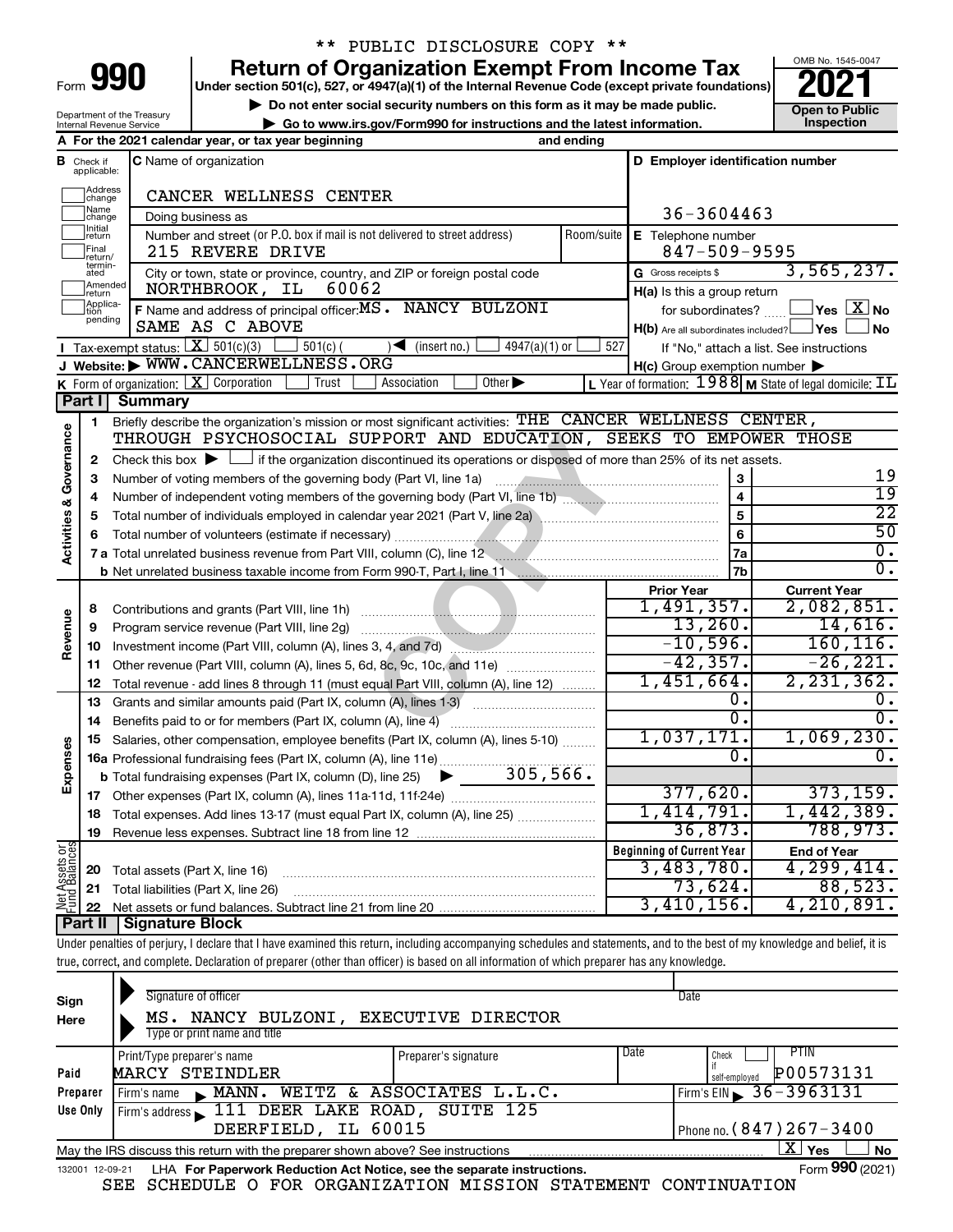\*\* PUBLIC DISCLOSURE COPY \*\*

# Form 990 — Return of Organization Exempt From Income Tax (2021)

Under section 501(c), 527, or 4947(a)(1) of the Internal Revenue Code (except private foundations)

▶ Do not enter social security numbers on this form as it may be made public.

▶ Go to www.irs.gov/Form990 for instructions and the latest information.

Department of the Treasury
Internal Revenue Service

OMB No. 1545-0047

**Open to Public Inspection**

**A** For the 2021 calendar year, or tax year beginning and ending

**B** Check if applicable: Address change, Name change, Initial return, Final return/terminated, Amended return, Application pending

**C** Name of organization: CANCER WELLNESS CENTER

Doing business as

Number and street (or P.O. box if mail is not delivered to street address): 215 REVERE DRIVE — Room/suite

City or town, state or province, country, and ZIP or foreign postal code: NORTHBROOK, IL 60062

**D** Employer identification number: 36-3604463

**E** Telephone number: 847-509-9595

**G** Gross receipts $ 3,565,237.

**F** Name and address of principal officer: MS. NANCY BULZONI, SAME AS C ABOVE

**H(a)** Is this a group return for subordinates? ☐ Yes ☒ No

**H(b)** Are all subordinates included? ☐ Yes ☐ No — If "No," attach a list. See instructions

**H(c)** Group exemption number ▶

**I** Tax-exempt status: ☒ 501(c)(3) ☐ 501(c)( ) ◀ (insert no.) ☐ 4947(a)(1) or ☐ 527

**J** Website: ▶ WWW.CANCERWELLNESS.ORG

**K** Form of organization: ☒ Corporation ☐ Trust ☐ Association ☐ Other ▶

**L** Year of formation: 1988 **M** State of legal domicile: IL

## Part I Summary

**Activities & Governance**

1. Briefly describe the organization's mission or most significant activities: THE CANCER WELLNESS CENTER, THROUGH PSYCHOSOCIAL SUPPORT AND EDUCATION, SEEKS TO EMPOWER THOSE
2. Check this box ▶ ☐ if the organization discontinued its operations or disposed of more than 25% of its net assets.

| Line | Description | No. | Value |
|---|---|---|---|
| 3 | Number of voting members of the governing body (Part VI, line 1a) | 3 | 19 |
| 4 | Number of independent voting members of the governing body (Part VI, line 1b) | 4 | 19 |
| 5 | Total number of individuals employed in calendar year 2021 (Part V, line 2a) | 5 | 22 |
| 6 | Total number of volunteers (estimate if necessary) | 6 | 50 |
| 7a | Total unrelated business revenue from Part VIII, column (C), line 12 | 7a | 0. |
| 7b | Net unrelated business taxable income from Form 990-T, Part I, line 11 | 7b | 0. |

| Line | Description | Prior Year | Current Year |
|---|---|---|---|
| **Revenue** | | | |
| 8 | Contributions and grants (Part VIII, line 1h) | 1,491,357. | 2,082,851. |
| 9 | Program service revenue (Part VIII, line 2g) | 13,260. | 14,616. |
| 10 | Investment income (Part VIII, column (A), lines 3, 4, and 7d) | -10,596. | 160,116. |
| 11 | Other revenue (Part VIII, column (A), lines 5, 6d, 8c, 9c, 10c, and 11e) | -42,357. | -26,221. |
| 12 | Total revenue - add lines 8 through 11 (must equal Part VIII, column (A), line 12) | 1,451,664. | 2,231,362. |
| **Expenses** | | | |
| 13 | Grants and similar amounts paid (Part IX, column (A), lines 1-3) | 0. | 0. |
| 14 | Benefits paid to or for members (Part IX, column (A), line 4) | 0. | 0. |
| 15 | Salaries, other compensation, employee benefits (Part IX, column (A), lines 5-10) | 1,037,171. | 1,069,230. |
| 16a | Professional fundraising fees (Part IX, column (A), line 11e) | 0. | 0. |
| b | Total fundraising expenses (Part IX, column (D), line 25) ▶ 305,566. | | |
| 17 | Other expenses (Part IX, column (A), lines 11a-11d, 11f-24e) | 377,620. | 373,159. |
| 18 | Total expenses. Add lines 13-17 (must equal Part IX, column (A), line 25) | 1,414,791. | 1,442,389. |
| 19 | Revenue less expenses. Subtract line 18 from line 12 | 36,873. | 788,973. |

| Line | Net Assets or Fund Balances | Beginning of Current Year | End of Year |
|---|---|---|---|
| 20 | Total assets (Part X, line 16) | 3,483,780. | 4,299,414. |
| 21 | Total liabilities (Part X, line 26) | 73,624. | 88,523. |
| 22 | Net assets or fund balances. Subtract line 21 from line 20 | 3,410,156. | 4,210,891. |

## Part II Signature Block

Under penalties of perjury, I declare that I have examined this return, including accompanying schedules and statements, and to the best of my knowledge and belief, it is true, correct, and complete. Declaration of preparer (other than officer) is based on all information of which preparer has any knowledge.

**Sign Here**

Signature of officer — Date

MS. NANCY BULZONI, EXECUTIVE DIRECTOR
Type or print name and title

**Paid Preparer Use Only**

| Print/Type preparer's name | Preparer's signature | Date | Check ☐ if self-employed | PTIN |
|---|---|---|---|---|
| MARCY STEINDLER | | | | P00573131 |

Firm's name ▶ MANN. WEITZ & ASSOCIATES L.L.C. — Firm's EIN ▶ 36-3963131

Firm's address ▶ 111 DEER LAKE ROAD, SUITE 125, DEERFIELD, IL 60015 — Phone no. (847)267-3400

May the IRS discuss this return with the preparer shown above? See instructions ☒ Yes ☐ No

132001 12-09-21 LHA For Paperwork Reduction Act Notice, see the separate instructions. Form **990** (2021)

SEE SCHEDULE O FOR ORGANIZATION MISSION STATEMENT CONTINUATION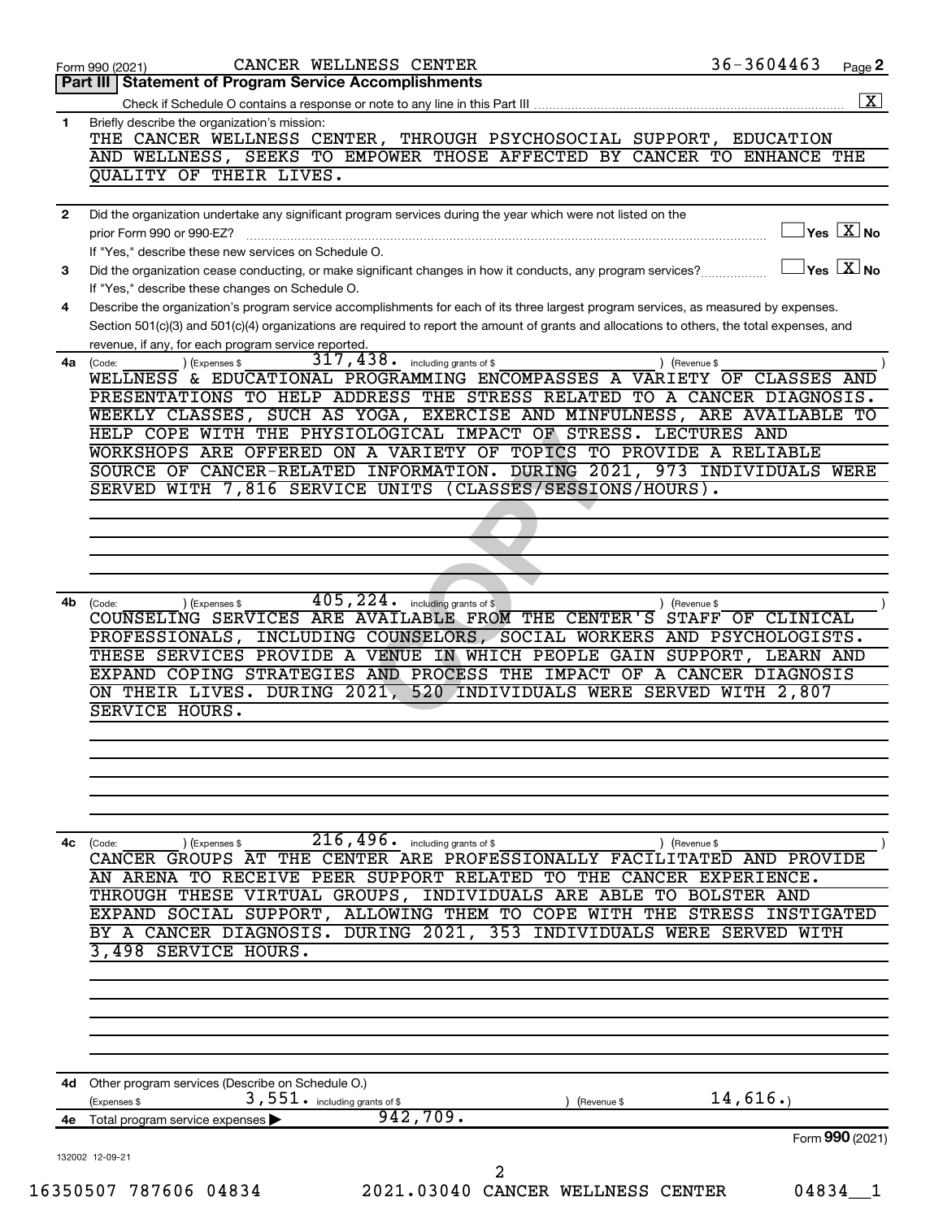Form 990 (2021) CANCER WELLNESS CENTER 36-3604463 Page **2**

## Part III Statement of Program Service Accomplishments

Check if Schedule O contains a response or note to any line in this Part III .......... [X]

**1** Briefly describe the organization's mission:

THE CANCER WELLNESS CENTER, THROUGH PSYCHOSOCIAL SUPPORT, EDUCATION AND WELLNESS, SEEKS TO EMPOWER THOSE AFFECTED BY CANCER TO ENHANCE THE QUALITY OF THEIR LIVES.

**2** Did the organization undertake any significant program services during the year which were not listed on the prior Form 990 or 990-EZ? .......... [ ] Yes [X] No

If "Yes," describe these new services on Schedule O.

**3** Did the organization cease conducting, or make significant changes in how it conducts, any program services? .......... [ ] Yes [X] No

If "Yes," describe these changes on Schedule O.

**4** Describe the organization's program service accomplishments for each of its three largest program services, as measured by expenses. Section 501(c)(3) and 501(c)(4) organizations are required to report the amount of grants and allocations to others, the total expenses, and revenue, if any, for each program service reported.

**4a** (Code: ) (Expenses $ 317,438. including grants of $ ) (Revenue $ )

WELLNESS & EDUCATIONAL PROGRAMMING ENCOMPASSES A VARIETY OF CLASSES AND PRESENTATIONS TO HELP ADDRESS THE STRESS RELATED TO A CANCER DIAGNOSIS. WEEKLY CLASSES, SUCH AS YOGA, EXERCISE AND MINFULNESS, ARE AVAILABLE TO HELP COPE WITH THE PHYSIOLOGICAL IMPACT OF STRESS. LECTURES AND WORKSHOPS ARE OFFERED ON A VARIETY OF TOPICS TO PROVIDE A RELIABLE SOURCE OF CANCER-RELATED INFORMATION. DURING 2021, 973 INDIVIDUALS WERE SERVED WITH 7,816 SERVICE UNITS (CLASSES/SESSIONS/HOURS).

**4b** (Code: ) (Expenses $ 405,224. including grants of $ ) (Revenue $ )

COUNSELING SERVICES ARE AVAILABLE FROM THE CENTER'S STAFF OF CLINICAL PROFESSIONALS, INCLUDING COUNSELORS, SOCIAL WORKERS AND PSYCHOLOGISTS. THESE SERVICES PROVIDE A VENUE IN WHICH PEOPLE GAIN SUPPORT, LEARN AND EXPAND COPING STRATEGIES AND PROCESS THE IMPACT OF A CANCER DIAGNOSIS ON THEIR LIVES. DURING 2021, 520 INDIVIDUALS WERE SERVED WITH 2,807 SERVICE HOURS.

**4c** (Code: ) (Expenses $ 216,496. including grants of $ ) (Revenue $ )

CANCER GROUPS AT THE CENTER ARE PROFESSIONALLY FACILITATED AND PROVIDE AN ARENA TO RECEIVE PEER SUPPORT RELATED TO THE CANCER EXPERIENCE. THROUGH THESE VIRTUAL GROUPS, INDIVIDUALS ARE ABLE TO BOLSTER AND EXPAND SOCIAL SUPPORT, ALLOWING THEM TO COPE WITH THE STRESS INSTIGATED BY A CANCER DIAGNOSIS. DURING 2021, 353 INDIVIDUALS WERE SERVED WITH 3,498 SERVICE HOURS.

**4d** Other program services (Describe on Schedule O.)

(Expenses $ 3,551. including grants of $ ) (Revenue $ 14,616.)

**4e** Total program services expenses ▶ 942,709.

Form **990** (2021)

132002 12-09-21

16350507 787606 04834 2021.03040 CANCER WELLNESS CENTER 04834__1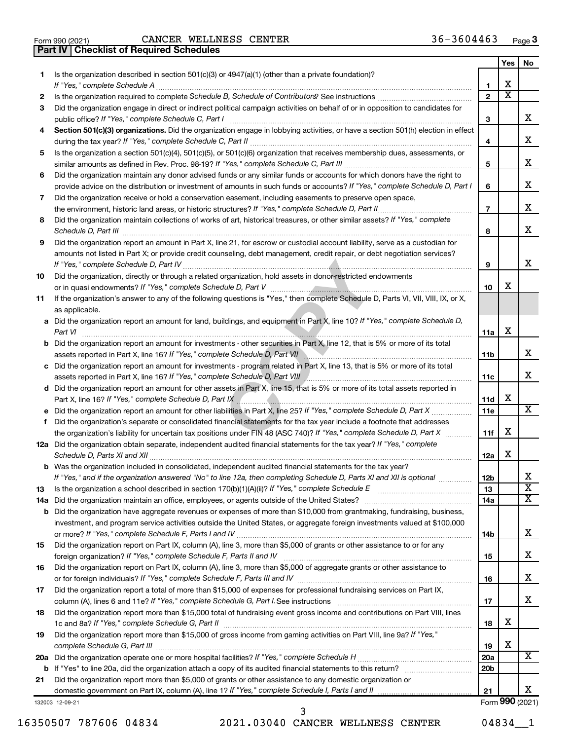Form 990 (2021) CANCER WELLNESS CENTER 36-3604463 Page **3**

**Part IV | Checklist of Required Schedules**

| | | | Yes | No |
|---|---|---|---|---|
| 1 | Is the organization described in section 501(c)(3) or 4947(a)(1) (other than a private foundation)? *If "Yes," complete Schedule A* | 1 | X | |
| 2 | Is the organization required to complete *Schedule B, Schedule of Contributors*? See instructions | 2 | X | |
| 3 | Did the organization engage in direct or indirect political campaign activities on behalf of or in opposition to candidates for public office? *If "Yes," complete Schedule C, Part I* | 3 | | X |
| 4 | **Section 501(c)(3) organizations.** Did the organization engage in lobbying activities, or have a section 501(h) election in effect during the tax year? *If "Yes," complete Schedule C, Part II* | 4 | | X |
| 5 | Is the organization a section 501(c)(4), 501(c)(5), or 501(c)(6) organization that receives membership dues, assessments, or similar amounts as defined in Rev. Proc. 98-19? *If "Yes," complete Schedule C, Part III* | 5 | | X |
| 6 | Did the organization maintain any donor advised funds or any similar funds or accounts for which donors have the right to provide advice on the distribution or investment of amounts in such funds or accounts? *If "Yes," complete Schedule D, Part I* | 6 | | X |
| 7 | Did the organization receive or hold a conservation easement, including easements to preserve open space, the environment, historic land areas, or historic structures? *If "Yes," complete Schedule D, Part II* | 7 | | X |
| 8 | Did the organization maintain collections of works of art, historical treasures, or other similar assets? *If "Yes," complete Schedule D, Part III* | 8 | | X |
| 9 | Did the organization report an amount in Part X, line 21, for escrow or custodial account liability, serve as a custodian for amounts not listed in Part X; or provide credit counseling, debt management, credit repair, or debt negotiation services? *If "Yes," complete Schedule D, Part IV* | 9 | | X |
| 10 | Did the organization, directly or through a related organization, hold assets in donor-restricted endowments or in quasi endowments? *If "Yes," complete Schedule D, Part V* | 10 | X | |
| 11 | If the organization's answer to any of the following questions is "Yes," then complete Schedule D, Parts VI, VII, VIII, IX, or X, as applicable. | | | |
| a | Did the organization report an amount for land, buildings, and equipment in Part X, line 10? *If "Yes," complete Schedule D, Part VI* | 11a | X | |
| b | Did the organization report an amount for investments - other securities in Part X, line 12, that is 5% or more of its total assets reported in Part X, line 16? *If "Yes," complete Schedule D, Part VII* | 11b | | X |
| c | Did the organization report an amount for investments - program related in Part X, line 13, that is 5% or more of its total assets reported in Part X, line 16? *If "Yes," complete Schedule D, Part VIII* | 11c | | X |
| d | Did the organization report an amount for other assets in Part X, line 15, that is 5% or more of its total assets reported in Part X, line 16? *If "Yes," complete Schedule D, Part IX* | 11d | X | |
| e | Did the organization report an amount for other liabilities in Part X, line 25? *If "Yes," complete Schedule D, Part X* | 11e | | X |
| f | Did the organization's separate or consolidated financial statements for the tax year include a footnote that addresses the organization's liability for uncertain tax positions under FIN 48 (ASC 740)? *If "Yes," complete Schedule D, Part X* | 11f | X | |
| 12a | Did the organization obtain separate, independent audited financial statements for the tax year? *If "Yes," complete Schedule D, Parts XI and XII* | 12a | X | |
| b | Was the organization included in consolidated, independent audited financial statements for the tax year? *If "Yes," and if the organization answered "No" to line 12a, then completing Schedule D, Parts XI and XII is optional* | 12b | | X |
| 13 | Is the organization a school described in section 170(b)(1)(A)(ii)? *If "Yes," complete Schedule E* | 13 | | X |
| 14a | Did the organization maintain an office, employees, or agents outside of the United States? | 14a | | X |
| b | Did the organization have aggregate revenues or expenses of more than $10,000 from grantmaking, fundraising, business, investment, and program service activities outside the United States, or aggregate foreign investments valued at $100,000 or more? *If "Yes," complete Schedule F, Parts I and IV* | 14b | | X |
| 15 | Did the organization report on Part IX, column (A), line 3, more than $5,000 of grants or other assistance to or for any foreign organization? *If "Yes," complete Schedule F, Parts II and IV* | 15 | | X |
| 16 | Did the organization report on Part IX, column (A), line 3, more than $5,000 of aggregate grants or other assistance to or for foreign individuals? *If "Yes," complete Schedule F, Parts III and IV* | 16 | | X |
| 17 | Did the organization report a total of more than $15,000 of expenses for professional fundraising services on Part IX, column (A), lines 6 and 11e? *If "Yes," complete Schedule G, Part I.* See instructions | 17 | | X |
| 18 | Did the organization report more than $15,000 total of fundraising event gross income and contributions on Part VIII, lines 1c and 8a? *If "Yes," complete Schedule G, Part II* | 18 | X | |
| 19 | Did the organization report more than $15,000 of gross income from gaming activities on Part VIII, line 9a? *If "Yes," complete Schedule G, Part III* | 19 | X | |
| 20a | Did the organization operate one or more hospital facilities? *If "Yes," complete Schedule H* | 20a | | X |
| b | If "Yes" to line 20a, did the organization attach a copy of its audited financial statements to this return? | 20b | | |
| 21 | Did the organization report more than $5,000 of grants or other assistance to any domestic organization or domestic government on Part IX, column (A), line 1? *If "Yes," complete Schedule I, Parts I and II* | 21 | | X |

132003 12-09-21 Form **990** (2021)

16350507 787606 04834 2021.03040 CANCER WELLNESS CENTER 04834__1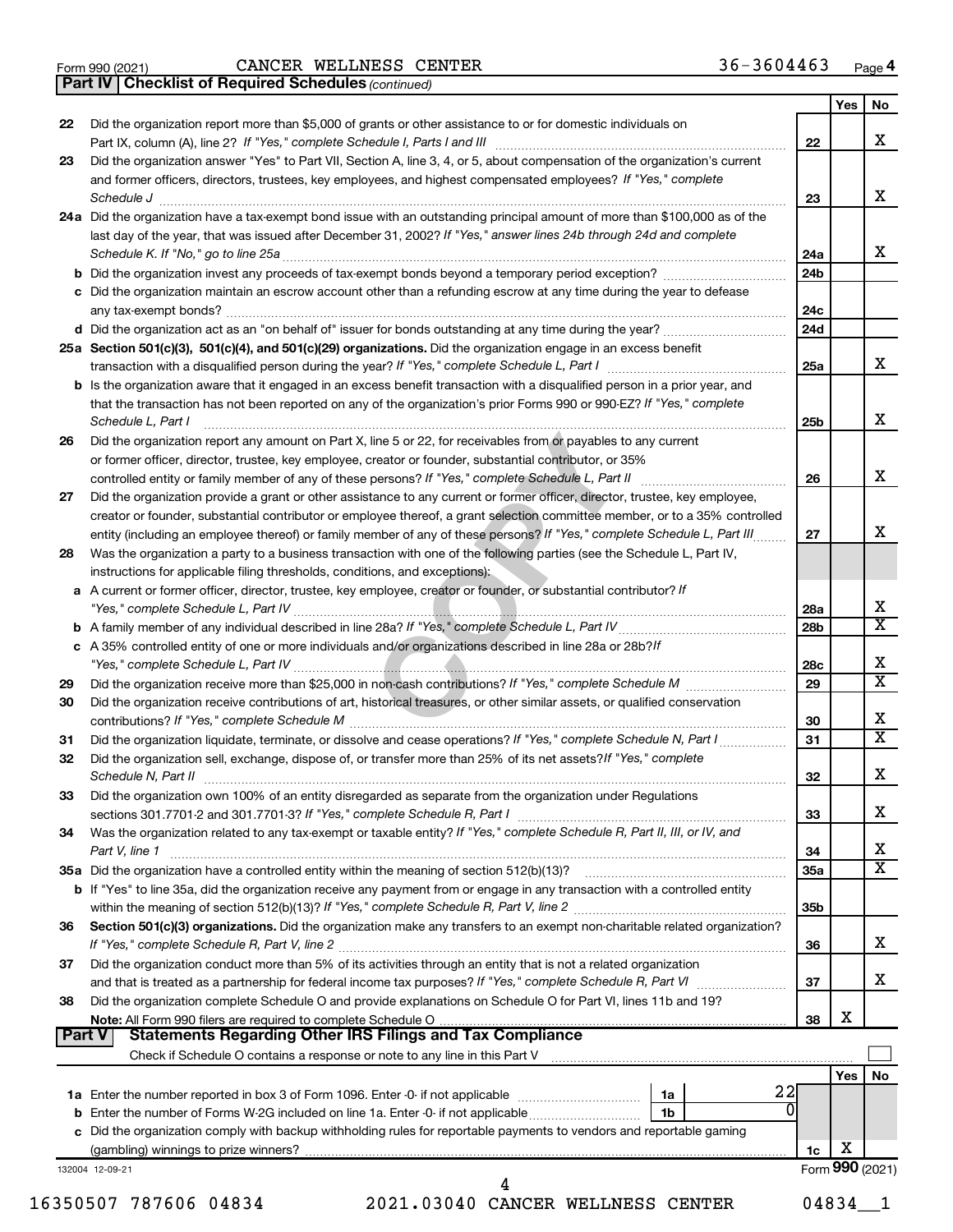Form 990 (2021) CANCER WELLNESS CENTER 36-3604463 Page 4

**Part IV | Checklist of Required Schedules** *(continued)*

| | | | Yes | No |
|---|---|---|---|---|
| 22 | Did the organization report more than $5,000 of grants or other assistance to or for domestic individuals on Part IX, column (A), line 2? *If "Yes," complete Schedule I, Parts I and III* | 22 | | X |
| 23 | Did the organization answer "Yes" to Part VII, Section A, line 3, 4, or 5, about compensation of the organization's current and former officers, directors, trustees, key employees, and highest compensated employees? *If "Yes," complete Schedule J* | 23 | | X |
| 24a | Did the organization have a tax-exempt bond issue with an outstanding principal amount of more than $100,000 as of the last day of the year, that was issued after December 31, 2002? *If "Yes," answer lines 24b through 24d and complete Schedule K. If "No," go to line 25a* | 24a | | X |
| b | Did the organization invest any proceeds of tax-exempt bonds beyond a temporary period exception? | 24b | | |
| c | Did the organization maintain an escrow account other than a refunding escrow at any time during the year to defease any tax-exempt bonds? | 24c | | |
| d | Did the organization act as an "on behalf of" issuer for bonds outstanding at any time during the year? | 24d | | |
| 25a | **Section 501(c)(3), 501(c)(4), and 501(c)(29) organizations.** Did the organization engage in an excess benefit transaction with a disqualified person during the year? *If "Yes," complete Schedule L, Part I* | 25a | | X |
| b | Is the organization aware that it engaged in an excess benefit transaction with a disqualified person in a prior year, and that the transaction has not been reported on any of the organization's prior Forms 990 or 990-EZ? *If "Yes," complete Schedule L, Part I* | 25b | | X |
| 26 | Did the organization report any amount on Part X, line 5 or 22, for receivables from or payables to any current or former officer, director, trustee, key employee, creator or founder, substantial contributor, or 35% controlled entity or family member of any of these persons? *If "Yes," complete Schedule L, Part II* | 26 | | X |
| 27 | Did the organization provide a grant or other assistance to any current or former officer, director, trustee, key employee, creator or founder, substantial contributor or employee thereof, a grant selection committee member, or to a 35% controlled entity (including an employee thereof) or family member of any of these persons? *If "Yes," complete Schedule L, Part III* | 27 | | X |
| 28 | Was the organization a party to a business transaction with one of the following parties (see the Schedule L, Part IV, instructions for applicable filing thresholds, conditions, and exceptions): | | | |
| a | A current or former officer, director, trustee, key employee, creator or founder, or substantial contributor? *If "Yes," complete Schedule L, Part IV* | 28a | | X |
| b | A family member of any individual described in line 28a? *If "Yes," complete Schedule L, Part IV* | 28b | | X |
| c | A 35% controlled entity of one or more individuals and/or organizations described in line 28a or 28b? *If "Yes," complete Schedule L, Part IV* | 28c | | X |
| 29 | Did the organization receive more than $25,000 in non-cash contributions? *If "Yes," complete Schedule M* | 29 | | X |
| 30 | Did the organization receive contributions of art, historical treasures, or other similar assets, or qualified conservation contributions? *If "Yes," complete Schedule M* | 30 | | X |
| 31 | Did the organization liquidate, terminate, or dissolve and cease operations? *If "Yes," complete Schedule N, Part I* | 31 | | X |
| 32 | Did the organization sell, exchange, dispose of, or transfer more than 25% of its net assets? *If "Yes," complete Schedule N, Part II* | 32 | | X |
| 33 | Did the organization own 100% of an entity disregarded as separate from the organization under Regulations sections 301.7701-2 and 301.7701-3? *If "Yes," complete Schedule R, Part I* | 33 | | X |
| 34 | Was the organization related to any tax-exempt or taxable entity? *If "Yes," complete Schedule R, Part II, III, or IV, and Part V, line 1* | 34 | | X |
| 35a | Did the organization have a controlled entity within the meaning of section 512(b)(13)? | 35a | | X |
| b | If "Yes" to line 35a, did the organization receive any payment from or engage in any transaction with a controlled entity within the meaning of section 512(b)(13)? *If "Yes," complete Schedule R, Part V, line 2* | 35b | | |
| 36 | **Section 501(c)(3) organizations.** Did the organization make any transfers to an exempt non-charitable related organization? *If "Yes," complete Schedule R, Part V, line 2* | 36 | | X |
| 37 | Did the organization conduct more than 5% of its activities through an entity that is not a related organization and that is treated as a partnership for federal income tax purposes? *If "Yes," complete Schedule R, Part VI* | 37 | | X |
| 38 | Did the organization complete Schedule O and provide explanations on Schedule O for Part VI, lines 11b and 19? **Note:** All Form 990 filers are required to complete Schedule O | 38 | X | |

**Part V | Statements Regarding Other IRS Filings and Tax Compliance**

Check if Schedule O contains a response or note to any line in this Part V ☐

| | | | | | Yes | No |
|---|---|---|---|---|---|---|
| 1a | Enter the number reported in box 3 of Form 1096. Enter -0- if not applicable | 1a | 22 | | | |
| b | Enter the number of Forms W-2G included on line 1a. Enter -0- if not applicable | 1b | 0 | | | |
| c | Did the organization comply with backup withholding rules for reportable payments to vendors and reportable gaming (gambling) winnings to prize winners? | | | 1c | X | |

132004 12-09-21 Form **990** (2021)

16350507 787606 04834 2021.03040 CANCER WELLNESS CENTER 04834__1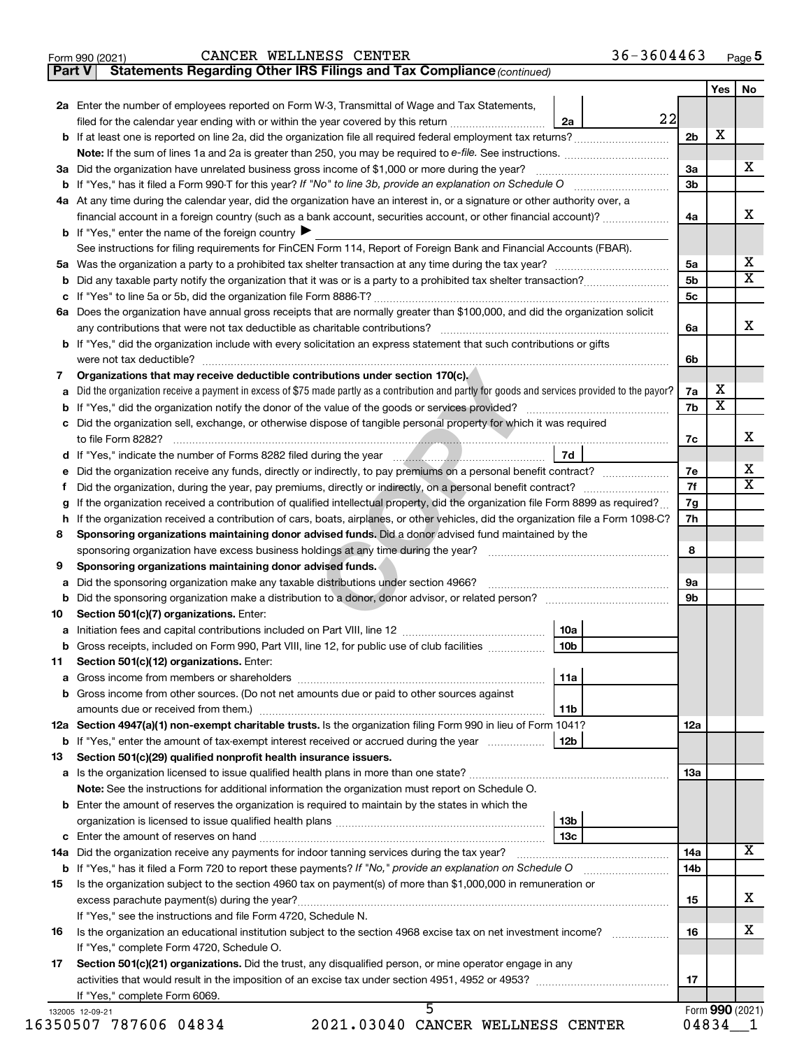Form 990 (2021) CANCER WELLNESS CENTER 36-3604463

**Part V | Statements Regarding Other IRS Filings and Tax Compliance** *(continued)*

| | | | | Yes | No |
|---|---|---|---|---|---|
| **2a** | Enter the number of employees reported on Form W-3, Transmittal of Wage and Tax Statements, filed for the calendar year ending with or within the year covered by this return | 2a 22 | | | |
| **b** | If at least one is reported on line 2a, did the organization file all required federal employment tax returns? | | 2b | X | |
| | **Note:** If the sum of lines 1a and 2a is greater than 250, you may be required to *e-file.* See instructions. | | | | |
| **3a** | Did the organization have unrelated business gross income of $1,000 or more during the year? | | 3a | | X |
| **b** | If "Yes," has it filed a Form 990-T for this year? *If "No" to line 3b, provide an explanation on Schedule O* | | 3b | | |
| **4a** | At any time during the calendar year, did the organization have an interest in, or a signature or other authority over, a financial account in a foreign country (such as a bank account, securities account, or other financial account)? | | 4a | | X |
| **b** | If "Yes," enter the name of the foreign country ▶ | | | | |
| | See instructions for filing requirements for FinCEN Form 114, Report of Foreign Bank and Financial Accounts (FBAR). | | | | |
| **5a** | Was the organization a party to a prohibited tax shelter transaction at any time during the tax year? | | 5a | | X |
| **b** | Did any taxable party notify the organization that it was or is a party to a prohibited tax shelter transaction? | | 5b | | X |
| **c** | If "Yes" to line 5a or 5b, did the organization file Form 8886-T? | | 5c | | |
| **6a** | Does the organization have annual gross receipts that are normally greater than $100,000, and did the organization solicit any contributions that were not tax deductible as charitable contributions? | | 6a | | X |
| **b** | If "Yes," did the organization include with every solicitation an express statement that such contributions or gifts were not tax deductible? | | 6b | | |
| **7** | **Organizations that may receive deductible contributions under section 170(c).** | | | | |
| **a** | Did the organization receive a payment in excess of $75 made partly as a contribution and partly for goods and services provided to the payor? | | 7a | X | |
| **b** | If "Yes," did the organization notify the donor of the value of the goods or services provided? | | 7b | X | |
| **c** | Did the organization sell, exchange, or otherwise dispose of tangible personal property for which it was required to file Form 8282? | | 7c | | X |
| **d** | If "Yes," indicate the number of Forms 8282 filed during the year | 7d | | | |
| **e** | Did the organization receive any funds, directly or indirectly, to pay premiums on a personal benefit contract? | | 7e | | X |
| **f** | Did the organization, during the year, pay premiums, directly or indirectly, on a personal benefit contract? | | 7f | | X |
| **g** | If the organization received a contribution of qualified intellectual property, did the organization file Form 8899 as required? | | 7g | | |
| **h** | If the organization received a contribution of cars, boats, airplanes, or other vehicles, did the organization file a Form 1098-C? | | 7h | | |
| **8** | **Sponsoring organizations maintaining donor advised funds.** Did a donor advised fund maintained by the sponsoring organization have excess business holdings at any time during the year? | | 8 | | |
| **9** | **Sponsoring organizations maintaining donor advised funds.** | | | | |
| **a** | Did the sponsoring organization make any taxable distributions under section 4966? | | 9a | | |
| **b** | Did the sponsoring organization make a distribution to a donor, donor advisor, or related person? | | 9b | | |
| **10** | **Section 501(c)(7) organizations.** Enter: | | | | |
| **a** | Initiation fees and capital contributions included on Part VIII, line 12 | 10a | | | |
| **b** | Gross receipts, included on Form 990, Part VIII, line 12, for public use of club facilities | 10b | | | |
| **11** | **Section 501(c)(12) organizations.** Enter: | | | | |
| **a** | Gross income from members or shareholders | 11a | | | |
| **b** | Gross income from other sources. (Do not net amounts due or paid to other sources against amounts due or received from them.) | 11b | | | |
| **12a** | **Section 4947(a)(1) non-exempt charitable trusts.** Is the organization filing Form 990 in lieu of Form 1041? | | 12a | | |
| **b** | If "Yes," enter the amount of tax-exempt interest received or accrued during the year | 12b | | | |
| **13** | **Section 501(c)(29) qualified nonprofit health insurance issuers.** | | | | |
| **a** | Is the organization licensed to issue qualified health plans in more than one state? | | 13a | | |
| | **Note:** See the instructions for additional information the organization must report on Schedule O. | | | | |
| **b** | Enter the amount of reserves the organization is required to maintain by the states in which the organization is licensed to issue qualified health plans | 13b | | | |
| **c** | Enter the amount of reserves on hand | 13c | | | |
| **14a** | Did the organization receive any payments for indoor tanning services during the tax year? | | 14a | | X |
| **b** | If "Yes," has it filed a Form 720 to report these payments? *If "No," provide an explanation on Schedule O* | | 14b | | |
| **15** | Is the organization subject to the section 4960 tax on payment(s) of more than $1,000,000 in remuneration or excess parachute payment(s) during the year? | | 15 | | X |
| | If "Yes," see the instructions and file Form 4720, Schedule N. | | | | |
| **16** | Is the organization an educational institution subject to the section 4968 excise tax on net investment income? | | 16 | | X |
| | If "Yes," complete Form 4720, Schedule O. | | | | |
| **17** | **Section 501(c)(21) organizations.** Did the trust, any disqualified person, or mine operator engage in any activities that would result in the imposition of an excise tax under section 4951, 4952 or 4953? | | 17 | | |
| | If "Yes," complete Form 6069. | | | | |

132005 12-09-21

Form **990** (2021)

16350507 787606 04834 2021.03040 CANCER WELLNESS CENTER 04834__1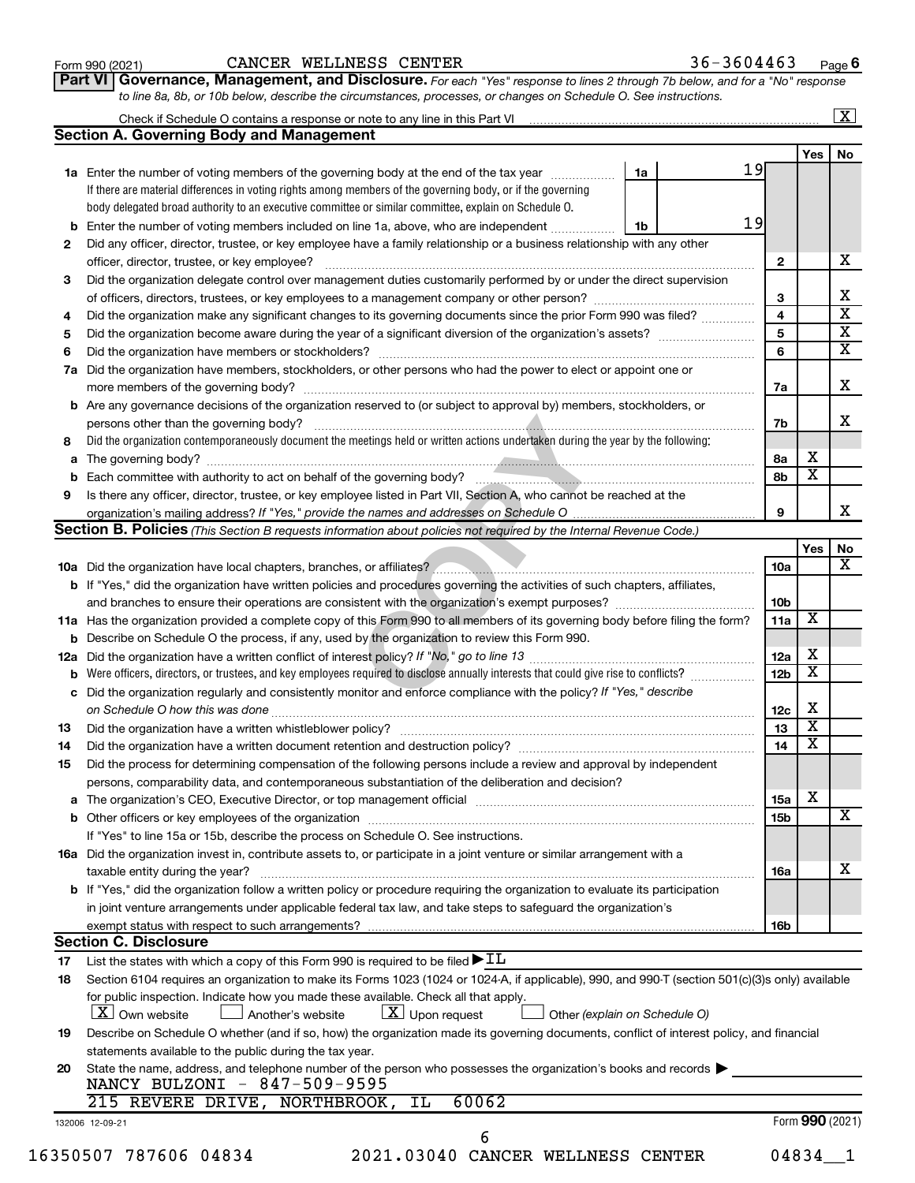Form 990 (2021) CANCER WELLNESS CENTER 36-3604463 Page 6

**Part VI Governance, Management, and Disclosure.** *For each "Yes" response to lines 2 through 7b below, and for a "No" response to line 8a, 8b, or 10b below, describe the circumstances, processes, or changes on Schedule O. See instructions.*

Check if Schedule O contains a response or note to any line in this Part VI ..... [X]

## Section A. Governing Body and Management

| | | | | Yes | No |
|---|---|---|---|---|---|
| **1a** | Enter the number of voting members of the governing body at the end of the tax year ..... **1a** 19<br>If there are material differences in voting rights among members of the governing body, or if the governing body delegated broad authority to an executive committee or similar committee, explain on Schedule O. | | | | |
| **b** | Enter the number of voting members included on line 1a, above, who are independent ..... **1b** 19 | | | | |
| **2** | Did any officer, director, trustee, or key employee have a family relationship or a business relationship with any other officer, director, trustee, or key employee? | **2** | | | X |
| **3** | Did the organization delegate control over management duties customarily performed by or under the direct supervision of officers, directors, trustees, or key employees to a management company or other person? | **3** | | | X |
| **4** | Did the organization make any significant changes to its governing documents since the prior Form 990 was filed? | **4** | | | X |
| **5** | Did the organization become aware during the year of a significant diversion of the organization's assets? | **5** | | | X |
| **6** | Did the organization have members or stockholders? | **6** | | | X |
| **7a** | Did the organization have members, stockholders, or other persons who had the power to elect or appoint one or more members of the governing body? | **7a** | | | X |
| **b** | Are any governance decisions of the organization reserved to (or subject to approval by) members, stockholders, or persons other than the governing body? | **7b** | | | X |
| **8** | Did the organization contemporaneously document the meetings held or written actions undertaken during the year by the following: | | | | |
| **a** | The governing body? | **8a** | | X | |
| **b** | Each committee with authority to act on behalf of the governing body? | **8b** | | X | |
| **9** | Is there any officer, director, trustee, or key employee listed in Part VII, Section A, who cannot be reached at the organization's mailing address? *If "Yes," provide the names and addresses on Schedule O* | **9** | | | X |

## Section B. Policies *(This Section B requests information about policies not required by the Internal Revenue Code.)*

| | | | Yes | No |
|---|---|---|---|---|
| **10a** | Did the organization have local chapters, branches, or affiliates? | **10a** | | X |
| **b** | If "Yes," did the organization have written policies and procedures governing the activities of such chapters, affiliates, and branches to ensure their operations are consistent with the organization's exempt purposes? | **10b** | | |
| **11a** | Has the organization provided a complete copy of this Form 990 to all members of its governing body before filing the form? | **11a** | X | |
| **b** | Describe on Schedule O the process, if any, used by the organization to review this Form 990. | | | |
| **12a** | Did the organization have a written conflict of interest policy? *If "No," go to line 13* | **12a** | X | |
| **b** | Were officers, directors, or trustees, and key employees required to disclose annually interests that could give rise to conflicts? | **12b** | X | |
| **c** | Did the organization regularly and consistently monitor and enforce compliance with the policy? *If "Yes," describe on Schedule O how this was done* | **12c** | X | |
| **13** | Did the organization have a written whistleblower policy? | **13** | X | |
| **14** | Did the organization have a written document retention and destruction policy? | **14** | X | |
| **15** | Did the process for determining compensation of the following persons include a review and approval by independent persons, comparability data, and contemporaneous substantiation of the deliberation and decision? | | | |
| **a** | The organization's CEO, Executive Director, or top management official | **15a** | X | |
| **b** | Other officers or key employees of the organization<br>If "Yes" to line 15a or 15b, describe the process on Schedule O. See instructions. | **15b** | | X |
| **16a** | Did the organization invest in, contribute assets to, or participate in a joint venture or similar arrangement with a taxable entity during the year? | **16a** | | X |
| **b** | If "Yes," did the organization follow a written policy or procedure requiring the organization to evaluate its participation in joint venture arrangements under applicable federal tax law, and take steps to safeguard the organization's exempt status with respect to such arrangements? | **16b** | | |

## Section C. Disclosure

**17** List the states with which a copy of this Form 990 is required to be filed ▶ IL

**18** Section 6104 requires an organization to make its Forms 1023 (1024 or 1024-A, if applicable), 990, and 990-T (section 501(c)(3)s only) available for public inspection. Indicate how you made these available. Check all that apply.

[X] Own website [ ] Another's website [X] Upon request [ ] Other *(explain on Schedule O)*

**19** Describe on Schedule O whether (and if so, how) the organization made its governing documents, conflict of interest policy, and financial statements available to the public during the tax year.

**20** State the name, address, and telephone number of the person who possesses the organization's books and records ▶
NANCY BULZONI - 847-509-9595
215 REVERE DRIVE, NORTHBROOK, IL 60062

132006 12-09-21 Form **990** (2021)

16350507 787606 04834 2021.03040 CANCER WELLNESS CENTER 04834__1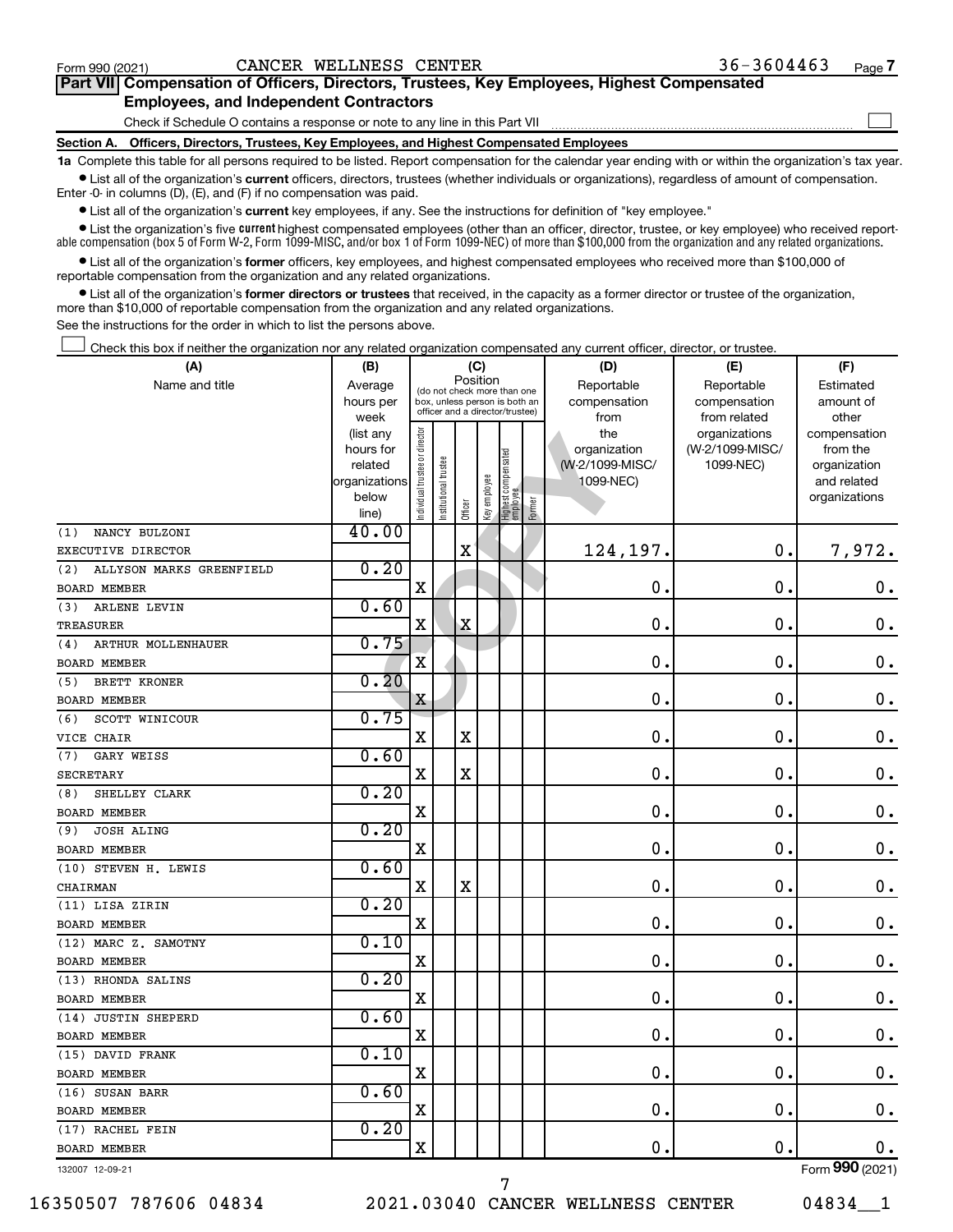Form 990 (2021) CANCER WELLNESS CENTER 36-3604463

## Part VII Compensation of Officers, Directors, Trustees, Key Employees, Highest Compensated Employees, and Independent Contractors

Check if Schedule O contains a response or note to any line in this Part VII ☐

**Section A. Officers, Directors, Trustees, Key Employees, and Highest Compensated Employees**

**1a** Complete this table for all persons required to be listed. Report compensation for the calendar year ending with or within the organization's tax year.

- List all of the organization's **current** officers, directors, trustees (whether individuals or organizations), regardless of amount of compensation. Enter -0- in columns (D), (E), and (F) if no compensation was paid.
- List all of the organization's **current** key employees, if any. See the instructions for definition of "key employee."
- List the organization's five **current** highest compensated employees (other than an officer, director, trustee, or key employee) who received reportable compensation (box 5 of Form W-2, Form 1099-MISC, and/or box 1 of Form 1099-NEC) of more than $100,000 from the organization and any related organizations.
- List all of the organization's **former** officers, key employees, and highest compensated employees who received more than $100,000 of reportable compensation from the organization and any related organizations.
- List all of the organization's **former directors or trustees** that received, in the capacity as a former director or trustee of the organization, more than $10,000 of reportable compensation from the organization and any related organizations.

See the instructions for the order in which to list the persons above.

☐ Check this box if neither the organization nor any related organization compensated any current officer, director, or trustee.

| (A) Name and title | (B) Average hours per week (list any hours for related organizations below line) | (C) Position: Individual trustee or director | Institutional trustee | Officer | Key employee | Highest compensated employee | Former | (D) Reportable compensation from the organization (W-2/1099-MISC/1099-NEC) | (E) Reportable compensation from related organizations (W-2/1099-MISC/1099-NEC) | (F) Estimated amount of other compensation from the organization and related organizations |
|---|---|---|---|---|---|---|---|---|---|---|
| (1) NANCY BULZONI<br>EXECUTIVE DIRECTOR | 40.00 | | | X | | | | 124,197. | 0. | 7,972. |
| (2) ALLYSON MARKS GREENFIELD<br>BOARD MEMBER | 0.20 | X | | | | | | 0. | 0. | 0. |
| (3) ARLENE LEVIN<br>TREASURER | 0.60 | X | | X | | | | 0. | 0. | 0. |
| (4) ARTHUR MOLLENHAUER<br>BOARD MEMBER | 0.75 | X | | | | | | 0. | 0. | 0. |
| (5) BRETT KRONER<br>BOARD MEMBER | 0.20 | X | | | | | | 0. | 0. | 0. |
| (6) SCOTT WINICOUR<br>VICE CHAIR | 0.75 | X | | X | | | | 0. | 0. | 0. |
| (7) GARY WEISS<br>SECRETARY | 0.60 | X | | X | | | | 0. | 0. | 0. |
| (8) SHELLEY CLARK<br>BOARD MEMBER | 0.20 | X | | | | | | 0. | 0. | 0. |
| (9) JOSH ALING<br>BOARD MEMBER | 0.20 | X | | | | | | 0. | 0. | 0. |
| (10) STEVEN H. LEWIS<br>CHAIRMAN | 0.60 | X | | X | | | | 0. | 0. | 0. |
| (11) LISA ZIRIN<br>BOARD MEMBER | 0.20 | X | | | | | | 0. | 0. | 0. |
| (12) MARC Z. SAMOTNY<br>BOARD MEMBER | 0.10 | X | | | | | | 0. | 0. | 0. |
| (13) RHONDA SALINS<br>BOARD MEMBER | 0.20 | X | | | | | | 0. | 0. | 0. |
| (14) JUSTIN SHEPERD<br>BOARD MEMBER | 0.60 | X | | | | | | 0. | 0. | 0. |
| (15) DAVID FRANK<br>BOARD MEMBER | 0.10 | X | | | | | | 0. | 0. | 0. |
| (16) SUSAN BARR<br>BOARD MEMBER | 0.60 | X | | | | | | 0. | 0. | 0. |
| (17) RACHEL FEIN<br>BOARD MEMBER | 0.20 | X | | | | | | 0. | 0. | 0. |

132007 12-09-21

Form 990 (2021)

16350507 787606 04834 2021.03040 CANCER WELLNESS CENTER 04834__1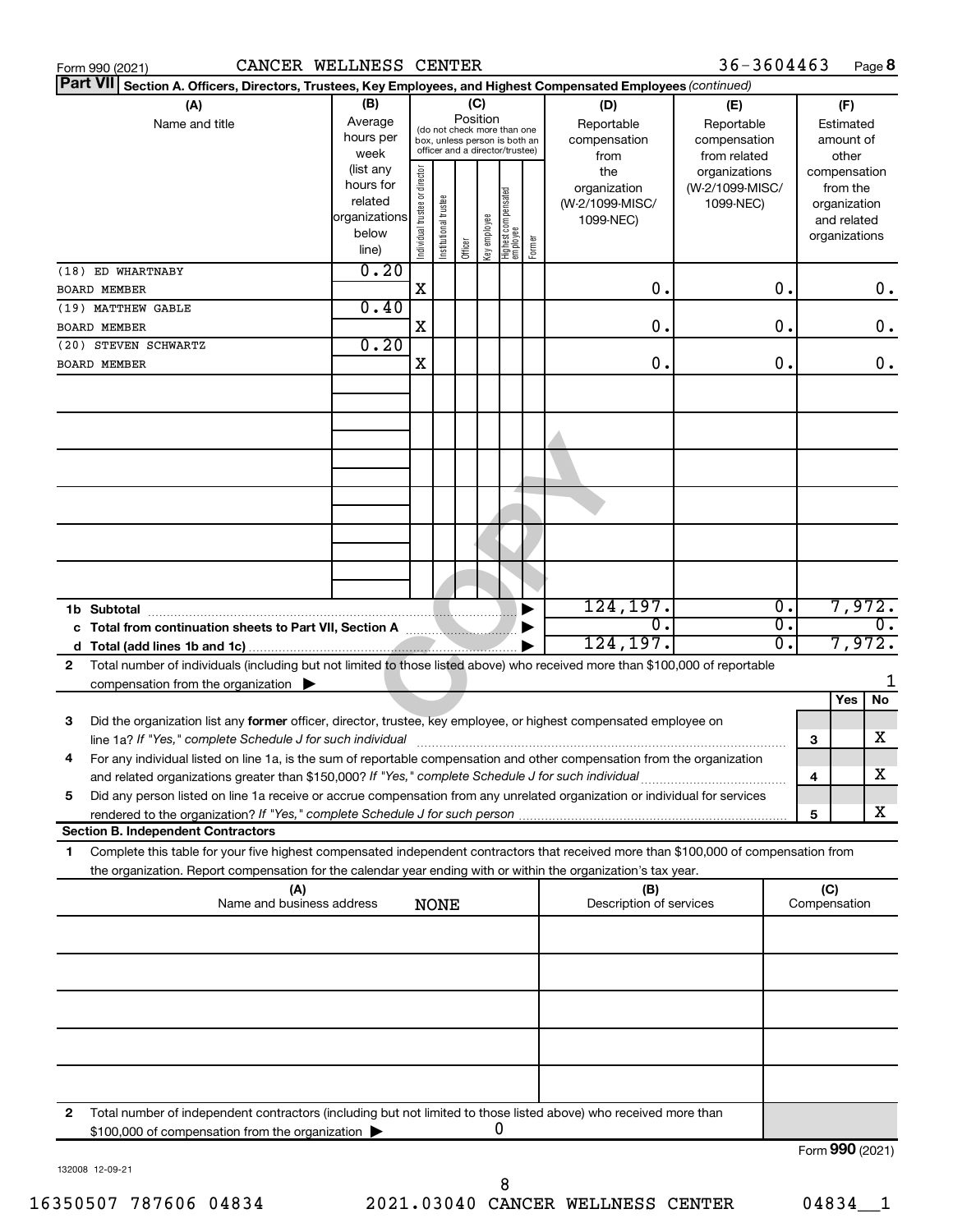Form 990 (2021) CANCER WELLNESS CENTER 36-3604463

**Part VII Section A. Officers, Directors, Trustees, Key Employees, and Highest Compensated Employees** *(continued)*

| (A) Name and title | (B) Average hours per week (list any hours for related organizations below line) | (C) Position: Individual trustee or director | Institutional trustee | Officer | Key employee | Highest compensated employee | Former | (D) Reportable compensation from the organization (W-2/1099-MISC/ 1099-NEC) | (E) Reportable compensation from related organizations (W-2/1099-MISC/ 1099-NEC) | (F) Estimated amount of other compensation from the organization and related organizations |
|---|---|---|---|---|---|---|---|---|---|---|
| (18) ED WHARTNABY BOARD MEMBER | 0.20 | X | | | | | | 0. | 0. | 0. |
| (19) MATTHEW GABLE BOARD MEMBER | 0.40 | X | | | | | | 0. | 0. | 0. |
| (20) STEVEN SCHWARTZ BOARD MEMBER | 0.20 | X | | | | | | 0. | 0. | 0. |
| **1b Subtotal** | | | | | | | | 124,197. | 0. | 7,972. |
| **c Total from continuation sheets to Part VII, Section A** | | | | | | | | 0. | 0. | 0. |
| **d Total (add lines 1b and 1c)** | | | | | | | | 124,197. | 0. | 7,972. |

**2** Total number of individuals (including but not limited to those listed above) who received more than $100,000 of reportable compensation from the organization ▶ 1

| | | Yes | No |
|---|---|---|---|
| **3** Did the organization list any **former** officer, director, trustee, key employee, or highest compensated employee on line 1a? *If "Yes," complete Schedule J for such individual* | 3 | | X |
| **4** For any individual listed on line 1a, is the sum of reportable compensation and other compensation from the organization and related organizations greater than $150,000? *If "Yes," complete Schedule J for such individual* | 4 | | X |
| **5** Did any person listed on line 1a receive or accrue compensation from any unrelated organization or individual for services rendered to the organization? *If "Yes," complete Schedule J for such person* | 5 | | X |

**Section B. Independent Contractors**

**1** Complete this table for your five highest compensated independent contractors that received more than $100,000 of compensation from the organization. Report compensation for the calendar year ending with or within the organization's tax year.

| (A) Name and business address | (B) Description of services | (C) Compensation |
|---|---|---|
| NONE | | |
| | | |
| | | |
| | | |
| | | |

**2** Total number of independent contractors (including but not limited to those listed above) who received more than $100,000 of compensation from the organization ▶ 0

Form **990** (2021)

132008 12-09-21

16350507 787606 04834 2021.03040 CANCER WELLNESS CENTER 04834__1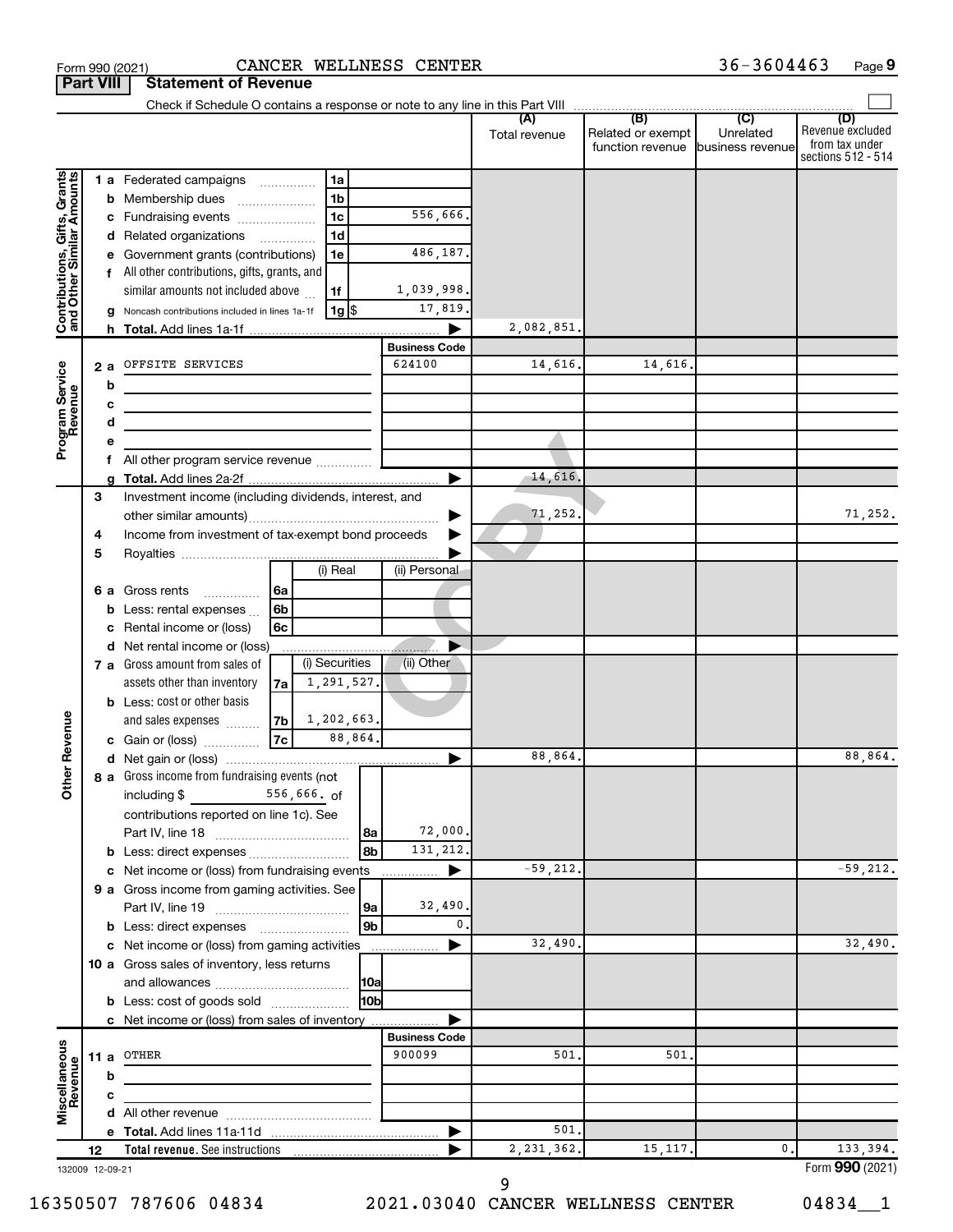Form 990 (2021) CANCER WELLNESS CENTER 36-3604463 Page 9

**Part VIII Statement of Revenue**

Check if Schedule O contains a response or note to any line in this Part VIII

| | | | | (A) Total revenue | (B) Related or exempt function revenue | (C) Unrelated business revenue | (D) Revenue excluded from tax under sections 512 - 514 |
|---|---|---|---|---|---|---|---|
| **Contributions, Gifts, Grants and Other Similar Amounts** | 1 a Federated campaigns | 1a | | | | | |
| | b Membership dues | 1b | | | | | |
| | c Fundraising events | 1c | 556,666. | | | | |
| | d Related organizations | 1d | | | | | |
| | e Government grants (contributions) | 1e | 486,187. | | | | |
| | f All other contributions, gifts, grants, and similar amounts not included above | 1f | 1,039,998. | | | | |
| | g Noncash contributions included in lines 1a-1f | 1g $ | 17,819. | | | | |
| | h **Total.** Add lines 1a-1f | | | 2,082,851. | | | |
| | | | **Business Code** | | | | |
| **Program Service Revenue** | 2 a OFFSITE SERVICES | | 624100 | 14,616. | 14,616. | | |
| | b | | | | | | |
| | c | | | | | | |
| | d | | | | | | |
| | e | | | | | | |
| | f All other program service revenue | | | | | | |
| | g **Total.** Add lines 2a-2f | | | 14,616. | | | |
| **Other Revenue** | 3 Investment income (including dividends, interest, and other similar amounts) | | | 71,252. | | | 71,252. |
| | 4 Income from investment of tax-exempt bond proceeds | | | | | | |
| | 5 Royalties | | | | | | |
| | | (i) Real | (ii) Personal | | | | |
| | 6 a Gross rents (6a) | | | | | | |
| | b Less: rental expenses (6b) | | | | | | |
| | c Rental income or (loss) (6c) | | | | | | |
| | d Net rental income or (loss) | | | | | | |
| | | (i) Securities | (ii) Other | | | | |
| | 7 a Gross amount from sales of assets other than inventory (7a) | 1,291,527. | | | | | |
| | b Less: cost or other basis and sales expenses (7b) | 1,202,663. | | | | | |
| | c Gain or (loss) (7c) | 88,864. | | | | | |
| | d Net gain or (loss) | | | 88,864. | | | 88,864. |
| | 8 a Gross income from fundraising events (not including $ 556,666. of contributions reported on line 1c). See Part IV, line 18 | 8a | 72,000. | | | | |
| | b Less: direct expenses | 8b | 131,212. | | | | |
| | c Net income or (loss) from fundraising events | | | -59,212. | | | -59,212. |
| | 9 a Gross income from gaming activities. See Part IV, line 19 | 9a | 32,490. | | | | |
| | b Less: direct expenses | 9b | 0. | | | | |
| | c Net income or (loss) from gaming activities | | | 32,490. | | | 32,490. |
| | 10 a Gross sales of inventory, less returns and allowances | 10a | | | | | |
| | b Less: cost of goods sold | 10b | | | | | |
| | c Net income or (loss) from sales of inventory | | | | | | |
| | | | **Business Code** | | | | |
| **Miscellaneous Revenue** | 11 a OTHER | | 900099 | 501. | 501. | | |
| | b | | | | | | |
| | c | | | | | | |
| | d All other revenue | | | | | | |
| | e **Total.** Add lines 11a-11d | | | 501. | | | |
| | 12 **Total revenue.** See instructions | | | 2,231,362. | 15,117. | 0. | 133,394. |

132009 12-09-21 Form **990** (2021)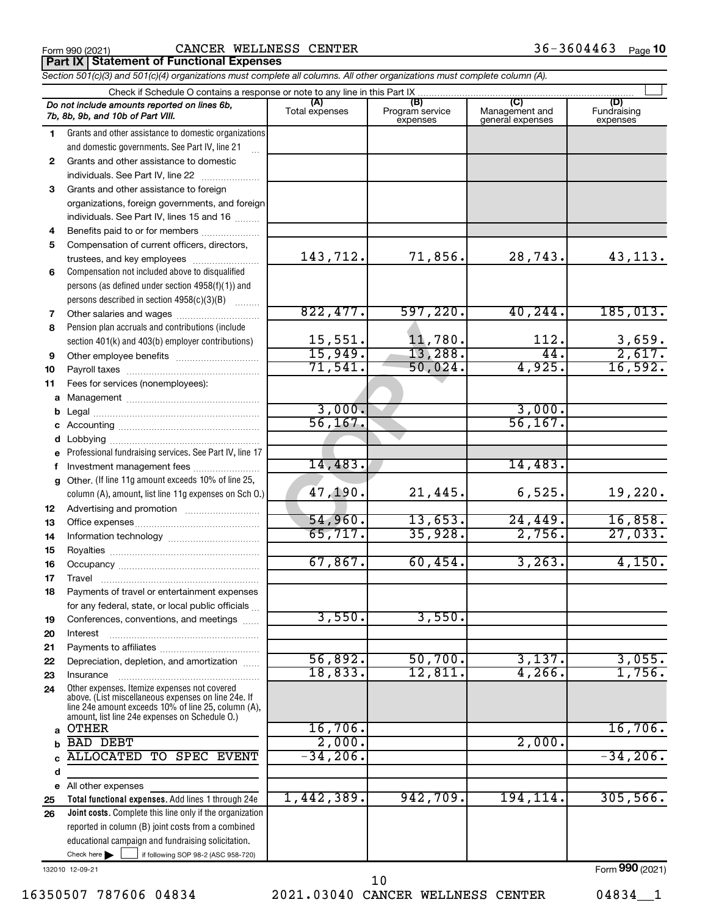Form 990 (2021) CANCER WELLNESS CENTER 36-3604463 Page **10**

## Part IX Statement of Functional Expenses

*Section 501(c)(3) and 501(c)(4) organizations must complete all columns. All other organizations must complete column (A).*

Check if Schedule O contains a response or note to any line in this Part IX ☐

| | *Do not include amounts reported on lines 6b, 7b, 8b, 9b, and 10b of Part VIII.* | (A) Total expenses | (B) Program service expenses | (C) Management and general expenses | (D) Fundraising expenses |
|---|---|---|---|---|---|
| 1 | Grants and other assistance to domestic organizations and domestic governments. See Part IV, line 21 | | | | |
| 2 | Grants and other assistance to domestic individuals. See Part IV, line 22 | | | | |
| 3 | Grants and other assistance to foreign organizations, foreign governments, and foreign individuals. See Part IV, lines 15 and 16 | | | | |
| 4 | Benefits paid to or for members | | | | |
| 5 | Compensation of current officers, directors, trustees, and key employees | 143,712. | 71,856. | 28,743. | 43,113. |
| 6 | Compensation not included above to disqualified persons (as defined under section 4958(f)(1)) and persons described in section 4958(c)(3)(B) | | | | |
| 7 | Other salaries and wages | 822,477. | 597,220. | 40,244. | 185,013. |
| 8 | Pension plan accruals and contributions (include section 401(k) and 403(b) employer contributions) | 15,551. | 11,780. | 112. | 3,659. |
| 9 | Other employee benefits | 15,949. | 13,288. | 44. | 2,617. |
| 10 | Payroll taxes | 71,541. | 50,024. | 4,925. | 16,592. |
| 11 | Fees for services (nonemployees): | | | | |
| a | Management | | | | |
| b | Legal | 3,000. | | 3,000. | |
| c | Accounting | 56,167. | | 56,167. | |
| d | Lobbying | | | | |
| e | Professional fundraising services. See Part IV, line 17 | | | | |
| f | Investment management fees | 14,483. | | 14,483. | |
| g | Other. (If line 11g amount exceeds 10% of line 25, column (A), amount, list line 11g expenses on Sch O.) | 47,190. | 21,445. | 6,525. | 19,220. |
| 12 | Advertising and promotion | | | | |
| 13 | Office expenses | 54,960. | 13,653. | 24,449. | 16,858. |
| 14 | Information technology | 65,717. | 35,928. | 2,756. | 27,033. |
| 15 | Royalties | | | | |
| 16 | Occupancy | 67,867. | 60,454. | 3,263. | 4,150. |
| 17 | Travel | | | | |
| 18 | Payments of travel or entertainment expenses for any federal, state, or local public officials | | | | |
| 19 | Conferences, conventions, and meetings | 3,550. | 3,550. | | |
| 20 | Interest | | | | |
| 21 | Payments to affiliates | | | | |
| 22 | Depreciation, depletion, and amortization | 56,892. | 50,700. | 3,137. | 3,055. |
| 23 | Insurance | 18,833. | 12,811. | 4,266. | 1,756. |
| 24 | Other expenses. Itemize expenses not covered above. (List miscellaneous expenses on line 24e. If line 24e amount exceeds 10% of line 25, column (A), amount, list line 24e expenses on Schedule O.) | | | | |
| a | OTHER | 16,706. | | | 16,706. |
| b | BAD DEBT | 2,000. | | 2,000. | |
| c | ALLOCATED TO SPEC EVENT | -34,206. | | | -34,206. |
| d | | | | | |
| e | All other expenses | | | | |
| 25 | **Total functional expenses.** Add lines 1 through 24e | 1,442,389. | 942,709. | 194,114. | 305,566. |
| 26 | **Joint costs.** Complete this line only if the organization reported in column (B) joint costs from a combined educational campaign and fundraising solicitation. Check here ☐ if following SOP 98-2 (ASC 958-720) | | | | |

132010 12-09-21 Form **990** (2021)

16350507 787606 04834 2021.03040 CANCER WELLNESS CENTER 04834__1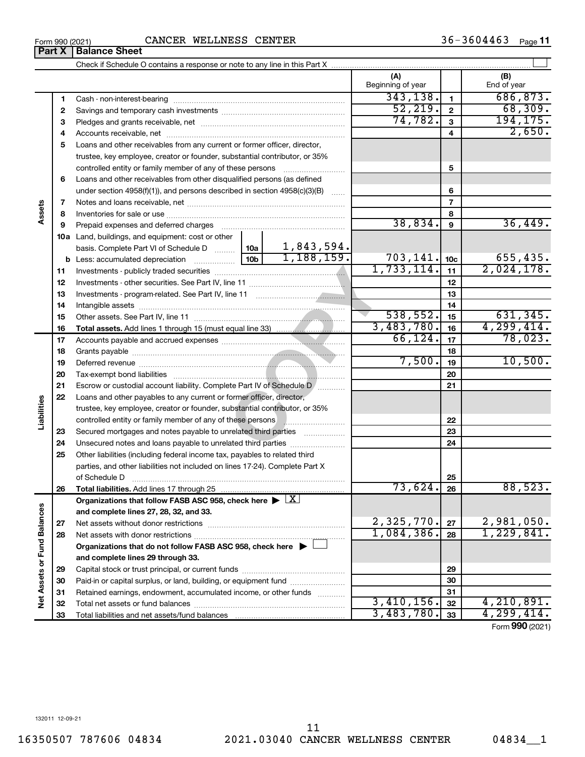Form 990 (2021) CANCER WELLNESS CENTER 36-3604463 Page 11

**Part X | Balance Sheet**

Check if Schedule O contains a response or note to any line in this Part X

| | | | | (A) Beginning of year | | (B) End of year |
|---|---|---|---|---|---|---|
| Assets | 1 | Cash - non-interest-bearing | | 343,138. | 1 | 686,873. |
| | 2 | Savings and temporary cash investments | | 52,219. | 2 | 68,309. |
| | 3 | Pledges and grants receivable, net | | 74,782. | 3 | 194,175. |
| | 4 | Accounts receivable, net | | | 4 | 2,650. |
| | 5 | Loans and other receivables from any current or former officer, director, trustee, key employee, creator or founder, substantial contributor, or 35% controlled entity or family member of any of these persons | | | 5 | |
| | 6 | Loans and other receivables from other disqualified persons (as defined under section 4958(f)(1)), and persons described in section 4958(c)(3)(B) | | | 6 | |
| | 7 | Notes and loans receivable, net | | | 7 | |
| | 8 | Inventories for sale or use | | | 8 | |
| | 9 | Prepaid expenses and deferred charges | | 38,834. | 9 | 36,449. |
| | 10a | Land, buildings, and equipment: cost or other basis. Complete Part VI of Schedule D | 10a 1,843,594. | | | |
| | b | Less: accumulated depreciation | 10b 1,188,159. | 703,141. | 10c | 655,435. |
| | 11 | Investments - publicly traded securities | | 1,733,114. | 11 | 2,024,178. |
| | 12 | Investments - other securities. See Part IV, line 11 | | | 12 | |
| | 13 | Investments - program-related. See Part IV, line 11 | | | 13 | |
| | 14 | Intangible assets | | | 14 | |
| | 15 | Other assets. See Part IV, line 11 | | 538,552. | 15 | 631,345. |
| | 16 | **Total assets.** Add lines 1 through 15 (must equal line 33) | | 3,483,780. | 16 | 4,299,414. |
| Liabilities | 17 | Accounts payable and accrued expenses | | 66,124. | 17 | 78,023. |
| | 18 | Grants payable | | | 18 | |
| | 19 | Deferred revenue | | 7,500. | 19 | 10,500. |
| | 20 | Tax-exempt bond liabilities | | | 20 | |
| | 21 | Escrow or custodial account liability. Complete Part IV of Schedule D | | | 21 | |
| | 22 | Loans and other payables to any current or former officer, director, trustee, key employee, creator or founder, substantial contributor, or 35% controlled entity or family member of any of these persons | | | 22 | |
| | 23 | Secured mortgages and notes payable to unrelated third parties | | | 23 | |
| | 24 | Unsecured notes and loans payable to unrelated third parties | | | 24 | |
| | 25 | Other liabilities (including federal income tax, payables to related third parties, and other liabilities not included on lines 17-24). Complete Part X of Schedule D | | | 25 | |
| | 26 | **Total liabilities.** Add lines 17 through 25 | | 73,624. | 26 | 88,523. |
| Net Assets or Fund Balances | | **Organizations that follow FASB ASC 958, check here** ▶ [X] **and complete lines 27, 28, 32, and 33.** | | | | |
| | 27 | Net assets without donor restrictions | | 2,325,770. | 27 | 2,981,050. |
| | 28 | Net assets with donor restrictions | | 1,084,386. | 28 | 1,229,841. |
| | | **Organizations that do not follow FASB ASC 958, check here** ▶ [ ] **and complete lines 29 through 33.** | | | | |
| | 29 | Capital stock or trust principal, or current funds | | | 29 | |
| | 30 | Paid-in or capital surplus, or land, building, or equipment fund | | | 30 | |
| | 31 | Retained earnings, endowment, accumulated income, or other funds | | | 31 | |
| | 32 | Total net assets or fund balances | | 3,410,156. | 32 | 4,210,891. |
| | 33 | Total liabilities and net assets/fund balances | | 3,483,780. | 33 | 4,299,414. |

Form **990** (2021)

132011 12-09-21

16350507 787606 04834 2021.03040 CANCER WELLNESS CENTER 04834__1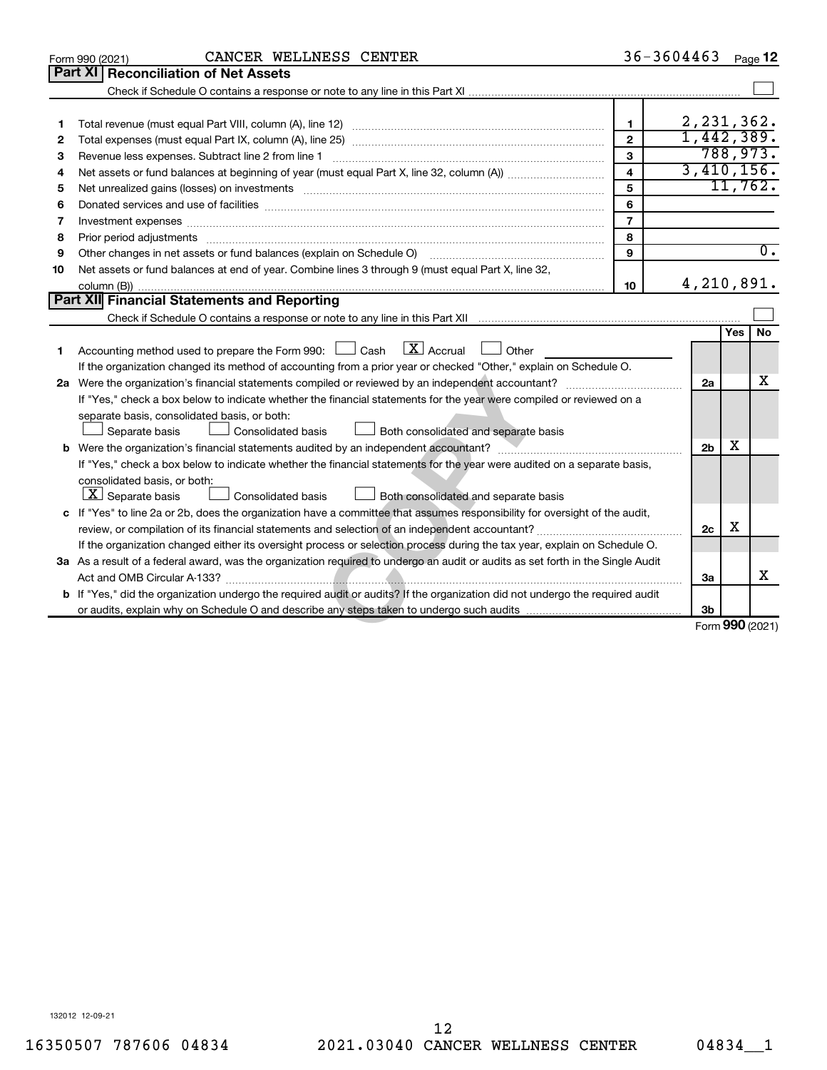Form 990 (2021) CANCER WELLNESS CENTER 36-3604463 Page 12

## Part XI Reconciliation of Net Assets

Check if Schedule O contains a response or note to any line in this Part XI ☐

| | | | |
|---|---|---|---|
| 1 | Total revenue (must equal Part VIII, column (A), line 12) | 1 | 2,231,362. |
| 2 | Total expenses (must equal Part IX, column (A), line 25) | 2 | 1,442,389. |
| 3 | Revenue less expenses. Subtract line 2 from line 1 | 3 | 788,973. |
| 4 | Net assets or fund balances at beginning of year (must equal Part X, line 32, column (A)) | 4 | 3,410,156. |
| 5 | Net unrealized gains (losses) on investments | 5 | 11,762. |
| 6 | Donated services and use of facilities | 6 | |
| 7 | Investment expenses | 7 | |
| 8 | Prior period adjustments | 8 | |
| 9 | Other changes in net assets or fund balances (explain on Schedule O) | 9 | 0. |
| 10 | Net assets or fund balances at end of year. Combine lines 3 through 9 (must equal Part X, line 32, column (B)) | 10 | 4,210,891. |

## Part XII Financial Statements and Reporting

Check if Schedule O contains a response or note to any line in this Part XII ☐

| | | | Yes | No |
|---|---|---|---|---|
| 1 | Accounting method used to prepare the Form 990: ☐ Cash ☒ Accrual ☐ Other<br>If the organization changed its method of accounting from a prior year or checked "Other," explain on Schedule O. | | | |
| 2a | Were the organization's financial statements compiled or reviewed by an independent accountant? | 2a | | X |
| | If "Yes," check a box below to indicate whether the financial statements for the year were compiled or reviewed on a separate basis, consolidated basis, or both:<br>☐ Separate basis ☐ Consolidated basis ☐ Both consolidated and separate basis | | | |
| b | Were the organization's financial statements audited by an independent accountant? | 2b | X | |
| | If "Yes," check a box below to indicate whether the financial statements for the year were audited on a separate basis, consolidated basis, or both:<br>☒ Separate basis ☐ Consolidated basis ☐ Both consolidated and separate basis | | | |
| c | If "Yes" to line 2a or 2b, does the organization have a committee that assumes responsibility for oversight of the audit, review, or compilation of its financial statements and selection of an independent accountant? | 2c | X | |
| | If the organization changed either its oversight process or selection process during the tax year, explain on Schedule O. | | | |
| 3a | As a result of a federal award, was the organization required to undergo an audit or audits as set forth in the Single Audit Act and OMB Circular A-133? | 3a | | X |
| b | If "Yes," did the organization undergo the required audit or audits? If the organization did not undergo the required audit or audits, explain why on Schedule O and describe any steps taken to undergo such audits | 3b | | |

Form 990 (2021)

132012 12-09-21

16350507 787606 04834 2021.03040 CANCER WELLNESS CENTER 04834__1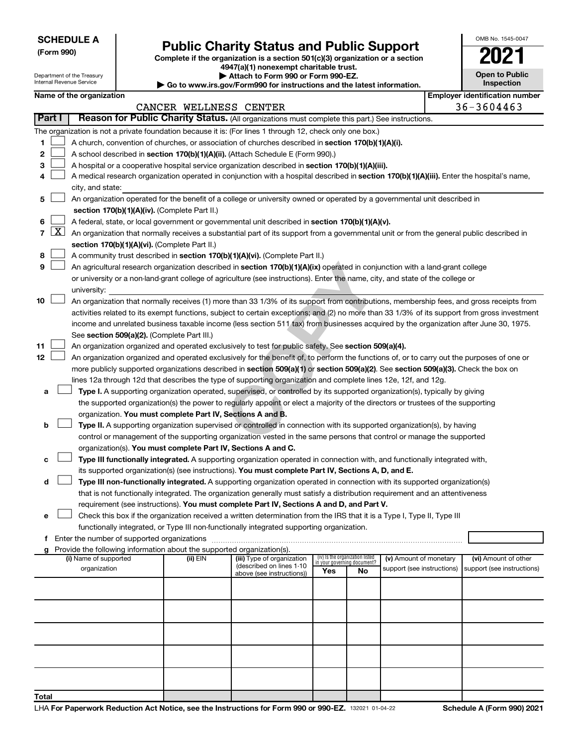**SCHEDULE A**
**(Form 990)**

Department of the Treasury
Internal Revenue Service

# Public Charity Status and Public Support

**Complete if the organization is a section 501(c)(3) organization or a section 4947(a)(1) nonexempt charitable trust.**
**▶ Attach to Form 990 or Form 990-EZ.**
**▶ Go to www.irs.gov/Form990 for instructions and the latest information.**

OMB No. 1545-0047

**2021**

**Open to Public Inspection**

**Name of the organization:** CANCER WELLNESS CENTER

**Employer identification number:** 36-3604463

**Part I — Reason for Public Charity Status.** (All organizations must complete this part.) See instructions.

The organization is not a private foundation because it is: (For lines 1 through 12, check only one box.)

1. ☐ A church, convention of churches, or association of churches described in **section 170(b)(1)(A)(i).**
2. ☐ A school described in **section 170(b)(1)(A)(ii).** (Attach Schedule E (Form 990).)
3. ☐ A hospital or a cooperative hospital service organization described in **section 170(b)(1)(A)(iii).**
4. ☐ A medical research organization operated in conjunction with a hospital described in **section 170(b)(1)(A)(iii).** Enter the hospital's name, city, and state:
5. ☐ An organization operated for the benefit of a college or university owned or operated by a governmental unit described in **section 170(b)(1)(A)(iv).** (Complete Part II.)
6. ☐ A federal, state, or local government or governmental unit described in **section 170(b)(1)(A)(v).**
7. ☒ An organization that normally receives a substantial part of its support from a governmental unit or from the general public described in **section 170(b)(1)(A)(vi).** (Complete Part II.)
8. ☐ A community trust described in **section 170(b)(1)(A)(vi).** (Complete Part II.)
9. ☐ An agricultural research organization described in **section 170(b)(1)(A)(ix)** operated in conjunction with a land-grant college or university or a non-land-grant college of agriculture (see instructions). Enter the name, city, and state of the college or university:
10. ☐ An organization that normally receives (1) more than 33 1/3% of its support from contributions, membership fees, and gross receipts from activities related to its exempt functions, subject to certain exceptions; and (2) no more than 33 1/3% of its support from gross investment income and unrelated business taxable income (less section 511 tax) from businesses acquired by the organization after June 30, 1975. See **section 509(a)(2).** (Complete Part III.)
11. ☐ An organization organized and operated exclusively to test for public safety. See **section 509(a)(4).**
12. ☐ An organization organized and operated exclusively for the benefit of, to perform the functions of, or to carry out the purposes of one or more publicly supported organizations described in **section 509(a)(1)** or **section 509(a)(2)**. See **section 509(a)(3).** Check the box on lines 12a through 12d that describes the type of supporting organization and complete lines 12e, 12f, and 12g.
   - **a** ☐ **Type I.** A supporting organization operated, supervised, or controlled by its supported organization(s), typically by giving the supported organization(s) the power to regularly appoint or elect a majority of the directors or trustees of the supporting organization. **You must complete Part IV, Sections A and B.**
   - **b** ☐ **Type II.** A supporting organization supervised or controlled in connection with its supported organization(s), by having control or management of the supporting organization vested in the same persons that control or manage the supported organization(s). **You must complete Part IV, Sections A and C.**
   - **c** ☐ **Type III functionally integrated.** A supporting organization operated in connection with, and functionally integrated with, its supported organization(s) (see instructions). **You must complete Part IV, Sections A, D, and E.**
   - **d** ☐ **Type III non-functionally integrated.** A supporting organization operated in connection with its supported organization(s) that is not functionally integrated. The organization generally must satisfy a distribution requirement and an attentiveness requirement (see instructions). **You must complete Part IV, Sections A and D, and Part V.**
   - **e** ☐ Check this box if the organization received a written determination from the IRS that it is a Type I, Type II, Type III functionally integrated, or Type III non-functionally integrated supporting organization.
   - **f** Enter the number of supported organizations
   - **g** Provide the following information about the supported organization(s).

| (i) Name of supported organization | (ii) EIN | (iii) Type of organization (described on lines 1-10 above (see instructions)) | (iv) Is the organization listed in your governing document? Yes | No | (v) Amount of monetary support (see instructions) | (vi) Amount of other support (see instructions) |
|---|---|---|---|---|---|---|
| | | | | | | |
| | | | | | | |
| | | | | | | |
| | | | | | | |
| | | | | | | |
| **Total** | | | | | | |

LHA **For Paperwork Reduction Act Notice, see the Instructions for Form 990 or 990-EZ.** 132021 01-04-22 **Schedule A (Form 990) 2021**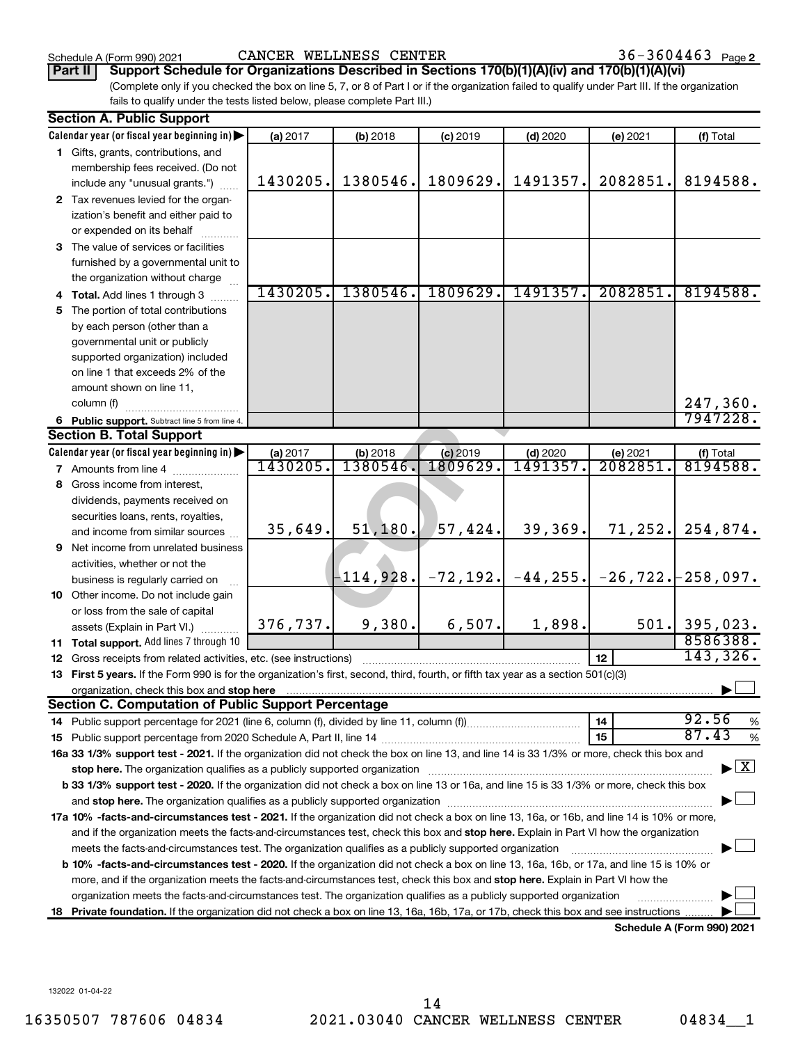Schedule A (Form 990) 2021 CANCER WELLNESS CENTER 36-3604463 Page 2

**Part II** **Support Schedule for Organizations Described in Sections 170(b)(1)(A)(iv) and 170(b)(1)(A)(vi)**

(Complete only if you checked the box on line 5, 7, or 8 of Part I or if the organization failed to qualify under Part III. If the organization fails to qualify under the tests listed below, please complete Part III.)

**Section A. Public Support**

| Calendar year (or fiscal year beginning in) | (a) 2017 | (b) 2018 | (c) 2019 | (d) 2020 | (e) 2021 | (f) Total |
|---|---|---|---|---|---|---|
| 1 Gifts, grants, contributions, and membership fees received. (Do not include any "unusual grants.") | 1430205. | 1380546. | 1809629. | 1491357. | 2082851. | 8194588. |
| 2 Tax revenues levied for the organization's benefit and either paid to or expended on its behalf | | | | | | |
| 3 The value of services or facilities furnished by a governmental unit to the organization without charge | | | | | | |
| 4 **Total.** Add lines 1 through 3 | 1430205. | 1380546. | 1809629. | 1491357. | 2082851. | 8194588. |
| 5 The portion of total contributions by each person (other than a governmental unit or publicly supported organization) included on line 1 that exceeds 2% of the amount shown on line 11, column (f) | | | | | | 247,360. |
| 6 **Public support.** Subtract line 5 from line 4. | | | | | | 7947228. |

**Section B. Total Support**

| Calendar year (or fiscal year beginning in) | (a) 2017 | (b) 2018 | (c) 2019 | (d) 2020 | (e) 2021 | (f) Total |
|---|---|---|---|---|---|---|
| 7 Amounts from line 4 | 1430205. | 1380546. | 1809629. | 1491357. | 2082851. | 8194588. |
| 8 Gross income from interest, dividends, payments received on securities loans, rents, royalties, and income from similar sources | 35,649. | 51,180. | 57,424. | 39,369. | 71,252. | 254,874. |
| 9 Net income from unrelated business activities, whether or not the business is regularly carried on | | -114,928. | -72,192. | -44,255. | -26,722. | -258,097. |
| 10 Other income. Do not include gain or loss from the sale of capital assets (Explain in Part VI.) | 376,737. | 9,380. | 6,507. | 1,898. | 501. | 395,023. |
| 11 **Total support.** Add lines 7 through 10 | | | | | | 8586388. |
| 12 Gross receipts from related activities, etc. (see instructions) | | | | | 12 | 143,326. |

**13 First 5 years.** If the Form 990 is for the organization's first, second, third, fourth, or fifth tax year as a section 501(c)(3) organization, check this box and **stop here** ☐

**Section C. Computation of Public Support Percentage**

| | | |
|---|---|---|
| 14 Public support percentage for 2021 (line 6, column (f), divided by line 11, column (f)) | 14 | 92.56 % |
| 15 Public support percentage from 2020 Schedule A, Part II, line 14 | 15 | 87.43 % |

**16a 33 1/3% support test - 2021.** If the organization did not check the box on line 13, and line 14 is 33 1/3% or more, check this box and **stop here.** The organization qualifies as a publicly supported organization ☒

**b 33 1/3% support test - 2020.** If the organization did not check a box on line 13 or 16a, and line 15 is 33 1/3% or more, check this box and **stop here.** The organization qualifies as a publicly supported organization ☐

**17a 10% -facts-and-circumstances test - 2021.** If the organization did not check a box on line 13, 16a, or 16b, and line 14 is 10% or more, and if the organization meets the facts-and-circumstances test, check this box and **stop here.** Explain in Part VI how the organization meets the facts-and-circumstances test. The organization qualifies as a publicly supported organization ☐

**b 10% -facts-and-circumstances test - 2020.** If the organization did not check a box on line 13, 16a, 16b, or 17a, and line 15 is 10% or more, and if the organization meets the facts-and-circumstances test, check this box and **stop here.** Explain in Part VI how the organization meets the facts-and-circumstances test. The organization qualifies as a publicly supported organization ☐

**18 Private foundation.** If the organization did not check a box on line 13, 16a, 16b, 17a, or 17b, check this box and see instructions ☐

**Schedule A (Form 990) 2021**

132022 01-04-22

16350507 787606 04834 2021.03040 CANCER WELLNESS CENTER 04834__1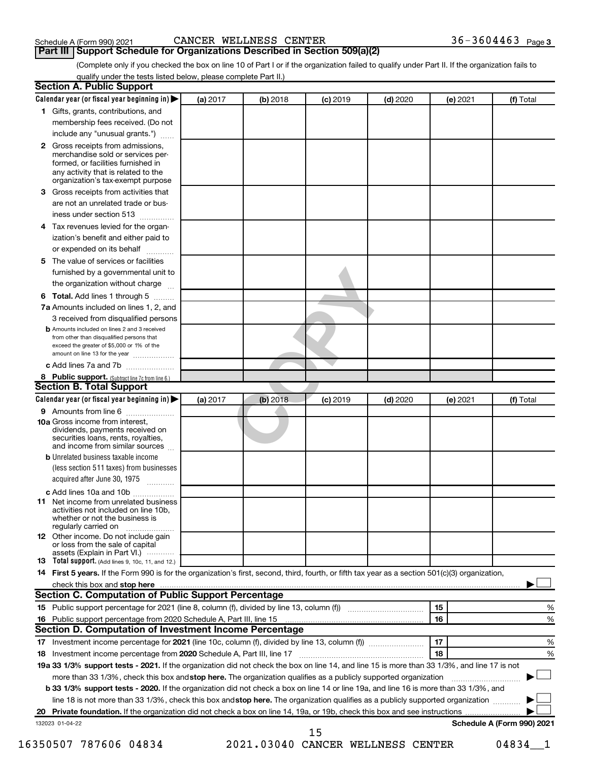Schedule A (Form 990) 2021 CANCER WELLNESS CENTER 36-3604463 Page 3

## Part III Support Schedule for Organizations Described in Section 509(a)(2)

(Complete only if you checked the box on line 10 of Part I or if the organization failed to qualify under Part II. If the organization fails to qualify under the tests listed below, please complete Part II.)

### Section A. Public Support

| Calendar year (or fiscal year beginning in) ▶ | (a) 2017 | (b) 2018 | (c) 2019 | (d) 2020 | (e) 2021 | (f) Total |
|---|---|---|---|---|---|---|
| **1** Gifts, grants, contributions, and membership fees received. (Do not include any "unusual grants.") | | | | | | |
| **2** Gross receipts from admissions, merchandise sold or services performed, or facilities furnished in any activity that is related to the organization's tax-exempt purpose | | | | | | |
| **3** Gross receipts from activities that are not an unrelated trade or business under section 513 | | | | | | |
| **4** Tax revenues levied for the organization's benefit and either paid to or expended on its behalf | | | | | | |
| **5** The value of services or facilities furnished by a governmental unit to the organization without charge | | | | | | |
| **6 Total.** Add lines 1 through 5 | | | | | | |
| **7a** Amounts included on lines 1, 2, and 3 received from disqualified persons | | | | | | |
| **b** Amounts included on lines 2 and 3 received from other than disqualified persons that exceed the greater of $5,000 or 1% of the amount on line 13 for the year | | | | | | |
| **c** Add lines 7a and 7b | | | | | | |
| **8 Public support.** (Subtract line 7c from line 6.) | | | | | | |

### Section B. Total Support

| Calendar year (or fiscal year beginning in) ▶ | (a) 2017 | (b) 2018 | (c) 2019 | (d) 2020 | (e) 2021 | (f) Total |
|---|---|---|---|---|---|---|
| **9** Amounts from line 6 | | | | | | |
| **10a** Gross income from interest, dividends, payments received on securities loans, rents, royalties, and income from similar sources | | | | | | |
| **b** Unrelated business taxable income (less section 511 taxes) from businesses acquired after June 30, 1975 | | | | | | |
| **c** Add lines 10a and 10b | | | | | | |
| **11** Net income from unrelated business activities not included on line 10b, whether or not the business is regularly carried on | | | | | | |
| **12** Other income. Do not include gain or loss from the sale of capital assets (Explain in Part VI.) | | | | | | |
| **13 Total support.** (Add lines 9, 10c, 11, and 12.) | | | | | | |

**14 First 5 years.** If the Form 990 is for the organization's first, second, third, fourth, or fifth tax year as a section 501(c)(3) organization, check this box and **stop here** ▶ ☐

### Section C. Computation of Public Support Percentage

| | | | |
|---|---|---|---|
| **15** | Public support percentage for 2021 (line 8, column (f), divided by line 13, column (f)) | 15 | % |
| **16** | Public support percentage from 2020 Schedule A, Part III, line 15 | 16 | % |

### Section D. Computation of Investment Income Percentage

| | | | |
|---|---|---|---|
| **17** | Investment income percentage for **2021** (line 10c, column (f), divided by line 13, column (f)) | 17 | % |
| **18** | Investment income percentage from **2020** Schedule A, Part III, line 17 | 18 | % |

**19a 33 1/3% support tests - 2021.** If the organization did not check the box on line 14, and line 15 is more than 33 1/3%, and line 17 is not more than 33 1/3%, check this box and **stop here.** The organization qualifies as a publicly supported organization ▶ ☐

**b 33 1/3% support tests - 2020.** If the organization did not check a box on line 14 or line 19a, and line 16 is more than 33 1/3%, and line 18 is not more than 33 1/3%, check this box and **stop here.** The organization qualifies as a publicly supported organization ▶ ☐

**20 Private foundation.** If the organization did not check a box on line 14, 19a, or 19b, check this box and see instructions ▶ ☐

132023 01-04-22 **Schedule A (Form 990) 2021**

16350507 787606 04834 2021.03040 CANCER WELLNESS CENTER 04834__1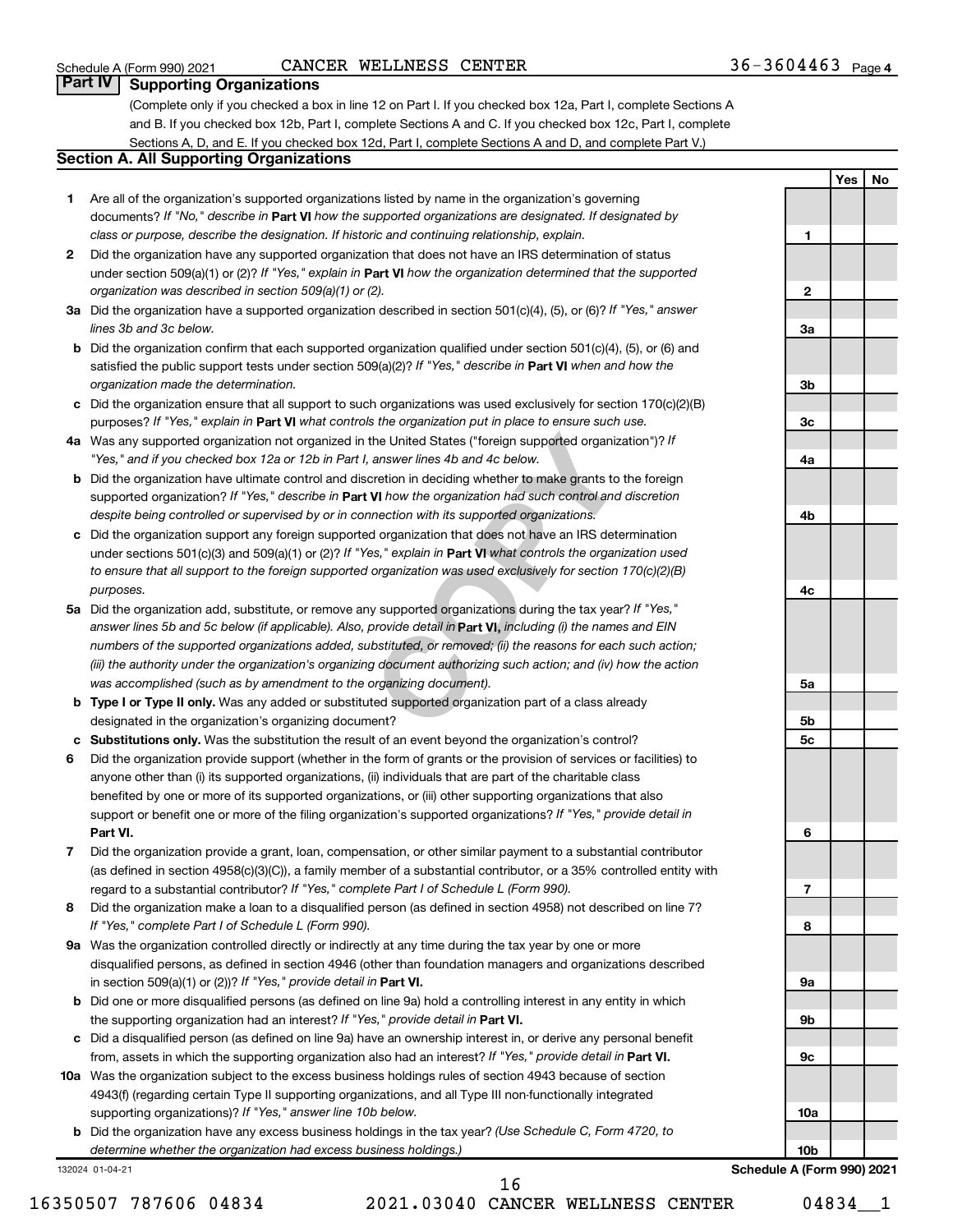Schedule A (Form 990) 2021 CANCER WELLNESS CENTER 36-3604463 Page 4

## Part IV Supporting Organizations

(Complete only if you checked a box in line 12 on Part I. If you checked box 12a, Part I, complete Sections A and B. If you checked box 12b, Part I, complete Sections A and C. If you checked box 12c, Part I, complete Sections A, D, and E. If you checked box 12d, Part I, complete Sections A and D, and complete Part V.)

### Section A. All Supporting Organizations

| | | Line | Yes | No |
|---|---|---|---|---|
| 1 | Are all of the organization's supported organizations listed by name in the organization's governing documents? *If "No," describe in* **Part VI** *how the supported organizations are designated. If designated by class or purpose, describe the designation. If historic and continuing relationship, explain.* | 1 | | |
| 2 | Did the organization have any supported organization that does not have an IRS determination of status under section 509(a)(1) or (2)? *If "Yes," explain in* **Part VI** *how the organization determined that the supported organization was described in section 509(a)(1) or (2).* | 2 | | |
| 3a | Did the organization have a supported organization described in section 501(c)(4), (5), or (6)? *If "Yes," answer lines 3b and 3c below.* | 3a | | |
| b | Did the organization confirm that each supported organization qualified under section 501(c)(4), (5), or (6) and satisfied the public support tests under section 509(a)(2)? *If "Yes," describe in* **Part VI** *when and how the organization made the determination.* | 3b | | |
| c | Did the organization ensure that all support to such organizations was used exclusively for section 170(c)(2)(B) purposes? *If "Yes," explain in* **Part VI** *what controls the organization put in place to ensure such use.* | 3c | | |
| 4a | Was any supported organization not organized in the United States ("foreign supported organization")? *If "Yes," and if you checked box 12a or 12b in Part I, answer lines 4b and 4c below.* | 4a | | |
| b | Did the organization have ultimate control and discretion in deciding whether to make grants to the foreign supported organization? *If "Yes," describe in* **Part VI** *how the organization had such control and discretion despite being controlled or supervised by or in connection with its supported organizations.* | 4b | | |
| c | Did the organization support any foreign supported organization that does not have an IRS determination under sections 501(c)(3) and 509(a)(1) or (2)? *If "Yes," explain in* **Part VI** *what controls the organization used to ensure that all support to the foreign supported organization was used exclusively for section 170(c)(2)(B) purposes.* | 4c | | |
| 5a | Did the organization add, substitute, or remove any supported organizations during the tax year? *If "Yes," answer lines 5b and 5c below (if applicable). Also, provide detail in* **Part VI,** *including (i) the names and EIN numbers of the supported organizations added, substituted, or removed; (ii) the reasons for each such action; (iii) the authority under the organization's organizing document authorizing such action; and (iv) how the action was accomplished (such as by amendment to the organizing document).* | 5a | | |
| b | **Type I or Type II only.** Was any added or substituted supported organization part of a class already designated in the organization's organizing document? | 5b | | |
| c | **Substitutions only.** Was the substitution the result of an event beyond the organization's control? | 5c | | |
| 6 | Did the organization provide support (whether in the form of grants or the provision of services or facilities) to anyone other than (i) its supported organizations, (ii) individuals that are part of the charitable class benefited by one or more of its supported organizations, or (iii) other supporting organizations that also support or benefit one or more of the filing organization's supported organizations? *If "Yes," provide detail in* **Part VI.** | 6 | | |
| 7 | Did the organization provide a grant, loan, compensation, or other similar payment to a substantial contributor (as defined in section 4958(c)(3)(C)), a family member of a substantial contributor, or a 35% controlled entity with regard to a substantial contributor? *If "Yes," complete Part I of Schedule L (Form 990).* | 7 | | |
| 8 | Did the organization make a loan to a disqualified person (as defined in section 4958) not described on line 7? *If "Yes," complete Part I of Schedule L (Form 990).* | 8 | | |
| 9a | Was the organization controlled directly or indirectly at any time during the tax year by one or more disqualified persons, as defined in section 4946 (other than foundation managers and organizations described in section 509(a)(1) or (2))? *If "Yes," provide detail in* **Part VI.** | 9a | | |
| b | Did one or more disqualified persons (as defined on line 9a) hold a controlling interest in any entity in which the supporting organization had an interest? *If "Yes," provide detail in* **Part VI.** | 9b | | |
| c | Did a disqualified person (as defined on line 9a) have an ownership interest in, or derive any personal benefit from, assets in which the supporting organization also had an interest? *If "Yes," provide detail in* **Part VI.** | 9c | | |
| 10a | Was the organization subject to the excess business holdings rules of section 4943 because of section 4943(f) (regarding certain Type II supporting organizations, and all Type III non-functionally integrated supporting organizations)? *If "Yes," answer line 10b below.* | 10a | | |
| b | Did the organization have any excess business holdings in the tax year? *(Use Schedule C, Form 4720, to determine whether the organization had excess business holdings.)* | 10b | | |

132024 01-04-21

Schedule A (Form 990) 2021

16350507 787606 04834 2021.03040 CANCER WELLNESS CENTER 04834__1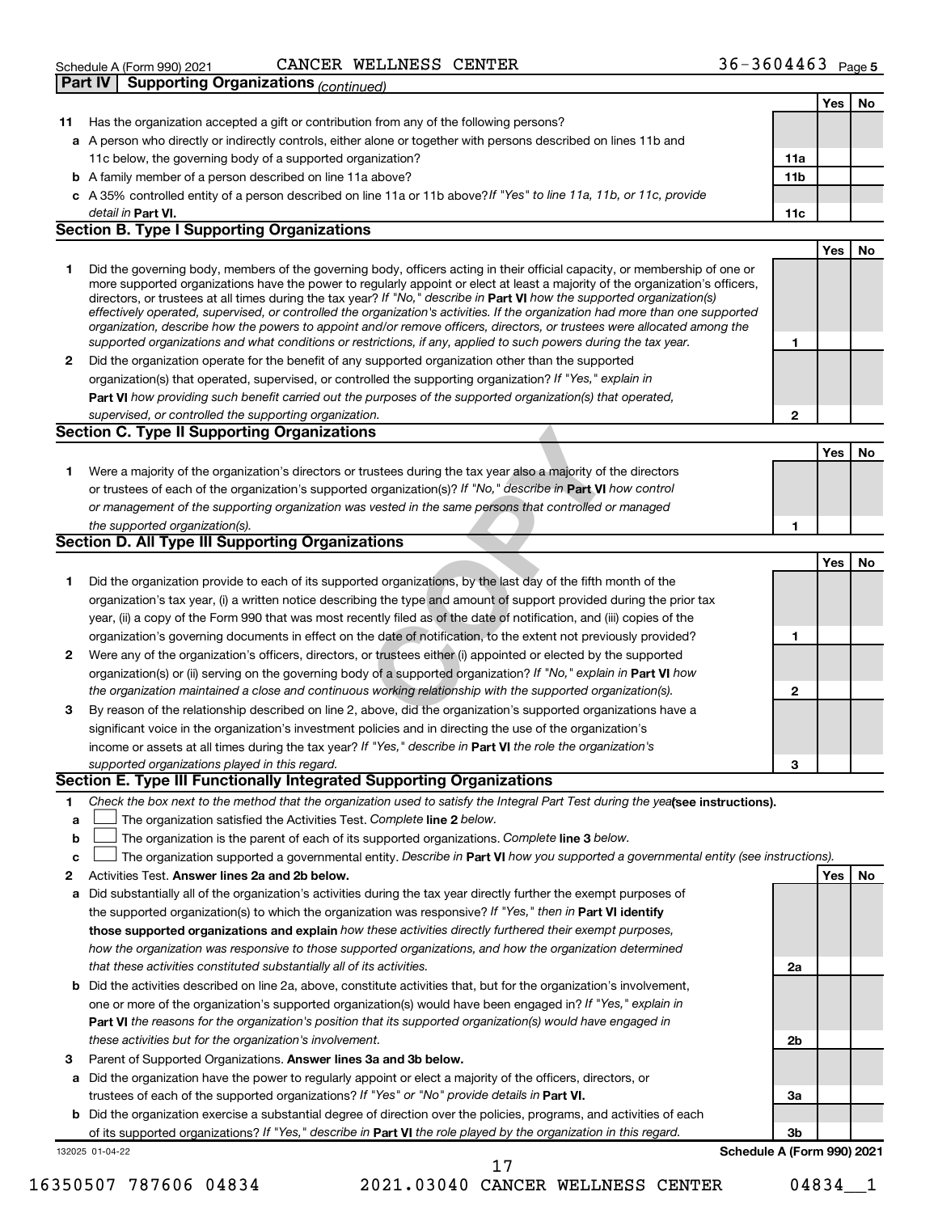Schedule A (Form 990) 2021 CANCER WELLNESS CENTER 36-3604463 Page 5

## Part IV Supporting Organizations *(continued)*

| | | | Yes | No |
|---|---|---|---|---|
| **11** | Has the organization accepted a gift or contribution from any of the following persons? | | | |
| **a** | A person who directly or indirectly controls, either alone or together with persons described on lines 11b and 11c below, the governing body of a supported organization? | 11a | | |
| **b** | A family member of a person described on line 11a above? | 11b | | |
| **c** | A 35% controlled entity of a person described on line 11a or 11b above? *If "Yes" to line 11a, 11b, or 11c, provide detail in* **Part VI.** | 11c | | |

### Section B. Type I Supporting Organizations

| | | | Yes | No |
|---|---|---|---|---|
| **1** | Did the governing body, members of the governing body, officers acting in their official capacity, or membership of one or more supported organizations have the power to regularly appoint or elect at least a majority of the organization's officers, directors, or trustees at all times during the tax year? *If "No," describe in* **Part VI** *how the supported organization(s) effectively operated, supervised, or controlled the organization's activities. If the organization had more than one supported organization, describe how the powers to appoint and/or remove officers, directors, or trustees were allocated among the supported organizations and what conditions or restrictions, if any, applied to such powers during the tax year.* | 1 | | |
| **2** | Did the organization operate for the benefit of any supported organization other than the supported organization(s) that operated, supervised, or controlled the supporting organization? *If "Yes," explain in* **Part VI** *how providing such benefit carried out the purposes of the supported organization(s) that operated, supervised, or controlled the supporting organization.* | 2 | | |

### Section C. Type II Supporting Organizations

| | | | Yes | No |
|---|---|---|---|---|
| **1** | Were a majority of the organization's directors or trustees during the tax year also a majority of the directors or trustees of each of the organization's supported organization(s)? *If "No," describe in* **Part VI** *how control or management of the supporting organization was vested in the same persons that controlled or managed the supported organization(s).* | 1 | | |

### Section D. All Type III Supporting Organizations

| | | | Yes | No |
|---|---|---|---|---|
| **1** | Did the organization provide to each of its supported organizations, by the last day of the fifth month of the organization's tax year, (i) a written notice describing the type and amount of support provided during the prior tax year, (ii) a copy of the Form 990 that was most recently filed as of the date of notification, and (iii) copies of the organization's governing documents in effect on the date of notification, to the extent not previously provided? | 1 | | |
| **2** | Were any of the organization's officers, directors, or trustees either (i) appointed or elected by the supported organization(s) or (ii) serving on the governing body of a supported organization? *If "No," explain in* **Part VI** *how the organization maintained a close and continuous working relationship with the supported organization(s).* | 2 | | |
| **3** | By reason of the relationship described on line 2, above, did the organization's supported organizations have a significant voice in the organization's investment policies and in directing the use of the organization's income or assets at all times during the tax year? *If "Yes," describe in* **Part VI** *the role the organization's supported organizations played in this regard.* | 3 | | |

### Section E. Type III Functionally Integrated Supporting Organizations

**1** *Check the box next to the method that the organization used to satisfy the Integral Part Test during the year* **(see instructions).**

- **a** ☐ The organization satisfied the Activities Test. *Complete* **line 2** *below.*
- **b** ☐ The organization is the parent of each of its supported organizations. *Complete* **line 3** *below.*
- **c** ☐ The organization supported a governmental entity. *Describe in* **Part VI** *how you supported a governmental entity (see instructions).*

| | | | Yes | No |
|---|---|---|---|---|
| **2** | Activities Test. **Answer lines 2a and 2b below.** | | | |
| **a** | Did substantially all of the organization's activities during the tax year directly further the exempt purposes of the supported organization(s) to which the organization was responsive? *If "Yes," then in* **Part VI identify those supported organizations and explain** *how these activities directly furthered their exempt purposes, how the organization was responsive to those supported organizations, and how the organization determined that these activities constituted substantially all of its activities.* | 2a | | |
| **b** | Did the activities described on line 2a, above, constitute activities that, but for the organization's involvement, one or more of the organization's supported organization(s) would have been engaged in? *If "Yes," explain in* **Part VI** *the reasons for the organization's position that its supported organization(s) would have engaged in these activities but for the organization's involvement.* | 2b | | |
| **3** | Parent of Supported Organizations. **Answer lines 3a and 3b below.** | | | |
| **a** | Did the organization have the power to regularly appoint or elect a majority of the officers, directors, or trustees of each of the supported organizations? *If "Yes" or "No" provide details in* **Part VI.** | 3a | | |
| **b** | Did the organization exercise a substantial degree of direction over the policies, programs, and activities of each of its supported organizations? *If "Yes," describe in* **Part VI** *the role played by the organization in this regard.* | 3b | | |

132025 01-04-22 **Schedule A (Form 990) 2021**

16350507 787606 04834 2021.03040 CANCER WELLNESS CENTER 04834__1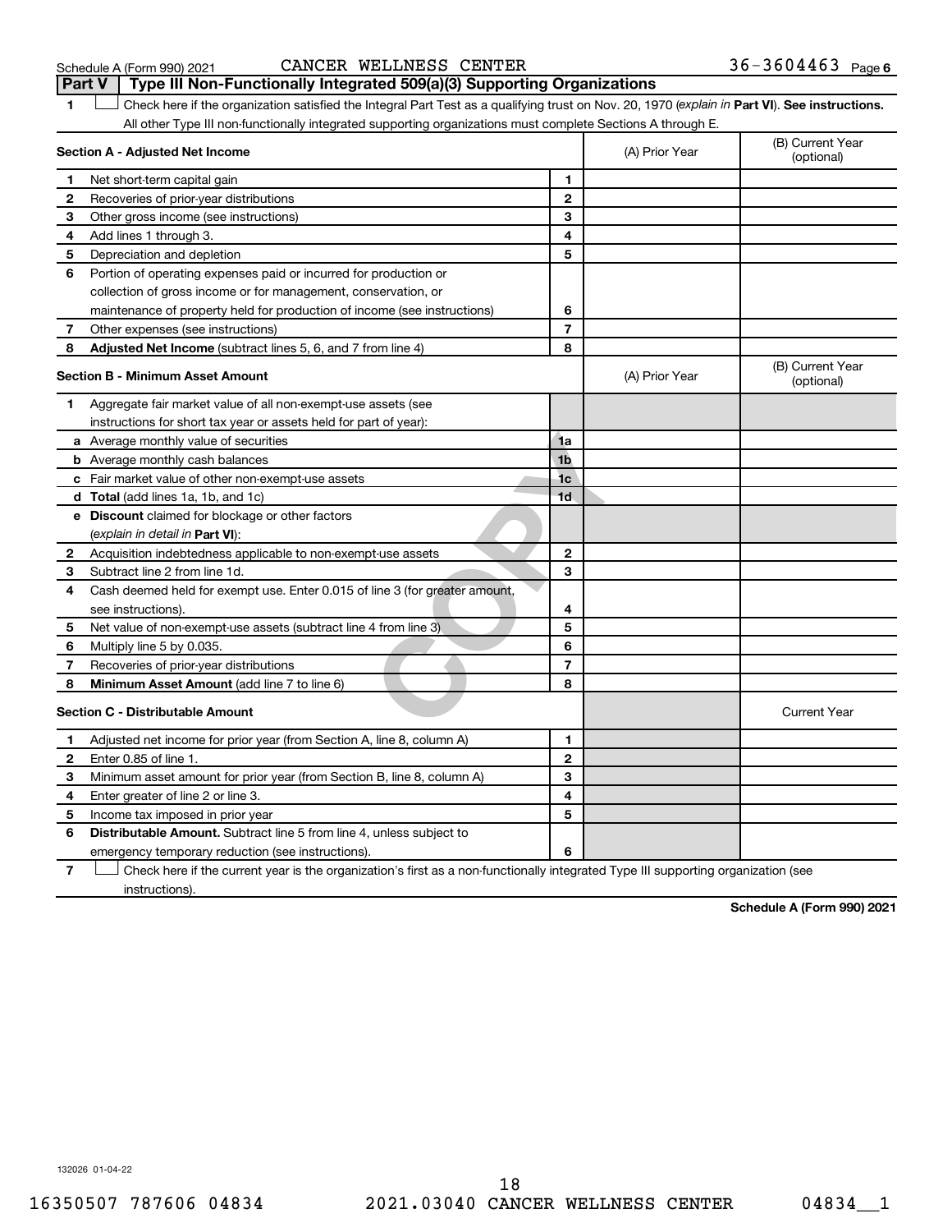Schedule A (Form 990) 2021 CANCER WELLNESS CENTER 36-3604463 Page 6

## Part V Type III Non-Functionally Integrated 509(a)(3) Supporting Organizations

1 ☐ Check here if the organization satisfied the Integral Part Test as a qualifying trust on Nov. 20, 1970 (*explain in* **Part VI**). **See instructions.** All other Type III non-functionally integrated supporting organizations must complete Sections A through E.

| **Section A - Adjusted Net Income** | | | (A) Prior Year | (B) Current Year (optional) |
|---|---|---|---|---|
| 1 | Net short-term capital gain | 1 | | |
| 2 | Recoveries of prior-year distributions | 2 | | |
| 3 | Other gross income (see instructions) | 3 | | |
| 4 | Add lines 1 through 3. | 4 | | |
| 5 | Depreciation and depletion | 5 | | |
| 6 | Portion of operating expenses paid or incurred for production or collection of gross income or for management, conservation, or maintenance of property held for production of income (see instructions) | 6 | | |
| 7 | Other expenses (see instructions) | 7 | | |
| 8 | **Adjusted Net Income** (subtract lines 5, 6, and 7 from line 4) | 8 | | |

| **Section B - Minimum Asset Amount** | | | (A) Prior Year | (B) Current Year (optional) |
|---|---|---|---|---|
| 1 | Aggregate fair market value of all non-exempt-use assets (see instructions for short tax year or assets held for part of year): | | | |
| a | Average monthly value of securities | 1a | | |
| b | Average monthly cash balances | 1b | | |
| c | Fair market value of other non-exempt-use assets | 1c | | |
| d | **Total** (add lines 1a, 1b, and 1c) | 1d | | |
| e | **Discount** claimed for blockage or other factors (*explain in detail in* **Part VI**): | | | |
| 2 | Acquisition indebtedness applicable to non-exempt-use assets | 2 | | |
| 3 | Subtract line 2 from line 1d. | 3 | | |
| 4 | Cash deemed held for exempt use. Enter 0.015 of line 3 (for greater amount, see instructions). | 4 | | |
| 5 | Net value of non-exempt-use assets (subtract line 4 from line 3) | 5 | | |
| 6 | Multiply line 5 by 0.035. | 6 | | |
| 7 | Recoveries of prior-year distributions | 7 | | |
| 8 | **Minimum Asset Amount** (add line 7 to line 6) | 8 | | |

| **Section C - Distributable Amount** | | | | Current Year |
|---|---|---|---|---|
| 1 | Adjusted net income for prior year (from Section A, line 8, column A) | 1 | | |
| 2 | Enter 0.85 of line 1. | 2 | | |
| 3 | Minimum asset amount for prior year (from Section B, line 8, column A) | 3 | | |
| 4 | Enter greater of line 2 or line 3. | 4 | | |
| 5 | Income tax imposed in prior year | 5 | | |
| 6 | **Distributable Amount.** Subtract line 5 from line 4, unless subject to emergency temporary reduction (see instructions). | 6 | | |

7 ☐ Check here if the current year is the organization's first as a non-functionally integrated Type III supporting organization (see instructions).

**Schedule A (Form 990) 2021**

132026 01-04-22

16350507 787606 04834 2021.03040 CANCER WELLNESS CENTER 04834__1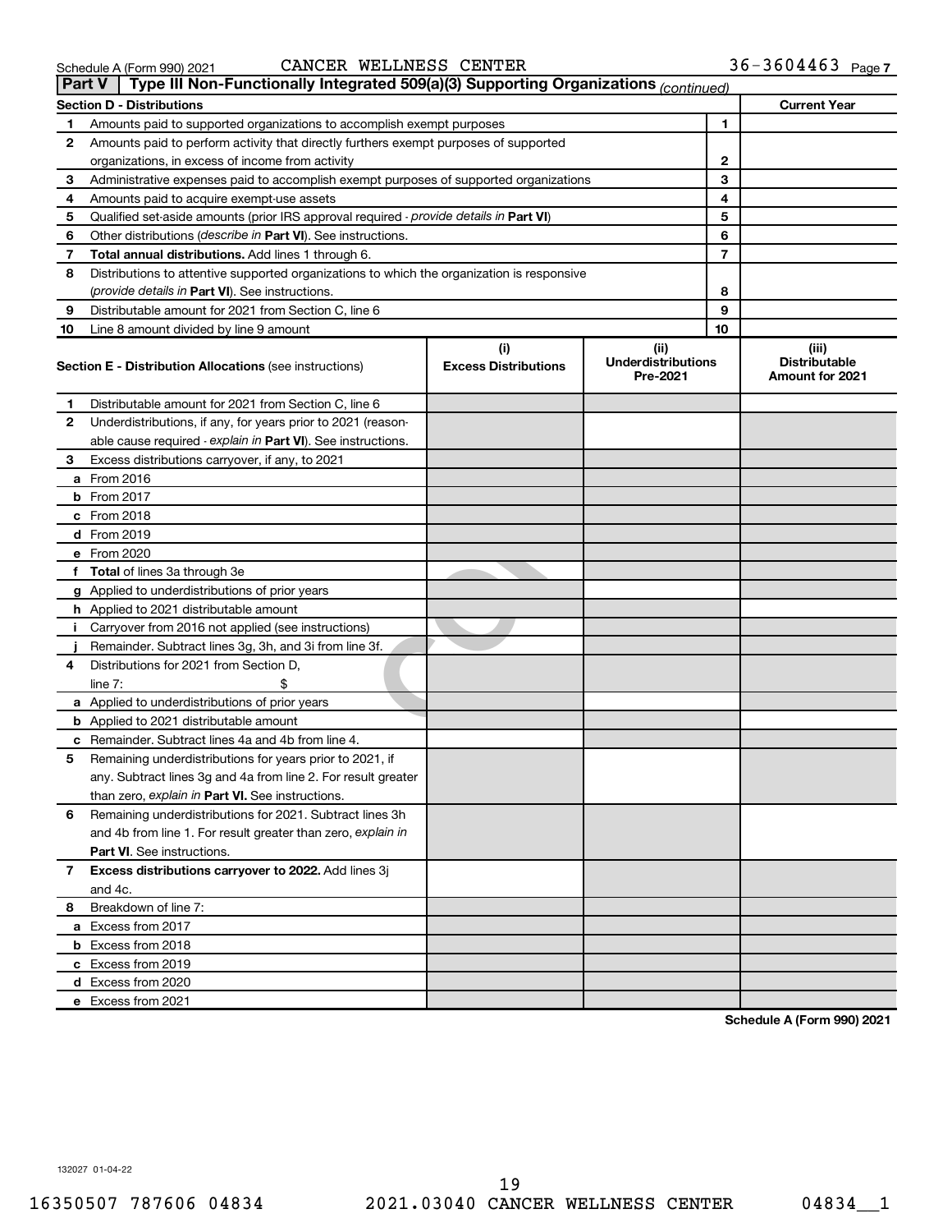Schedule A (Form 990) 2021 CANCER WELLNESS CENTER 36-3604463

## Part V | Type III Non-Functionally Integrated 509(a)(3) Supporting Organizations *(continued)*

| **Section D - Distributions** | | **Current Year** |
|---|---|---|
| **1** Amounts paid to supported organizations to accomplish exempt purposes | 1 | |
| **2** Amounts paid to perform activity that directly furthers exempt purposes of supported organizations, in excess of income from activity | 2 | |
| **3** Administrative expenses paid to accomplish exempt purposes of supported organizations | 3 | |
| **4** Amounts paid to acquire exempt-use assets | 4 | |
| **5** Qualified set-aside amounts (prior IRS approval required - *provide details in* **Part VI**) | 5 | |
| **6** Other distributions (*describe in* **Part VI**). See instructions. | 6 | |
| **7** **Total annual distributions.** Add lines 1 through 6. | 7 | |
| **8** Distributions to attentive supported organizations to which the organization is responsive (*provide details in* **Part VI**). See instructions. | 8 | |
| **9** Distributable amount for 2021 from Section C, line 6 | 9 | |
| **10** Line 8 amount divided by line 9 amount | 10 | |

| **Section E - Distribution Allocations** (see instructions) | (i) **Excess Distributions** | (ii) **Underdistributions Pre-2021** | (iii) **Distributable Amount for 2021** |
|---|---|---|---|
| **1** Distributable amount for 2021 from Section C, line 6 | | | |
| **2** Underdistributions, if any, for years prior to 2021 (reasonable cause required - *explain in* **Part VI**). See instructions. | | | |
| **3** Excess distributions carryover, if any, to 2021 | | | |
| **a** From 2016 | | | |
| **b** From 2017 | | | |
| **c** From 2018 | | | |
| **d** From 2019 | | | |
| **e** From 2020 | | | |
| **f** **Total** of lines 3a through 3e | | | |
| **g** Applied to underdistributions of prior years | | | |
| **h** Applied to 2021 distributable amount | | | |
| **i** Carryover from 2016 not applied (see instructions) | | | |
| **j** Remainder. Subtract lines 3g, 3h, and 3i from line 3f. | | | |
| **4** Distributions for 2021 from Section D, line 7: $ | | | |
| **a** Applied to underdistributions of prior years | | | |
| **b** Applied to 2021 distributable amount | | | |
| **c** Remainder. Subtract lines 4a and 4b from line 4. | | | |
| **5** Remaining underdistributions for years prior to 2021, if any. Subtract lines 3g and 4a from line 2. For result greater than zero, *explain in* **Part VI.** See instructions. | | | |
| **6** Remaining underdistributions for 2021. Subtract lines 3h and 4b from line 1. For result greater than zero, *explain in* **Part VI**. See instructions. | | | |
| **7** **Excess distributions carryover to 2022.** Add lines 3j and 4c. | | | |
| **8** Breakdown of line 7: | | | |
| **a** Excess from 2017 | | | |
| **b** Excess from 2018 | | | |
| **c** Excess from 2019 | | | |
| **d** Excess from 2020 | | | |
| **e** Excess from 2021 | | | |

**Schedule A (Form 990) 2021**

132027 01-04-22

16350507 787606 04834 2021.03040 CANCER WELLNESS CENTER 04834__1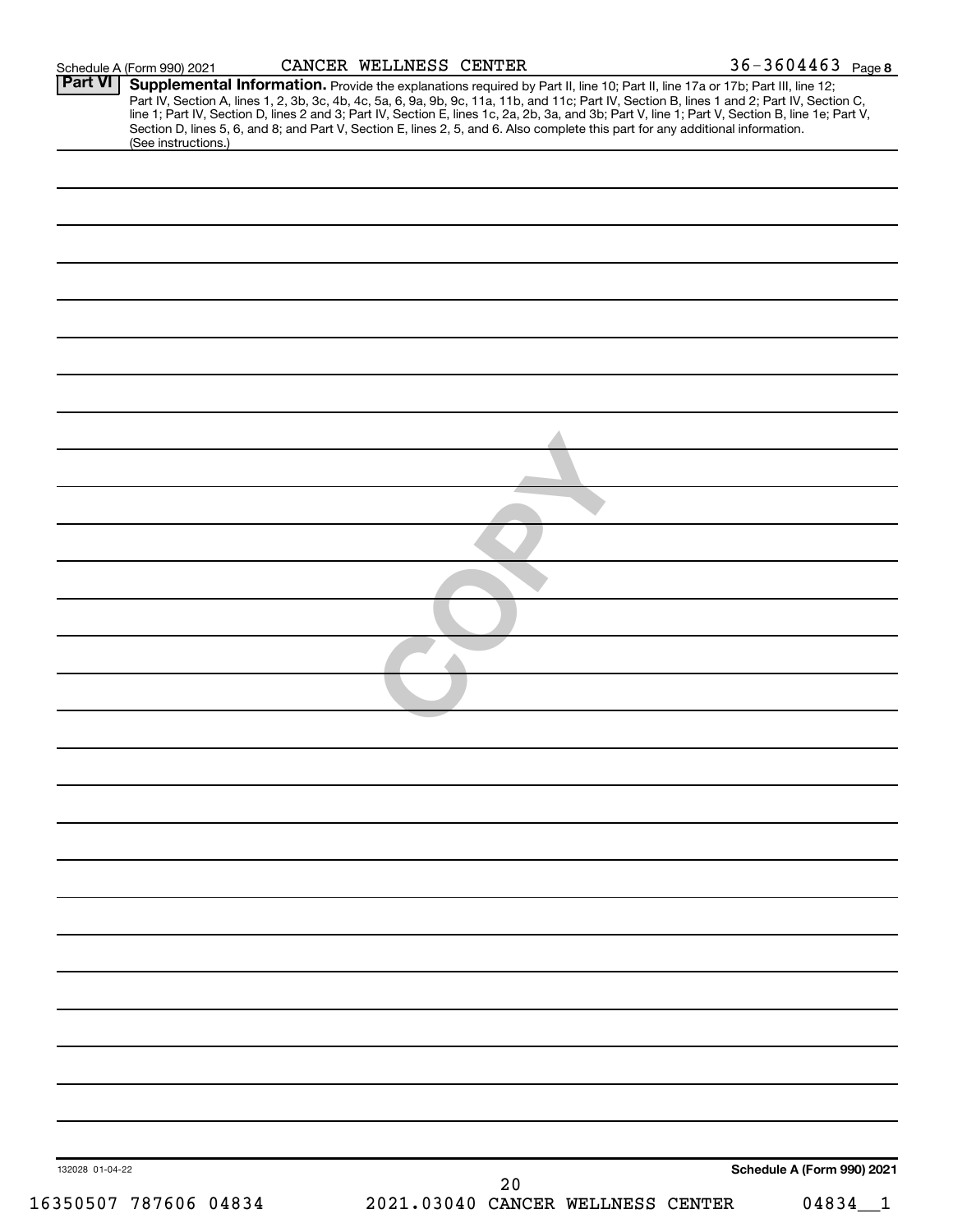Schedule A (Form 990) 2021 CANCER WELLNESS CENTER 36-3604463 Page 8

**Part VI** **Supplemental Information.** Provide the explanations required by Part II, line 10; Part II, line 17a or 17b; Part III, line 12; Part IV, Section A, lines 1, 2, 3b, 3c, 4b, 4c, 5a, 6, 9a, 9b, 9c, 11a, 11b, and 11c; Part IV, Section B, lines 1 and 2; Part IV, Section C, line 1; Part IV, Section D, lines 2 and 3; Part IV, Section E, lines 1c, 2a, 2b, 3a, and 3b; Part V, line 1; Part V, Section B, line 1e; Part V, Section D, lines 5, 6, and 8; and Part V, Section E, lines 2, 5, and 6. Also complete this part for any additional information. (See instructions.)

132028 01-04-22

**Schedule A (Form 990) 2021**

16350507 787606 04834 2021.03040 CANCER WELLNESS CENTER 04834__1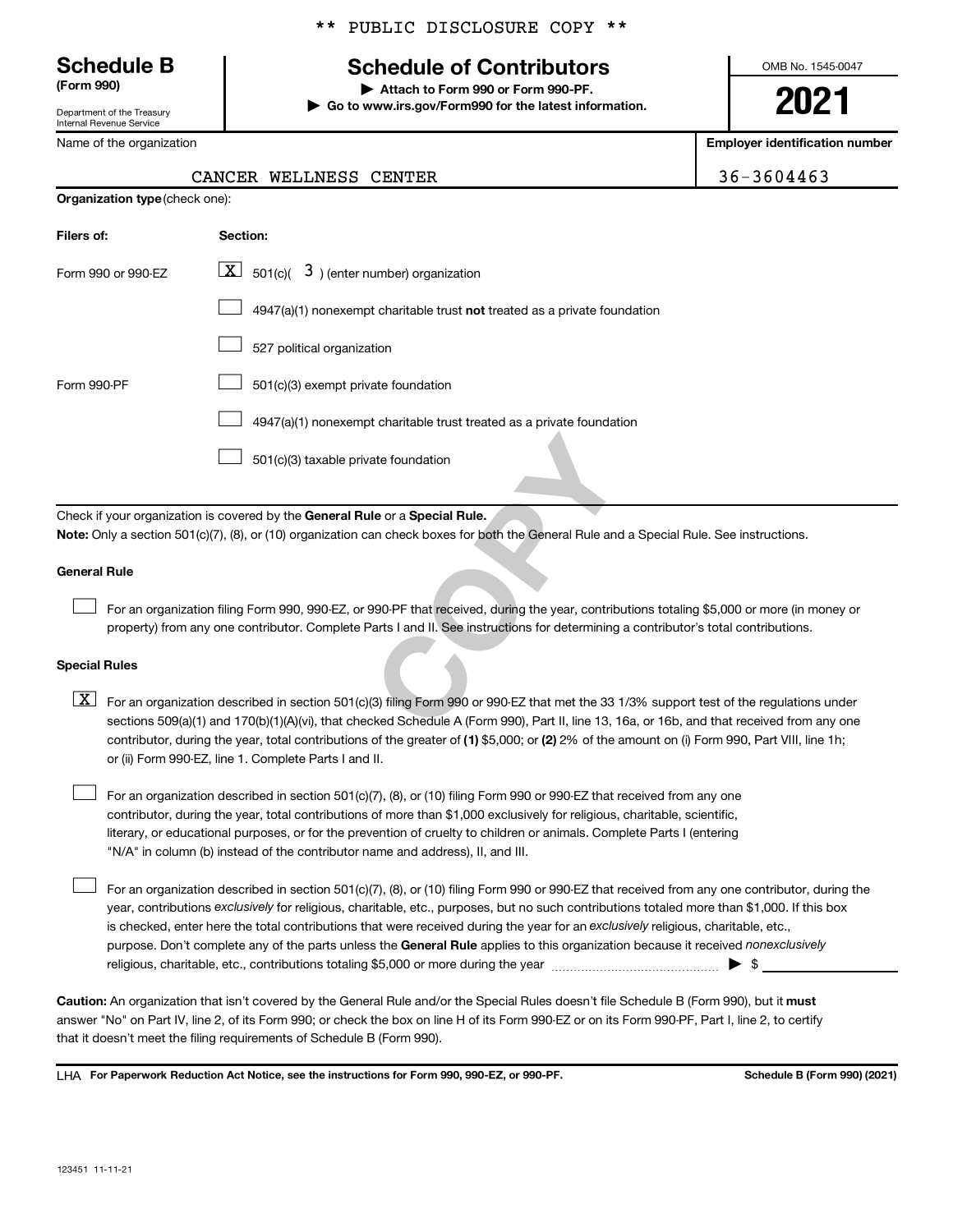** PUBLIC DISCLOSURE COPY **

# Schedule B
**(Form 990)**

Department of the Treasury
Internal Revenue Service

## Schedule of Contributors

▶ Attach to Form 990 or Form 990-PF.
▶ Go to www.irs.gov/Form990 for the latest information.

OMB No. 1545-0047

**2021**

| Name of the organization | Employer identification number |
|---|---|
| CANCER WELLNESS CENTER | 36-3604463 |

**Organization type** (check one):

| Filers of: | Section: |
|---|---|
| Form 990 or 990-EZ | [X] 501(c)( 3 ) (enter number) organization |
| | [ ] 4947(a)(1) nonexempt charitable trust **not** treated as a private foundation |
| | [ ] 527 political organization |
| Form 990-PF | [ ] 501(c)(3) exempt private foundation |
| | [ ] 4947(a)(1) nonexempt charitable trust treated as a private foundation |
| | [ ] 501(c)(3) taxable private foundation |

Check if your organization is covered by the **General Rule** or a **Special Rule.**

**Note:** Only a section 501(c)(7), (8), or (10) organization can check boxes for both the General Rule and a Special Rule. See instructions.

**General Rule**

[ ] For an organization filing Form 990, 990-EZ, or 990-PF that received, during the year, contributions totaling $5,000 or more (in money or property) from any one contributor. Complete Parts I and II. See instructions for determining a contributor's total contributions.

**Special Rules**

[X] For an organization described in section 501(c)(3) filing Form 990 or 990-EZ that met the 33 1/3% support test of the regulations under sections 509(a)(1) and 170(b)(1)(A)(vi), that checked Schedule A (Form 990), Part II, line 13, 16a, or 16b, and that received from any one contributor, during the year, total contributions of the greater of **(1)** $5,000; or **(2)** 2% of the amount on (i) Form 990, Part VIII, line 1h; or (ii) Form 990-EZ, line 1. Complete Parts I and II.

[ ] For an organization described in section 501(c)(7), (8), or (10) filing Form 990 or 990-EZ that received from any one contributor, during the year, total contributions of more than $1,000 exclusively for religious, charitable, scientific, literary, or educational purposes, or for the prevention of cruelty to children or animals. Complete Parts I (entering "N/A" in column (b) instead of the contributor name and address), II, and III.

[ ] For an organization described in section 501(c)(7), (8), or (10) filing Form 990 or 990-EZ that received from any one contributor, during the year, contributions *exclusively* for religious, charitable, etc., purposes, but no such contributions totaled more than $1,000. If this box is checked, enter here the total contributions that were received during the year for an *exclusively* religious, charitable, etc., purpose. Don't complete any of the parts unless the **General Rule** applies to this organization because it received *nonexclusively* religious, charitable, etc., contributions totaling $5,000 or more during the year ▶ $ \_\_\_\_\_\_\_\_

**Caution:** An organization that isn't covered by the General Rule and/or the Special Rules doesn't file Schedule B (Form 990), but it **must** answer "No" on Part IV, line 2, of its Form 990; or check the box on line H of its Form 990-EZ or on its Form 990-PF, Part I, line 2, to certify that it doesn't meet the filing requirements of Schedule B (Form 990).

LHA **For Paperwork Reduction Act Notice, see the instructions for Form 990, 990-EZ, or 990-PF.** **Schedule B (Form 990) (2021)**

123451 11-11-21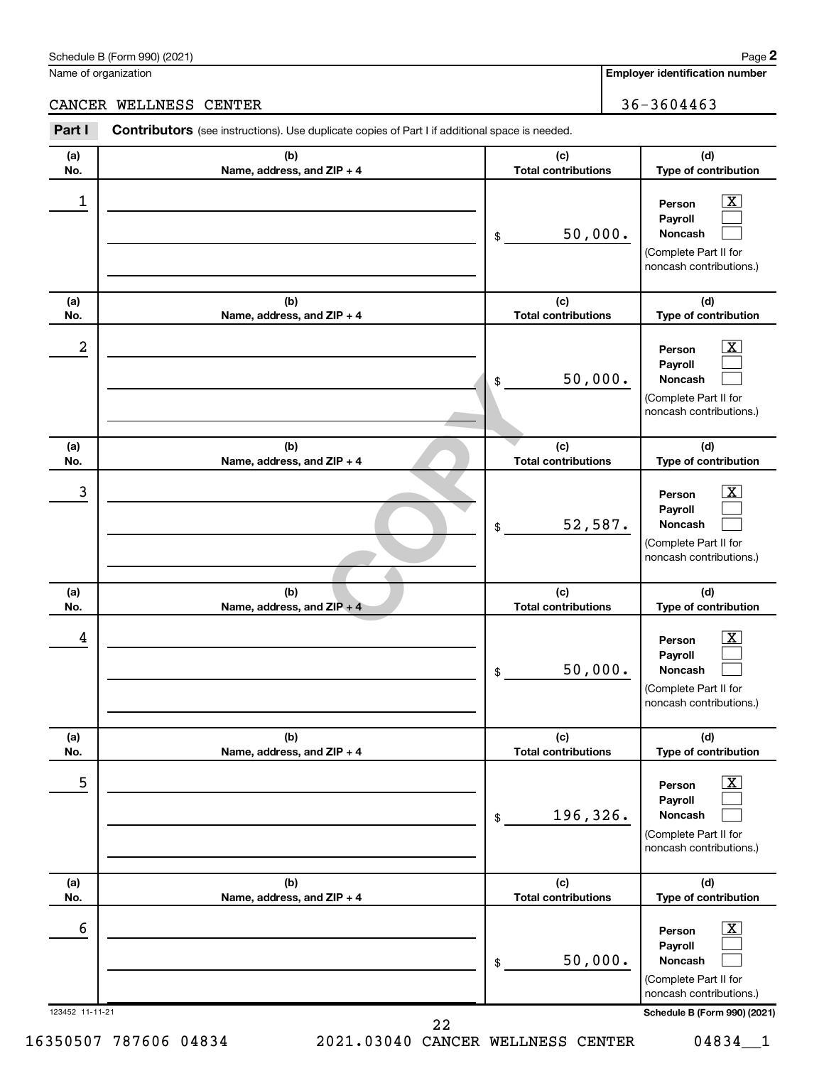Schedule B (Form 990) (2021)

Name of organization: CANCER WELLNESS CENTER

Employer identification number: 36-3604463

**Part I** **Contributors** (see instructions). Use duplicate copies of Part I if additional space is needed.

| (a) No. | (b) Name, address, and ZIP + 4 | (c) Total contributions | (d) Type of contribution |
|---|---|---|---|
| 1 | | $ 50,000. | Person [X] Payroll [ ] Noncash [ ] (Complete Part II for noncash contributions.) |
| 2 | | $ 50,000. | Person [X] Payroll [ ] Noncash [ ] (Complete Part II for noncash contributions.) |
| 3 | | $ 52,587. | Person [X] Payroll [ ] Noncash [ ] (Complete Part II for noncash contributions.) |
| 4 | | $ 50,000. | Person [X] Payroll [ ] Noncash [ ] (Complete Part II for noncash contributions.) |
| 5 | | $ 196,326. | Person [X] Payroll [ ] Noncash [ ] (Complete Part II for noncash contributions.) |
| 6 | | $ 50,000. | Person [X] Payroll [ ] Noncash [ ] (Complete Part II for noncash contributions.) |

COPY

123452 11-11-21

Schedule B (Form 990) (2021)

16350507 787606 04834 2021.03040 CANCER WELLNESS CENTER 04834__1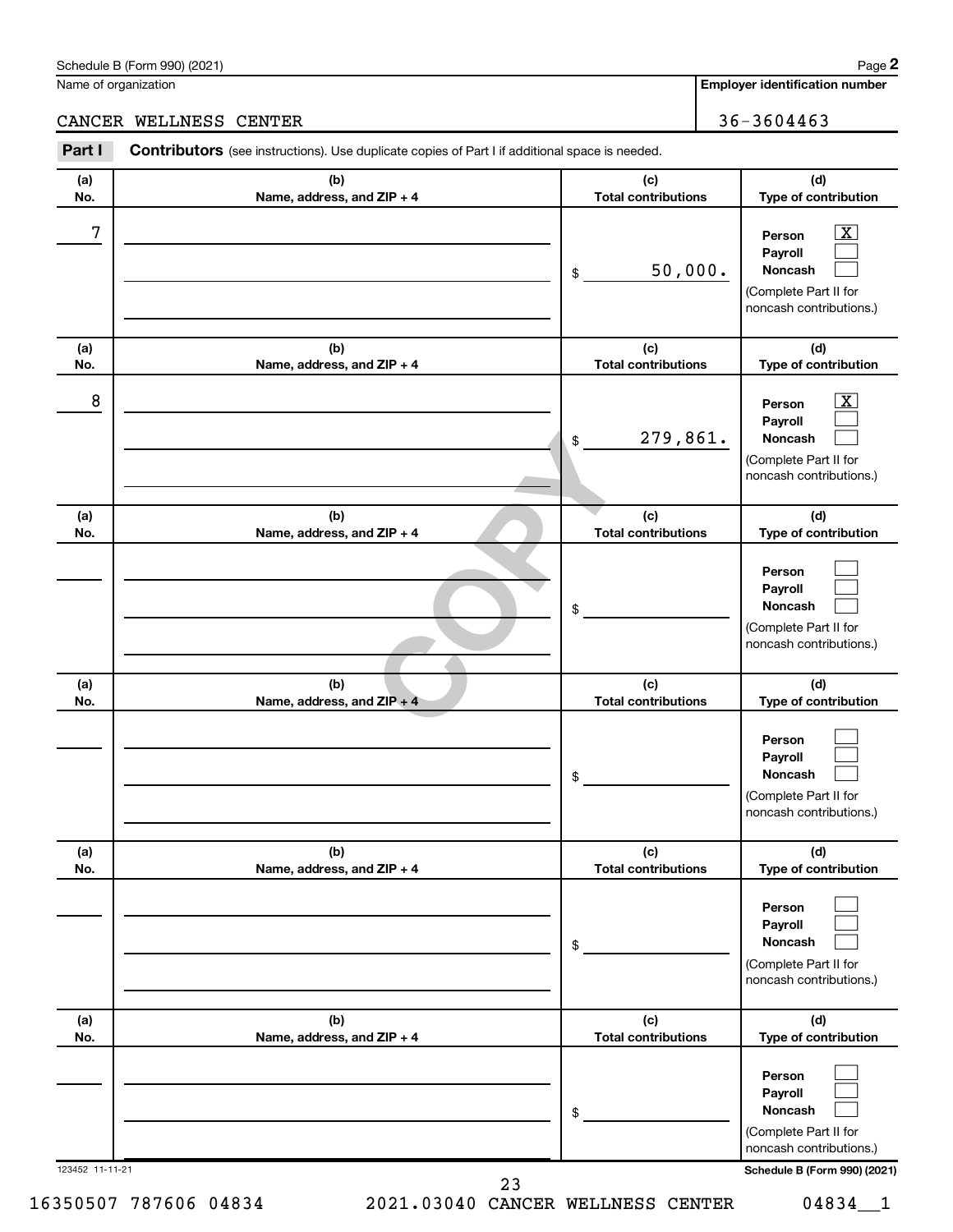Schedule B (Form 990) (2021) Page **2**

Name of organization: CANCER WELLNESS CENTER

**Employer identification number**: 36-3604463

**Part I** **Contributors** (see instructions). Use duplicate copies of Part I if additional space is needed.

| (a) No. | (b) Name, address, and ZIP + 4 | (c) Total contributions | (d) Type of contribution |
|---|---|---|---|
| 7 | | $ 50,000. | Person [X] Payroll [ ] Noncash [ ] (Complete Part II for noncash contributions.) |
| 8 | | $ 279,861. | Person [X] Payroll [ ] Noncash [ ] (Complete Part II for noncash contributions.) |
| | | $ | Person [ ] Payroll [ ] Noncash [ ] (Complete Part II for noncash contributions.) |
| | | $ | Person [ ] Payroll [ ] Noncash [ ] (Complete Part II for noncash contributions.) |
| | | $ | Person [ ] Payroll [ ] Noncash [ ] (Complete Part II for noncash contributions.) |
| | | $ | Person [ ] Payroll [ ] Noncash [ ] (Complete Part II for noncash contributions.) |

123452 11-11-21

**Schedule B (Form 990) (2021)**

16350507 787606 04834 2021.03040 CANCER WELLNESS CENTER 04834__1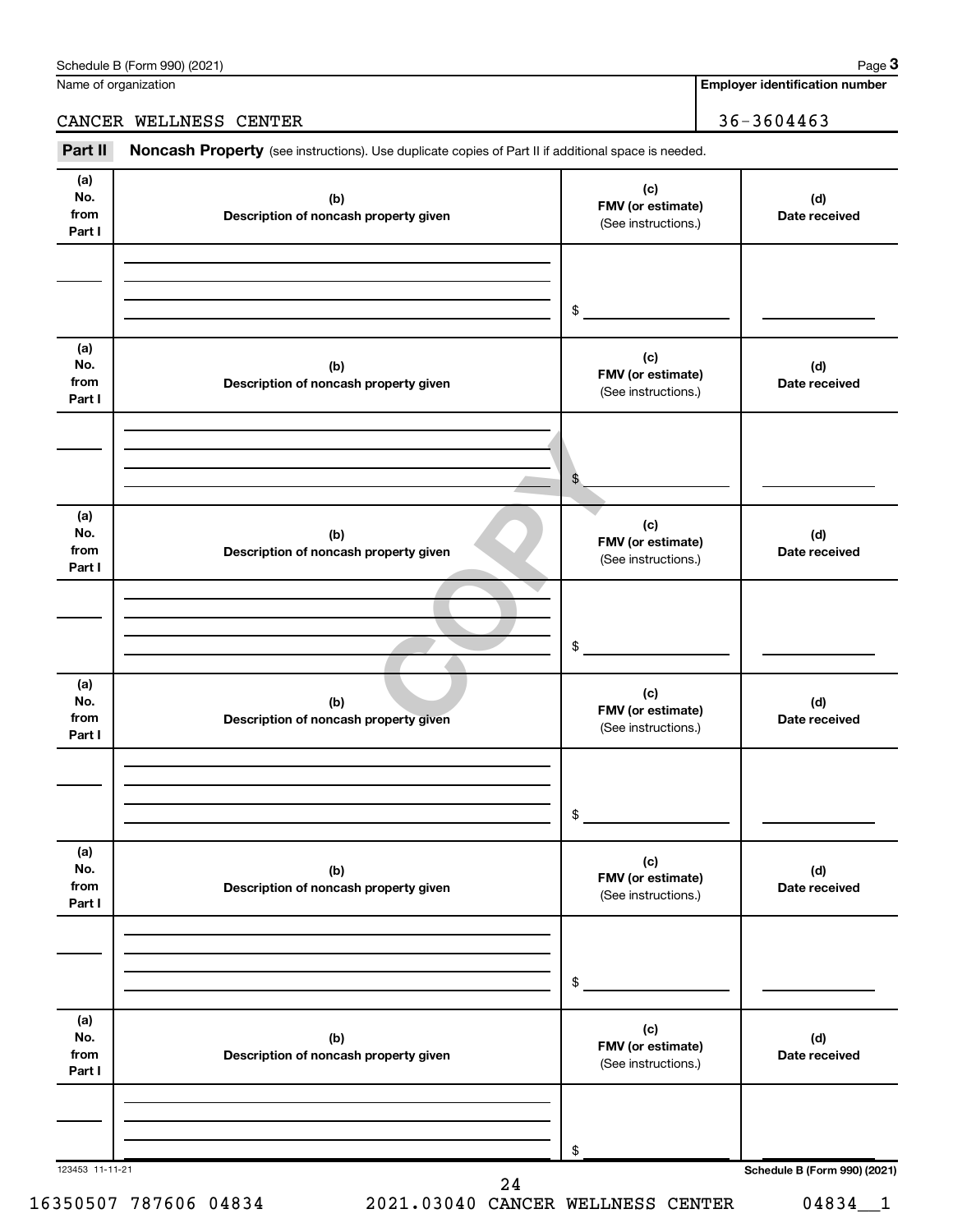Schedule B (Form 990) (2021) Page **3**

Name of organization

CANCER WELLNESS CENTER

**Employer identification number**

36-3604463

**Part II** **Noncash Property** (see instructions). Use duplicate copies of Part II if additional space is needed.

| (a) No. from Part I | (b) Description of noncash property given | (c) FMV (or estimate) (See instructions.) | (d) Date received |
|---|---|---|---|
| | | $ | |

| (a) No. from Part I | (b) Description of noncash property given | (c) FMV (or estimate) (See instructions.) | (d) Date received |
|---|---|---|---|
| | | $ | |

| (a) No. from Part I | (b) Description of noncash property given | (c) FMV (or estimate) (See instructions.) | (d) Date received |
|---|---|---|---|
| | | $ | |

| (a) No. from Part I | (b) Description of noncash property given | (c) FMV (or estimate) (See instructions.) | (d) Date received |
|---|---|---|---|
| | | $ | |

| (a) No. from Part I | (b) Description of noncash property given | (c) FMV (or estimate) (See instructions.) | (d) Date received |
|---|---|---|---|
| | | $ | |

| (a) No. from Part I | (b) Description of noncash property given | (c) FMV (or estimate) (See instructions.) | (d) Date received |
|---|---|---|---|
| | | $ | |

123453 11-11-21

**Schedule B (Form 990) (2021)**

COPY

16350507 787606 04834 2021.03040 CANCER WELLNESS CENTER 04834__1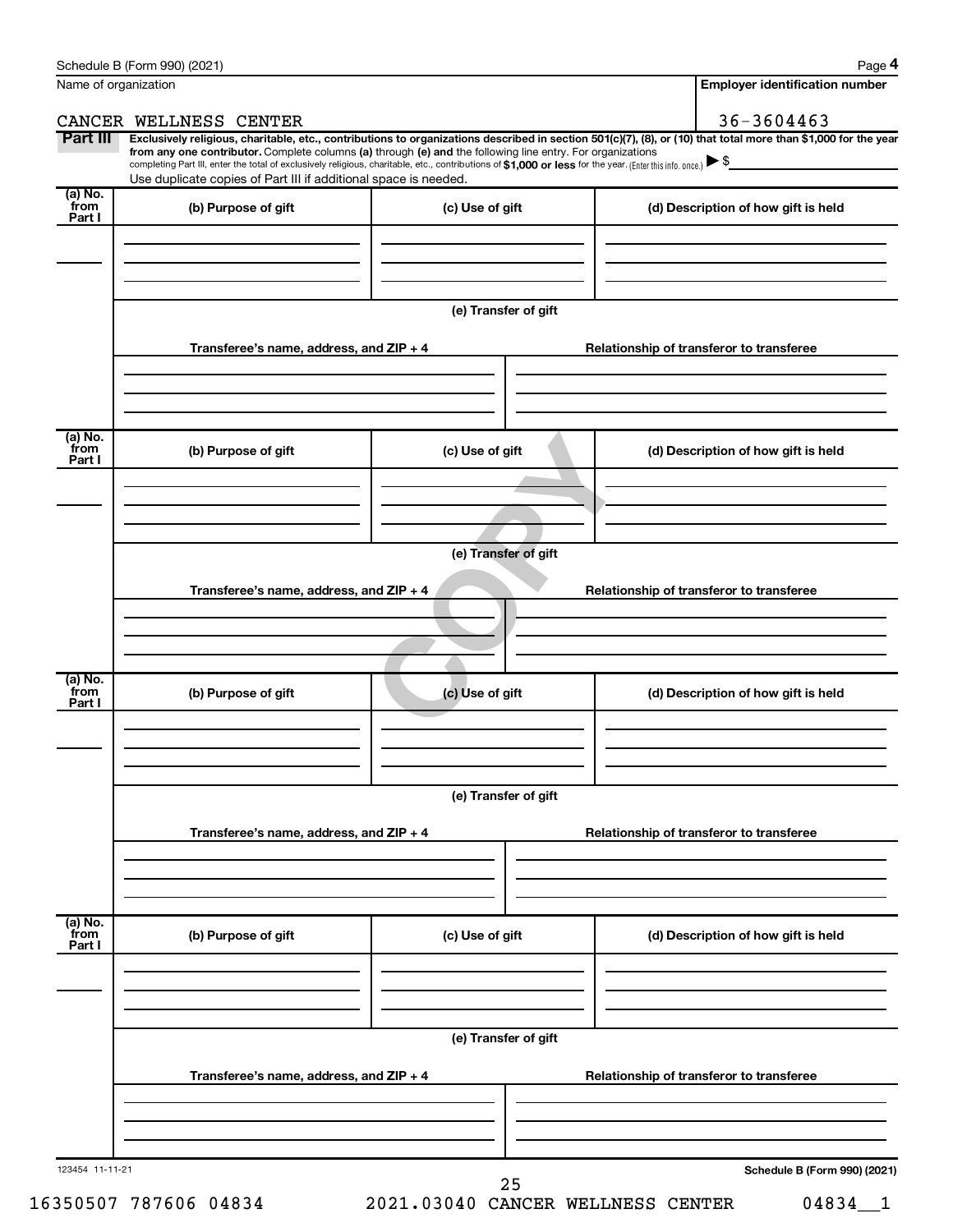Schedule B (Form 990) (2021) Page **4**

| Name of organization | Employer identification number |
|---|---|
| CANCER WELLNESS CENTER | 36-3604463 |

**Part III** **Exclusively religious, charitable, etc., contributions to organizations described in section 501(c)(7), (8), or (10) that total more than $1,000 for the year from any one contributor.** Complete columns **(a)** through **(e) and** the following line entry. For organizations completing Part III, enter the total of exclusively religious, charitable, etc., contributions of **$1,000 or less** for the year. (Enter this info. once.) ▶ $

Use duplicate copies of Part III if additional space is needed.

| (a) No. from Part I | (b) Purpose of gift | (c) Use of gift | (d) Description of how gift is held |
|---|---|---|---|
| | | | |

**(e) Transfer of gift**

| Transferee's name, address, and ZIP + 4 | Relationship of transferor to transferee |
|---|---|
| | |

| (a) No. from Part I | (b) Purpose of gift | (c) Use of gift | (d) Description of how gift is held |
|---|---|---|---|
| | | | |

**(e) Transfer of gift**

| Transferee's name, address, and ZIP + 4 | Relationship of transferor to transferee |
|---|---|
| | |

| (a) No. from Part I | (b) Purpose of gift | (c) Use of gift | (d) Description of how gift is held |
|---|---|---|---|
| | | | |

**(e) Transfer of gift**

| Transferee's name, address, and ZIP + 4 | Relationship of transferor to transferee |
|---|---|
| | |

| (a) No. from Part I | (b) Purpose of gift | (c) Use of gift | (d) Description of how gift is held |
|---|---|---|---|
| | | | |

**(e) Transfer of gift**

| Transferee's name, address, and ZIP + 4 | Relationship of transferor to transferee |
|---|---|
| | |

123454 11-11-21 **Schedule B (Form 990) (2021)**

16350507 787606 04834 2021.03040 CANCER WELLNESS CENTER 04834__1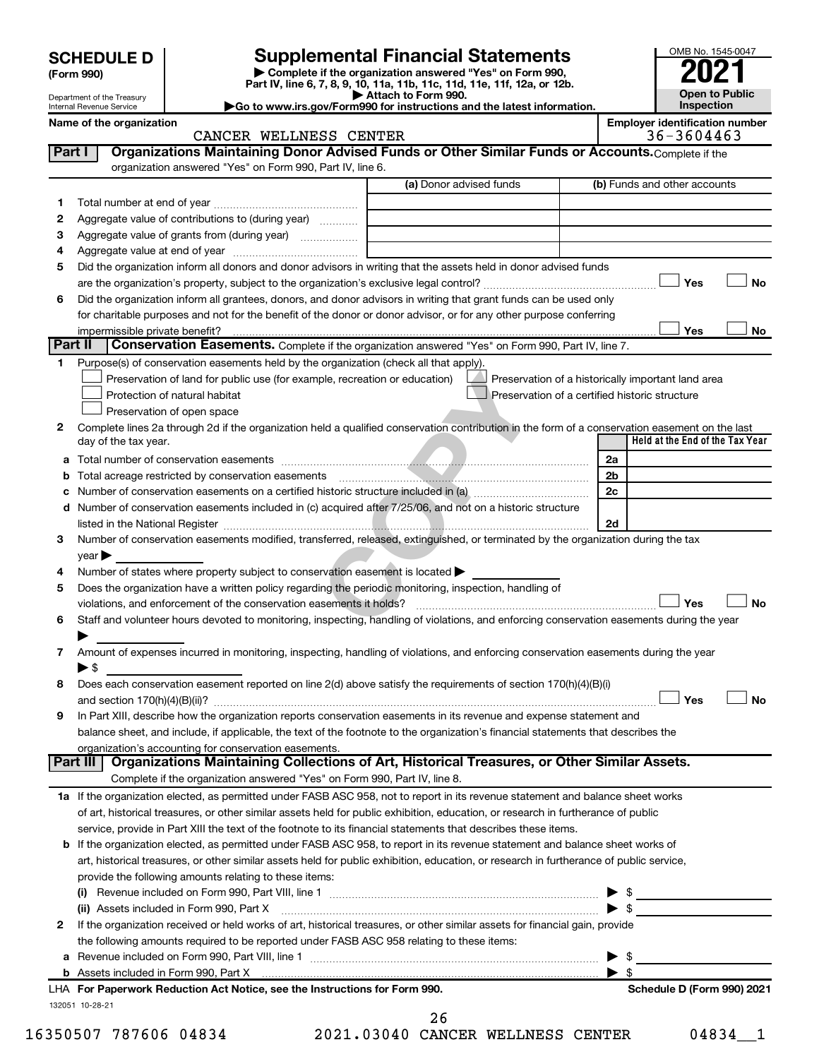**SCHEDULE D**
**(Form 990)**

Department of the Treasury
Internal Revenue Service

# Supplemental Financial Statements

▶ Complete if the organization answered "Yes" on Form 990, Part IV, line 6, 7, 8, 9, 10, 11a, 11b, 11c, 11d, 11e, 11f, 12a, or 12b.
▶ Attach to Form 990.
▶Go to www.irs.gov/Form990 for instructions and the latest information.

OMB No. 1545-0047
**2021**
**Open to Public Inspection**

Name of the organization: CANCER WELLNESS CENTER
Employer identification number: 36-3604463

**Part I — Organizations Maintaining Donor Advised Funds or Other Similar Funds or Accounts.** Complete if the organization answered "Yes" on Form 990, Part IV, line 6.

| | | (a) Donor advised funds | (b) Funds and other accounts |
|---|---|---|---|
| 1 | Total number at end of year | | |
| 2 | Aggregate value of contributions to (during year) | | |
| 3 | Aggregate value of grants from (during year) | | |
| 4 | Aggregate value at end of year | | |

5 Did the organization inform all donors and donor advisors in writing that the assets held in donor advised funds are the organization's property, subject to the organization's exclusive legal control? ☐ Yes ☐ No

6 Did the organization inform all grantees, donors, and donor advisors in writing that grant funds can be used only for charitable purposes and not for the benefit of the donor or donor advisor, or for any other purpose conferring impermissible private benefit? ☐ Yes ☐ No

**Part II — Conservation Easements.** Complete if the organization answered "Yes" on Form 990, Part IV, line 7.

1 Purpose(s) of conservation easements held by the organization (check all that apply).
- ☐ Preservation of land for public use (for example, recreation or education)
- ☐ Preservation of a historically important land area
- ☐ Protection of natural habitat
- ☐ Preservation of a certified historic structure
- ☐ Preservation of open space

2 Complete lines 2a through 2d if the organization held a qualified conservation contribution in the form of a conservation easement on the last day of the tax year.

| | | | Held at the End of the Tax Year |
|---|---|---|---|
| a | Total number of conservation easements | 2a | |
| b | Total acreage restricted by conservation easements | 2b | |
| c | Number of conservation easements on a certified historic structure included in (a) | 2c | |
| d | Number of conservation easements included in (c) acquired after 7/25/06, and not on a historic structure listed in the National Register | 2d | |

3 Number of conservation easements modified, transferred, released, extinguished, or terminated by the organization during the tax year ▶

4 Number of states where property subject to conservation easement is located ▶

5 Does the organization have a written policy regarding the periodic monitoring, inspection, handling of violations, and enforcement of the conservation easements it holds? ☐ Yes ☐ No

6 Staff and volunteer hours devoted to monitoring, inspecting, handling of violations, and enforcing conservation easements during the year ▶

7 Amount of expenses incurred in monitoring, inspecting, handling of violations, and enforcing conservation easements during the year ▶ $

8 Does each conservation easement reported on line 2(d) above satisfy the requirements of section 170(h)(4)(B)(i) and section 170(h)(4)(B)(ii)? ☐ Yes ☐ No

9 In Part XIII, describe how the organization reports conservation easements in its revenue and expense statement and balance sheet, and include, if applicable, the text of the footnote to the organization's financial statements that describes the organization's accounting for conservation easements.

**Part III — Organizations Maintaining Collections of Art, Historical Treasures, or Other Similar Assets.** Complete if the organization answered "Yes" on Form 990, Part IV, line 8.

1a If the organization elected, as permitted under FASB ASC 958, not to report in its revenue statement and balance sheet works of art, historical treasures, or other similar assets held for public exhibition, education, or research in furtherance of public service, provide in Part XIII the text of the footnote to its financial statements that describes these items.

b If the organization elected, as permitted under FASB ASC 958, to report in its revenue statement and balance sheet works of art, historical treasures, or other similar assets held for public exhibition, education, or research in furtherance of public service, provide the following amounts relating to these items:
- (i) Revenue included on Form 990, Part VIII, line 1 ▶ $
- (ii) Assets included in Form 990, Part X ▶ $

2 If the organization received or held works of art, historical treasures, or other similar assets for financial gain, provide the following amounts required to be reported under FASB ASC 958 relating to these items:
- a Revenue included on Form 990, Part VIII, line 1 ▶ $
- b Assets included in Form 990, Part X ▶ $

LHA For Paperwork Reduction Act Notice, see the Instructions for Form 990. Schedule D (Form 990) 2021

132051 10-28-21

16350507 787606 04834 2021.03040 CANCER WELLNESS CENTER 04834__1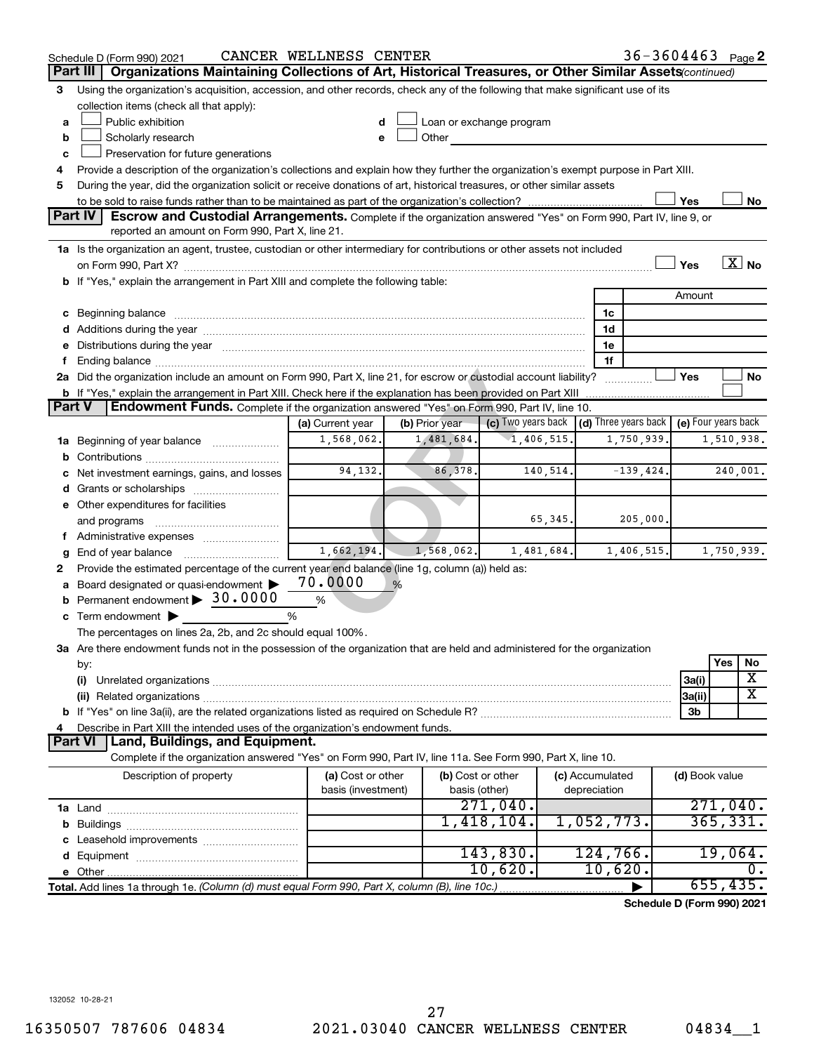Schedule D (Form 990) 2021 CANCER WELLNESS CENTER 36-3604463 Page 2

## Part III Organizations Maintaining Collections of Art, Historical Treasures, or Other Similar Assets *(continued)*

3 Using the organization's acquisition, accession, and other records, check any of the following that make significant use of its collection items (check all that apply):

- a ☐ Public exhibition
- b ☐ Scholarly research
- c ☐ Preservation for future generations
- d ☐ Loan or exchange program
- e ☐ Other

4 Provide a description of the organization's collections and explain how they further the organization's exempt purpose in Part XIII.

5 During the year, did the organization solicit or receive donations of art, historical treasures, or other similar assets to be sold to raise funds rather than to be maintained as part of the organization's collection? ☐ Yes ☐ No

## Part IV Escrow and Custodial Arrangements.

Complete if the organization answered "Yes" on Form 990, Part IV, line 9, or reported an amount on Form 990, Part X, line 21.

1a Is the organization an agent, trustee, custodian or other intermediary for contributions or other assets not included on Form 990, Part X? ☐ Yes ☒ No

b If "Yes," explain the arrangement in Part XIII and complete the following table:

| | | Amount |
|---|---|---|
| c Beginning balance | 1c | |
| d Additions during the year | 1d | |
| e Distributions during the year | 1e | |
| f Ending balance | 1f | |

2a Did the organization include an amount on Form 990, Part X, line 21, for escrow or custodial account liability? ☐ Yes ☐ No

b If "Yes," explain the arrangement in Part XIII. Check here if the explanation has been provided on Part XIII ☐

## Part V Endowment Funds.

Complete if the organization answered "Yes" on Form 990, Part IV, line 10.

| | (a) Current year | (b) Prior year | (c) Two years back | (d) Three years back | (e) Four years back |
|---|---|---|---|---|---|
| 1a Beginning of year balance | 1,568,062. | 1,481,684. | 1,406,515. | 1,750,939. | 1,510,938. |
| b Contributions | | | | | |
| c Net investment earnings, gains, and losses | 94,132. | 86,378. | 140,514. | -139,424. | 240,001. |
| d Grants or scholarships | | | | | |
| e Other expenditures for facilities and programs | | | 65,345. | 205,000. | |
| f Administrative expenses | | | | | |
| g End of year balance | 1,662,194. | 1,568,062. | 1,481,684. | 1,406,515. | 1,750,939. |

2 Provide the estimated percentage of the current year end balance (line 1g, column (a)) held as:

- a Board designated or quasi-endowment ▶ 70.0000 %
- b Permanent endowment ▶ 30.0000 %
- c Term endowment ▶ %

The percentages on lines 2a, 2b, and 2c should equal 100%.

3a Are there endowment funds not in the possession of the organization that are held and administered for the organization by:

| | | Yes | No |
|---|---|---|---|
| (i) Unrelated organizations | 3a(i) | | X |
| (ii) Related organizations | 3a(ii) | | X |
| b If "Yes" on line 3a(ii), are the related organizations listed as required on Schedule R? | 3b | | |

4 Describe in Part XIII the intended uses of the organization's endowment funds.

## Part VI Land, Buildings, and Equipment.

Complete if the organization answered "Yes" on Form 990, Part IV, line 11a. See Form 990, Part X, line 10.

| Description of property | (a) Cost or other basis (investment) | (b) Cost or other basis (other) | (c) Accumulated depreciation | (d) Book value |
|---|---|---|---|---|
| 1a Land | | 271,040. | | 271,040. |
| b Buildings | | 1,418,104. | 1,052,773. | 365,331. |
| c Leasehold improvements | | | | |
| d Equipment | | 143,830. | 124,766. | 19,064. |
| e Other | | 10,620. | 10,620. | 0. |
| Total. Add lines 1a through 1e. *(Column (d) must equal Form 990, Part X, column (B), line 10c.)* | | | ▶ | 655,435. |

Schedule D (Form 990) 2021

132052 10-28-21

16350507 787606 04834 2021.03040 CANCER WELLNESS CENTER 04834__1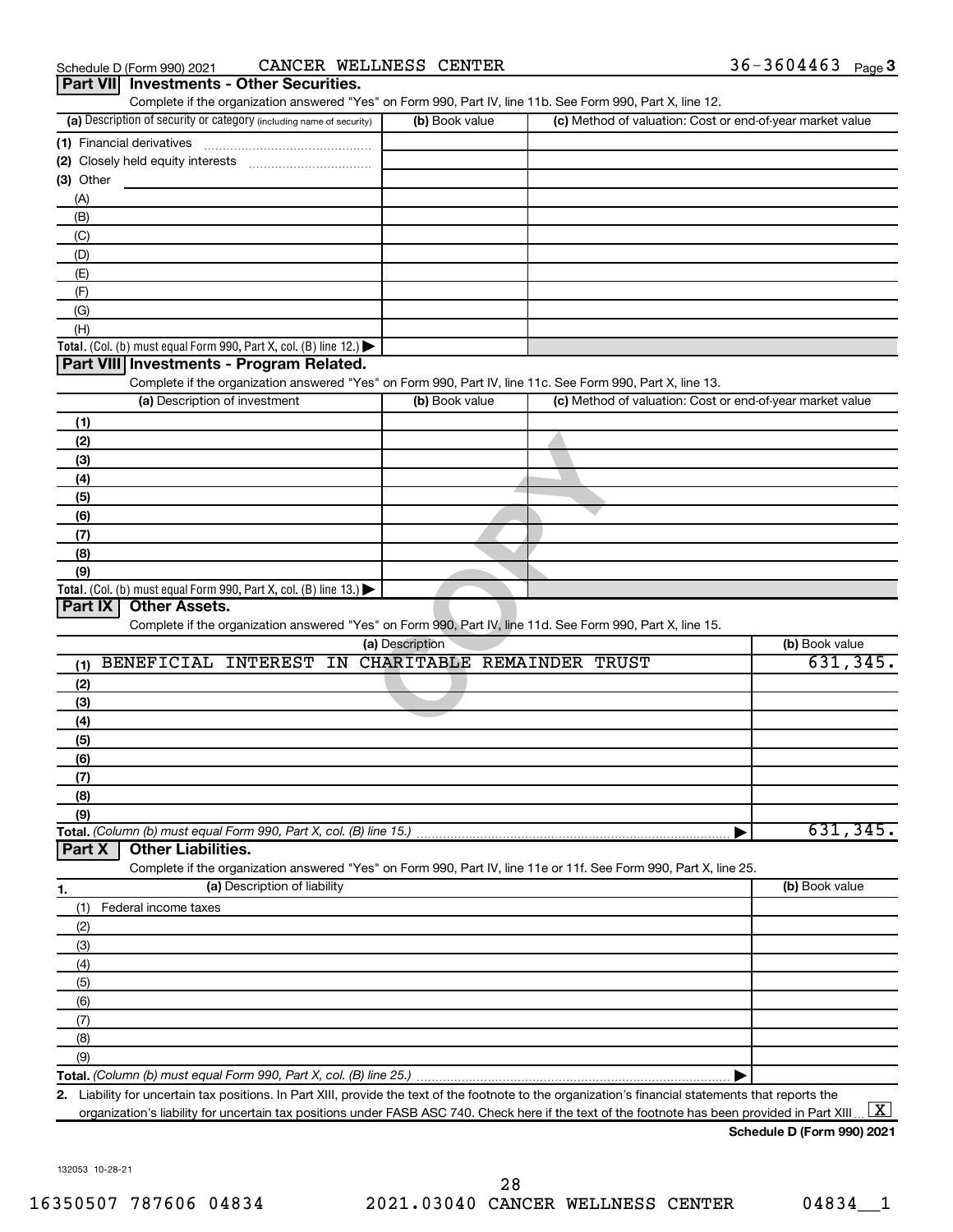Schedule D (Form 990) 2021 CANCER WELLNESS CENTER 36-3604463 Page 3

## Part VII Investments - Other Securities.

Complete if the organization answered "Yes" on Form 990, Part IV, line 11b. See Form 990, Part X, line 12.

| (a) Description of security or category (including name of security) | (b) Book value | (c) Method of valuation: Cost or end-of-year market value |
|---|---|---|
| (1) Financial derivatives | | |
| (2) Closely held equity interests | | |
| (3) Other | | |
| (A) | | |
| (B) | | |
| (C) | | |
| (D) | | |
| (E) | | |
| (F) | | |
| (G) | | |
| (H) | | |
| **Total.** (Col. (b) must equal Form 990, Part X, col. (B) line 12.) | | |

## Part VIII Investments - Program Related.

Complete if the organization answered "Yes" on Form 990, Part IV, line 11c. See Form 990, Part X, line 13.

| (a) Description of investment | (b) Book value | (c) Method of valuation: Cost or end-of-year market value |
|---|---|---|
| (1) | | |
| (2) | | |
| (3) | | |
| (4) | | |
| (5) | | |
| (6) | | |
| (7) | | |
| (8) | | |
| (9) | | |
| **Total.** (Col. (b) must equal Form 990, Part X, col. (B) line 13.) | | |

## Part IX Other Assets.

Complete if the organization answered "Yes" on Form 990, Part IV, line 11d. See Form 990, Part X, line 15.

| (a) Description | (b) Book value |
|---|---|
| (1) BENEFICIAL INTEREST IN CHARITABLE REMAINDER TRUST | 631,345. |
| (2) | |
| (3) | |
| (4) | |
| (5) | |
| (6) | |
| (7) | |
| (8) | |
| (9) | |
| **Total.** *(Column (b) must equal Form 990, Part X, col. (B) line 15.)* | 631,345. |

## Part X Other Liabilities.

Complete if the organization answered "Yes" on Form 990, Part IV, line 11e or 11f. See Form 990, Part X, line 25.

| 1. (a) Description of liability | (b) Book value |
|---|---|
| (1) Federal income taxes | |
| (2) | |
| (3) | |
| (4) | |
| (5) | |
| (6) | |
| (7) | |
| (8) | |
| (9) | |
| **Total.** *(Column (b) must equal Form 990, Part X, col. (B) line 25.)* | |

2. Liability for uncertain tax positions. In Part XIII, provide the text of the footnote to the organization's financial statements that reports the organization's liability for uncertain tax positions under FASB ASC 740. Check here if the text of the footnote has been provided in Part XIII ... [X]

**Schedule D (Form 990) 2021**

132053 10-28-21

16350507 787606 04834 2021.03040 CANCER WELLNESS CENTER 04834__1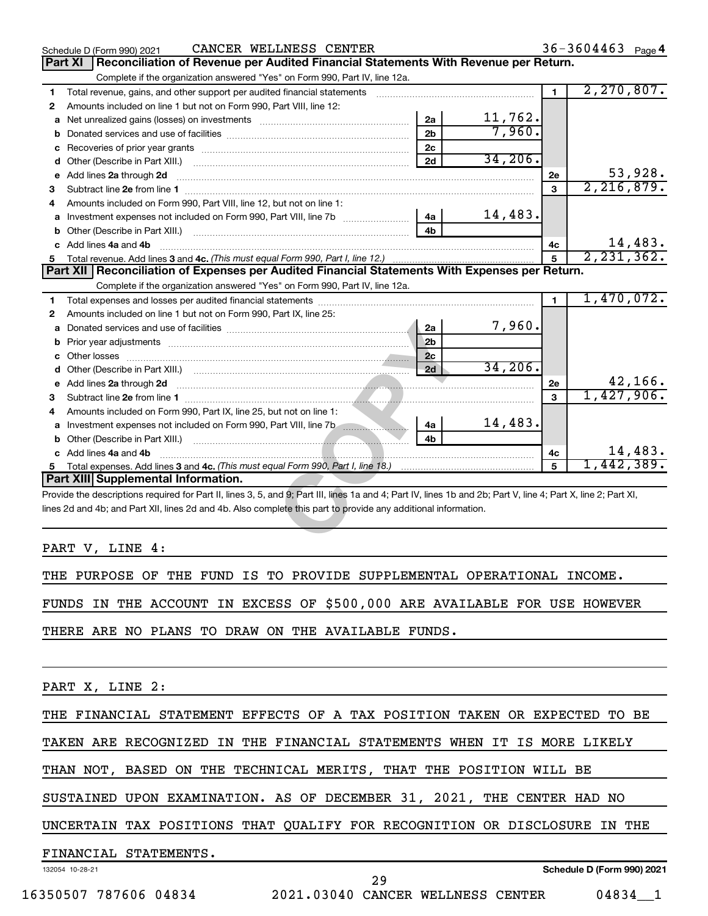Schedule D (Form 990) 2021 CANCER WELLNESS CENTER 36-3604463 Page 4

## Part XI Reconciliation of Revenue per Audited Financial Statements With Revenue per Return.

Complete if the organization answered "Yes" on Form 990, Part IV, line 12a.

| | | | | | |
|---|---|---|---|---|---|
| 1 | Total revenue, gains, and other support per audited financial statements | | | 1 | 2,270,807. |
| 2 | Amounts included on line 1 but not on Form 990, Part VIII, line 12: | | | | |
| a | Net unrealized gains (losses) on investments | 2a | 11,762. | | |
| b | Donated services and use of facilities | 2b | 7,960. | | |
| c | Recoveries of prior year grants | 2c | | | |
| d | Other (Describe in Part XIII.) | 2d | 34,206. | | |
| e | Add lines 2a through 2d | | | 2e | 53,928. |
| 3 | Subtract line 2e from line 1 | | | 3 | 2,216,879. |
| 4 | Amounts included on Form 990, Part VIII, line 12, but not on line 1: | | | | |
| a | Investment expenses not included on Form 990, Part VIII, line 7b | 4a | 14,483. | | |
| b | Other (Describe in Part XIII.) | 4b | | | |
| c | Add lines 4a and 4b | | | 4c | 14,483. |
| 5 | Total revenue. Add lines 3 and 4c. *(This must equal Form 990, Part I, line 12.)* | | | 5 | 2,231,362. |

## Part XII Reconciliation of Expenses per Audited Financial Statements With Expenses per Return.

Complete if the organization answered "Yes" on Form 990, Part IV, line 12a.

| | | | | | |
|---|---|---|---|---|---|
| 1 | Total expenses and losses per audited financial statements | | | 1 | 1,470,072. |
| 2 | Amounts included on line 1 but not on Form 990, Part IX, line 25: | | | | |
| a | Donated services and use of facilities | 2a | 7,960. | | |
| b | Prior year adjustments | 2b | | | |
| c | Other losses | 2c | | | |
| d | Other (Describe in Part XIII.) | 2d | 34,206. | | |
| e | Add lines 2a through 2d | | | 2e | 42,166. |
| 3 | Subtract line 2e from line 1 | | | 3 | 1,427,906. |
| 4 | Amounts included on Form 990, Part IX, line 25, but not on line 1: | | | | |
| a | Investment expenses not included on Form 990, Part VIII, line 7b | 4a | 14,483. | | |
| b | Other (Describe in Part XIII.) | 4b | | | |
| c | Add lines 4a and 4b | | | 4c | 14,483. |
| 5 | Total expenses. Add lines 3 and 4c. *(This must equal Form 990, Part I, line 18.)* | | | 5 | 1,442,389. |

## Part XIII Supplemental Information.

Provide the descriptions required for Part II, lines 3, 5, and 9; Part III, lines 1a and 4; Part IV, lines 1b and 2b; Part V, line 4; Part X, line 2; Part XI, lines 2d and 4b; and Part XII, lines 2d and 4b. Also complete this part to provide any additional information.

PART V, LINE 4:

THE PURPOSE OF THE FUND IS TO PROVIDE SUPPLEMENTAL OPERATIONAL INCOME. FUNDS IN THE ACCOUNT IN EXCESS OF $500,000 ARE AVAILABLE FOR USE HOWEVER THERE ARE NO PLANS TO DRAW ON THE AVAILABLE FUNDS.

PART X, LINE 2:

THE FINANCIAL STATEMENT EFFECTS OF A TAX POSITION TAKEN OR EXPECTED TO BE TAKEN ARE RECOGNIZED IN THE FINANCIAL STATEMENTS WHEN IT IS MORE LIKELY THAN NOT, BASED ON THE TECHNICAL MERITS, THAT THE POSITION WILL BE SUSTAINED UPON EXAMINATION. AS OF DECEMBER 31, 2021, THE CENTER HAD NO UNCERTAIN TAX POSITIONS THAT QUALIFY FOR RECOGNITION OR DISCLOSURE IN THE FINANCIAL STATEMENTS.

132054 10-28-21 Schedule D (Form 990) 2021

16350507 787606 04834 2021.03040 CANCER WELLNESS CENTER 04834__1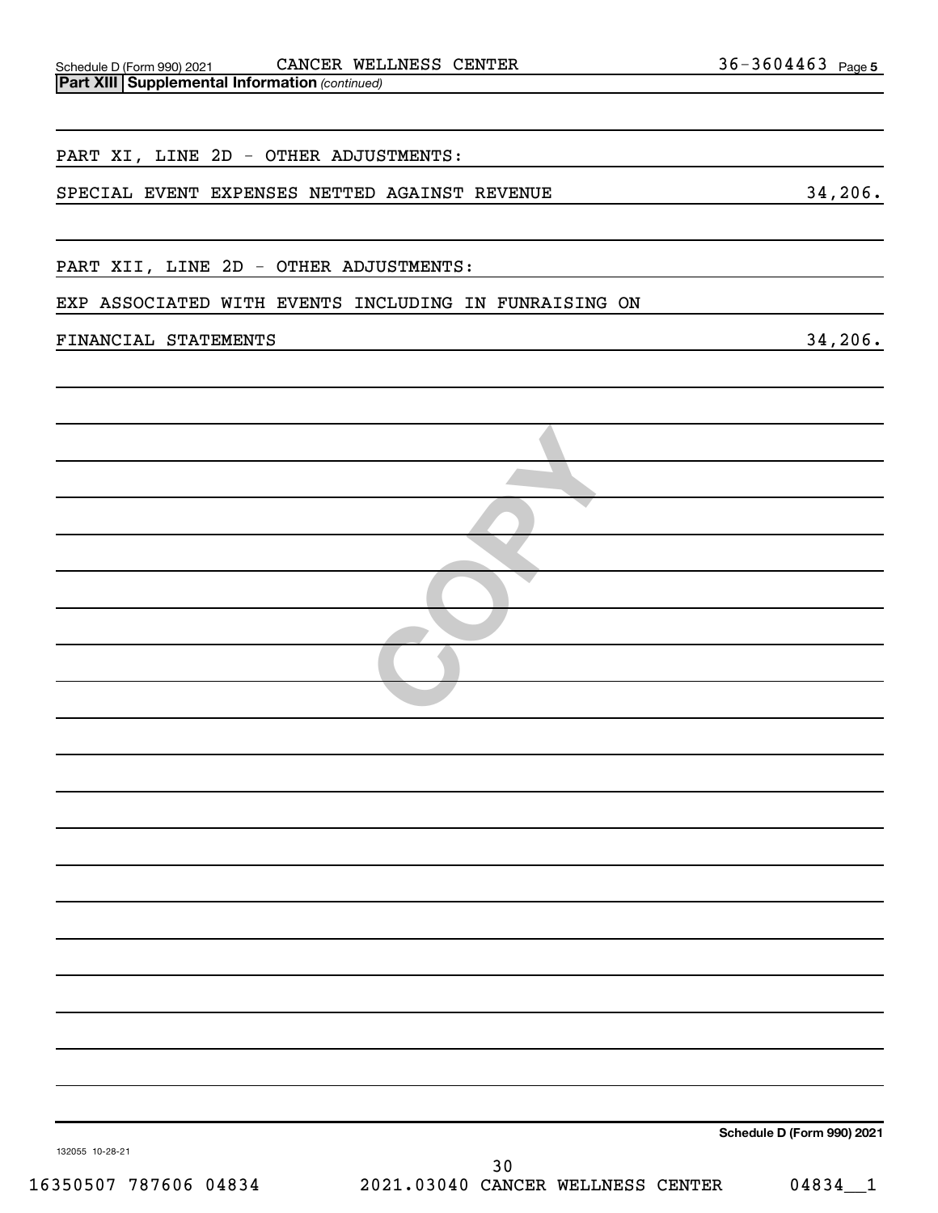Schedule D (Form 990) 2021 CANCER WELLNESS CENTER 36-3604463 Page 5

**Part XIII Supplemental Information** *(continued)*

PART XI, LINE 2D - OTHER ADJUSTMENTS:

| | |
|---|---|
| SPECIAL EVENT EXPENSES NETTED AGAINST REVENUE | 34,206. |

PART XII, LINE 2D - OTHER ADJUSTMENTS:

| | |
|---|---|
| EXP ASSOCIATED WITH EVENTS INCLUDING IN FUNRAISING ON FINANCIAL STATEMENTS | 34,206. |

**Schedule D (Form 990) 2021**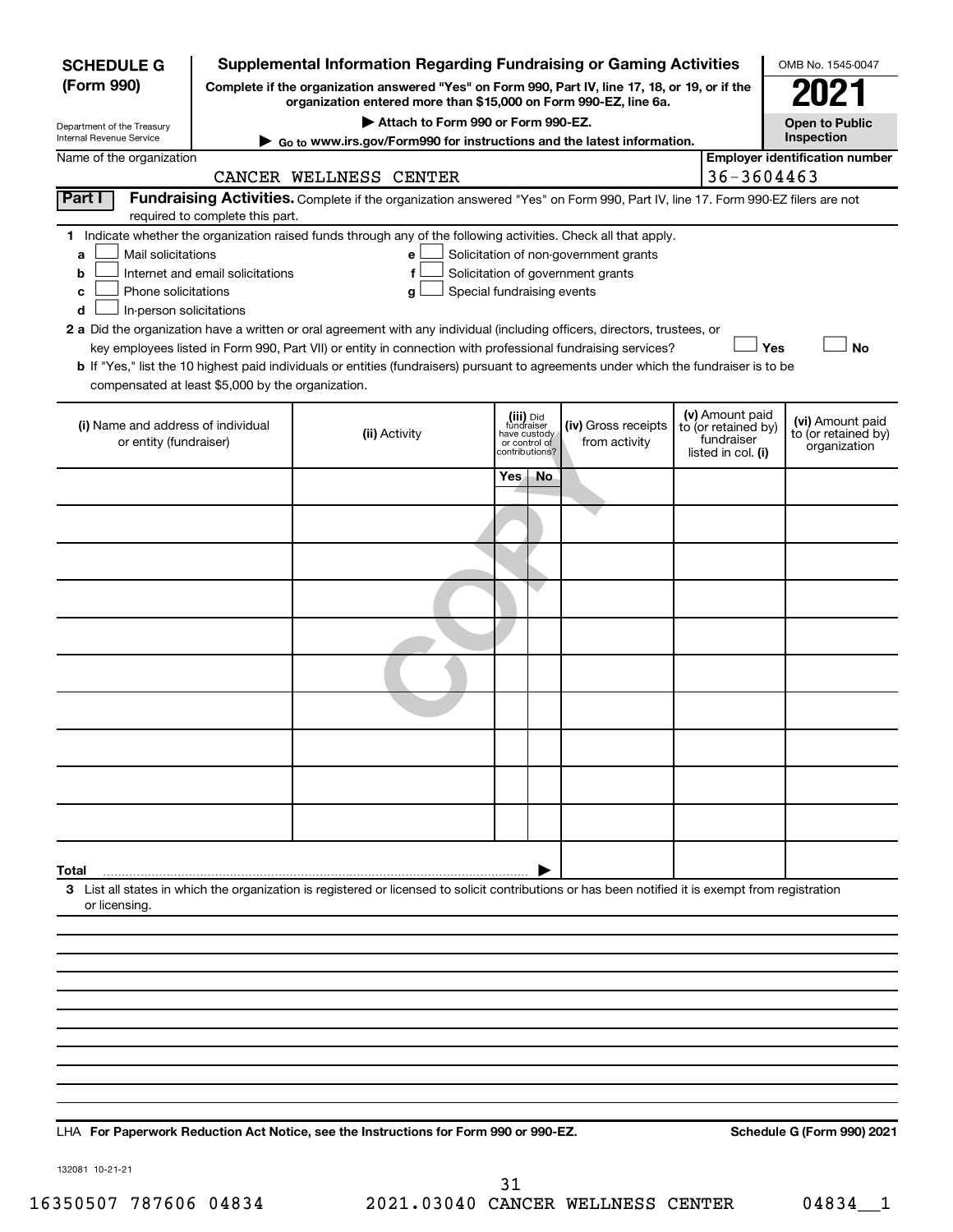**SCHEDULE G (Form 990)**

Department of the Treasury
Internal Revenue Service

# Supplemental Information Regarding Fundraising or Gaming Activities

**Complete if the organization answered "Yes" on Form 990, Part IV, line 17, 18, or 19, or if the organization entered more than $15,000 on Form 990-EZ, line 6a.**

▶ **Attach to Form 990 or Form 990-EZ.**

▶ **Go to www.irs.gov/Form990 for instructions and the latest information.**

OMB No. 1545-0047

**2021**

**Open to Public Inspection**

Name of the organization: CANCER WELLNESS CENTER

**Employer identification number:** 36-3604463

## Part I — Fundraising Activities.

Complete if the organization answered "Yes" on Form 990, Part IV, line 17. Form 990-EZ filers are not required to complete this part.

**1** Indicate whether the organization raised funds through any of the following activities. Check all that apply.

- **a** ☐ Mail solicitations
- **b** ☐ Internet and email solicitations
- **c** ☐ Phone solicitations
- **d** ☐ In-person solicitations
- **e** ☐ Solicitation of non-government grants
- **f** ☐ Solicitation of government grants
- **g** ☐ Special fundraising events

**2 a** Did the organization have a written or oral agreement with any individual (including officers, directors, trustees, or key employees listed in Form 990, Part VII) or entity in connection with professional fundraising services? ☐ **Yes** ☐ **No**

**b** If "Yes," list the 10 highest paid individuals or entities (fundraisers) pursuant to agreements under which the fundraiser is to be compensated at least $5,000 by the organization.

| (i) Name and address of individual or entity (fundraiser) | (ii) Activity | (iii) Did fundraiser have custody or control of contributions? | | (iv) Gross receipts from activity | (v) Amount paid to (or retained by) fundraiser listed in col. (i) | (vi) Amount paid to (or retained by) organization |
|---|---|---|---|---|---|---|
| | | Yes | No | | | |
| | | | | | | |
| | | | | | | |
| | | | | | | |
| | | | | | | |
| | | | | | | |
| | | | | | | |
| | | | | | | |
| | | | | | | |
| | | | | | | |
| | | | | | | |
| **Total** ▶ | | | | | | |

**3** List all states in which the organization is registered or licensed to solicit contributions or has been notified it is exempt from registration or licensing.

LHA **For Paperwork Reduction Act Notice, see the Instructions for Form 990 or 990-EZ.** **Schedule G (Form 990) 2021**

132081 10-21-21

16350507 787606 04834 2021.03040 CANCER WELLNESS CENTER 04834__1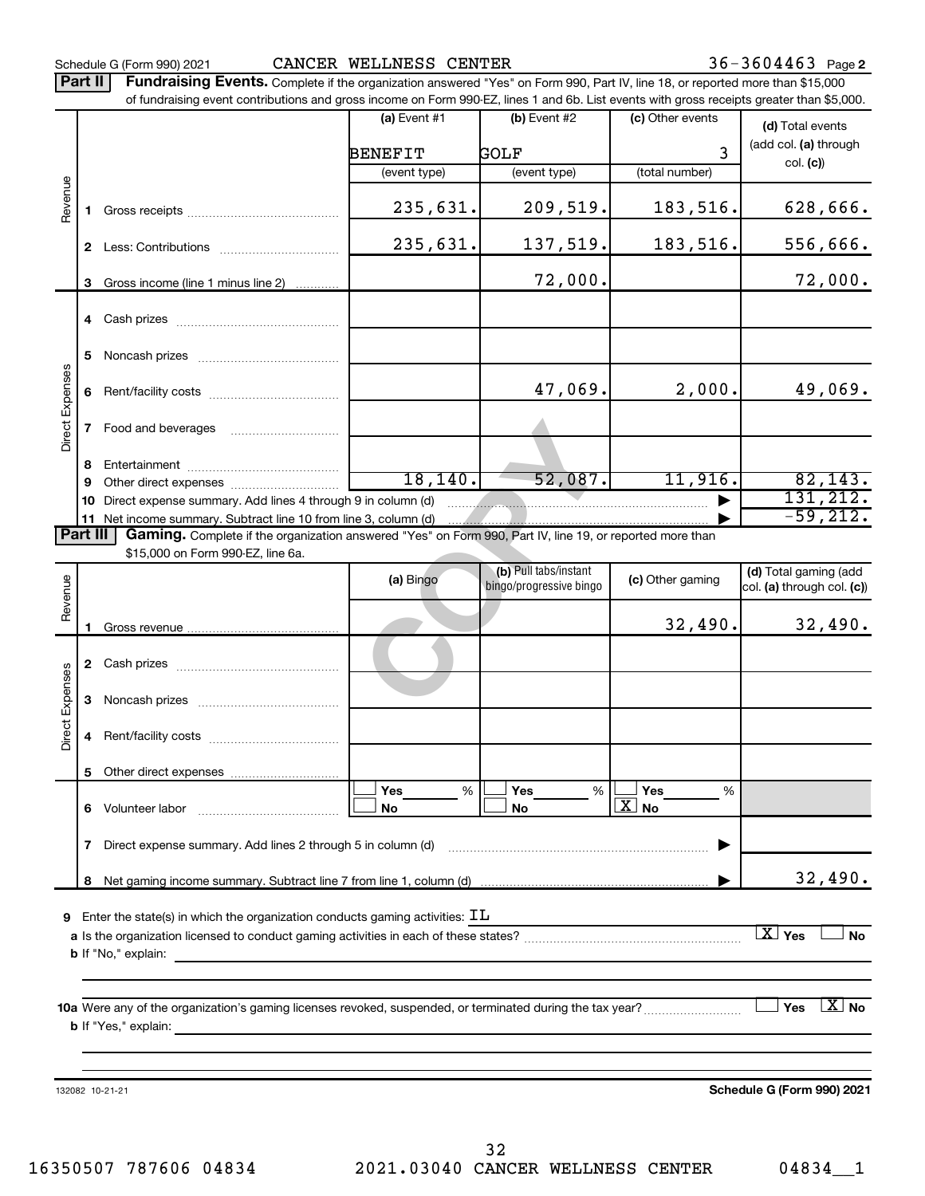Schedule G (Form 990) 2021 CANCER WELLNESS CENTER 36-3604463 Page 2

**Part II** **Fundraising Events.** Complete if the organization answered "Yes" on Form 990, Part IV, line 18, or reported more than $15,000 of fundraising event contributions and gross income on Form 990-EZ, lines 1 and 6b. List events with gross receipts greater than $5,000.

| | | (a) Event #1 | (b) Event #2 | (c) Other events | (d) Total events (add col. (a) through col. (c)) |
|---|---|---|---|---|---|
| | | BENEFIT | GOLF | 3 | |
| | | (event type) | (event type) | (total number) | |
| Revenue | 1 Gross receipts | 235,631. | 209,519. | 183,516. | 628,666. |
| | 2 Less: Contributions | 235,631. | 137,519. | 183,516. | 556,666. |
| | 3 Gross income (line 1 minus line 2) | | 72,000. | | 72,000. |
| Direct Expenses | 4 Cash prizes | | | | |
| | 5 Noncash prizes | | | | |
| | 6 Rent/facility costs | | 47,069. | 2,000. | 49,069. |
| | 7 Food and beverages | | | | |
| | 8 Entertainment | | | | |
| | 9 Other direct expenses | 18,140. | 52,087. | 11,916. | 82,143. |
| | 10 Direct expense summary. Add lines 4 through 9 in column (d) | | | ▶ | 131,212. |
| | 11 Net income summary. Subtract line 10 from line 3, column (d) | | | ▶ | -59,212. |

**Part III** **Gaming.** Complete if the organization answered "Yes" on Form 990, Part IV, line 19, or reported more than $15,000 on Form 990-EZ, line 6a.

| | | (a) Bingo | (b) Pull tabs/instant bingo/progressive bingo | (c) Other gaming | (d) Total gaming (add col. (a) through col. (c)) |
|---|---|---|---|---|---|
| Revenue | 1 Gross revenue | | | 32,490. | 32,490. |
| Direct Expenses | 2 Cash prizes | | | | |
| | 3 Noncash prizes | | | | |
| | 4 Rent/facility costs | | | | |
| | 5 Other direct expenses | | | | |
| | 6 Volunteer labor | ☐ Yes ___% ☐ No | ☐ Yes ___% ☐ No | ☐ Yes ___% ☒ No | |
| | 7 Direct expense summary. Add lines 2 through 5 in column (d) | | | ▶ | |
| | 8 Net gaming income summary. Subtract line 7 from line 1, column (d) | | | ▶ | 32,490. |

**9** Enter the state(s) in which the organization conducts gaming activities: IL

**a** Is the organization licensed to conduct gaming activities in each of these states? ☒ Yes ☐ No

**b** If "No," explain:

**10a** Were any of the organization's gaming licenses revoked, suspended, or terminated during the tax year? ☐ Yes ☒ No

**b** If "Yes," explain:

132082 10-21-21 **Schedule G (Form 990) 2021**

16350507 787606 04834 2021.03040 CANCER WELLNESS CENTER 04834__1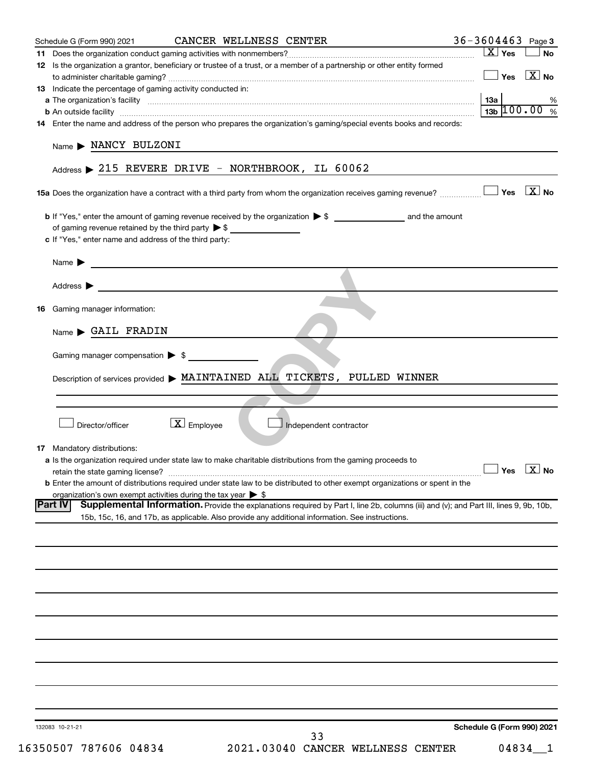Schedule G (Form 990) 2021 CANCER WELLNESS CENTER 36-3604463 Page 3

**11** Does the organization conduct gaming activities with nonmembers? [X] Yes [ ] No

**12** Is the organization a grantor, beneficiary or trustee of a trust, or a member of a partnership or other entity formed to administer charitable gaming? [ ] Yes [X] No

**13** Indicate the percentage of gaming activity conducted in:

**a** The organization's facility — 13a ____ %

**b** An outside facility — 13b 100.00 %

**14** Enter the name and address of the person who prepares the organization's gaming/special events books and records:

Name ▶ NANCY BULZONI

Address ▶ 215 REVERE DRIVE - NORTHBROOK, IL 60062

**15a** Does the organization have a contract with a third party from whom the organization receives gaming revenue? [ ] Yes [X] No

**b** If "Yes," enter the amount of gaming revenue received by the organization ▶ $ ________ and the amount of gaming revenue retained by the third party ▶ $ ________

**c** If "Yes," enter name and address of the third party:

Name ▶

Address ▶

**16** Gaming manager information:

Name ▶ GAIL FRADIN

Gaming manager compensation ▶ $

Description of services provided ▶ MAINTAINED ALL TICKETS, PULLED WINNER

[ ] Director/officer [X] Employee [ ] Independent contractor

**17** Mandatory distributions:

**a** Is the organization required under state law to make charitable distributions from the gaming proceeds to retain the state gaming license? [ ] Yes [X] No

**b** Enter the amount of distributions required under state law to be distributed to other exempt organizations or spent in the organization's own exempt activities during the tax year ▶ $

## Part IV Supplemental Information.

Provide the explanations required by Part I, line 2b, columns (iii) and (v); and Part III, lines 9, 9b, 10b, 15b, 15c, 16, and 17b, as applicable. Also provide any additional information. See instructions.

132083 10-21-21 Schedule G (Form 990) 2021

16350507 787606 04834 2021.03040 CANCER WELLNESS CENTER 04834__1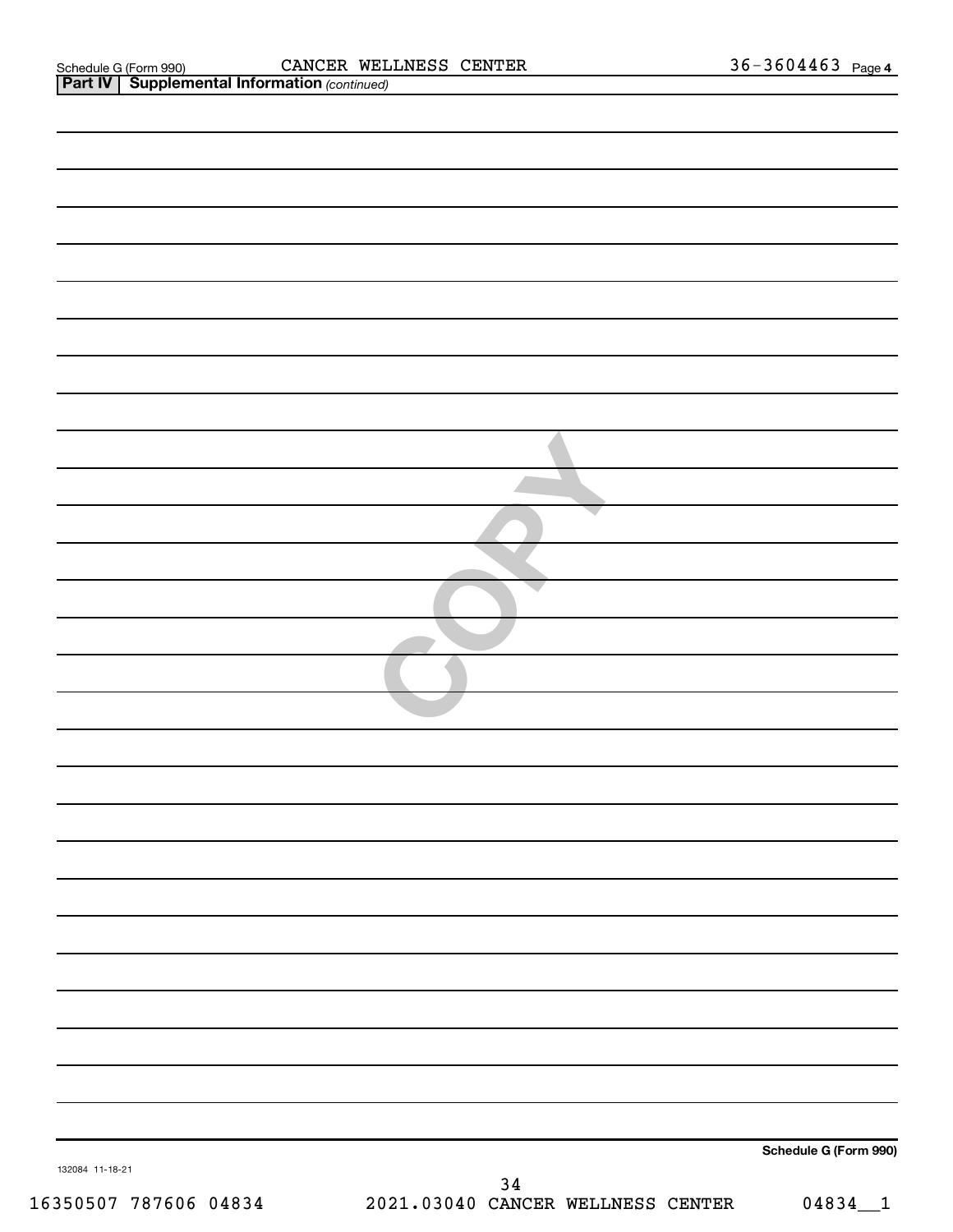Schedule G (Form 990) CANCER WELLNESS CENTER 36-3604463 Page 4

**Part IV | Supplemental Information** *(continued)*

COPY

Schedule G (Form 990)

132084 11-18-21

16350507 787606 04834 2021.03040 CANCER WELLNESS CENTER 04834__1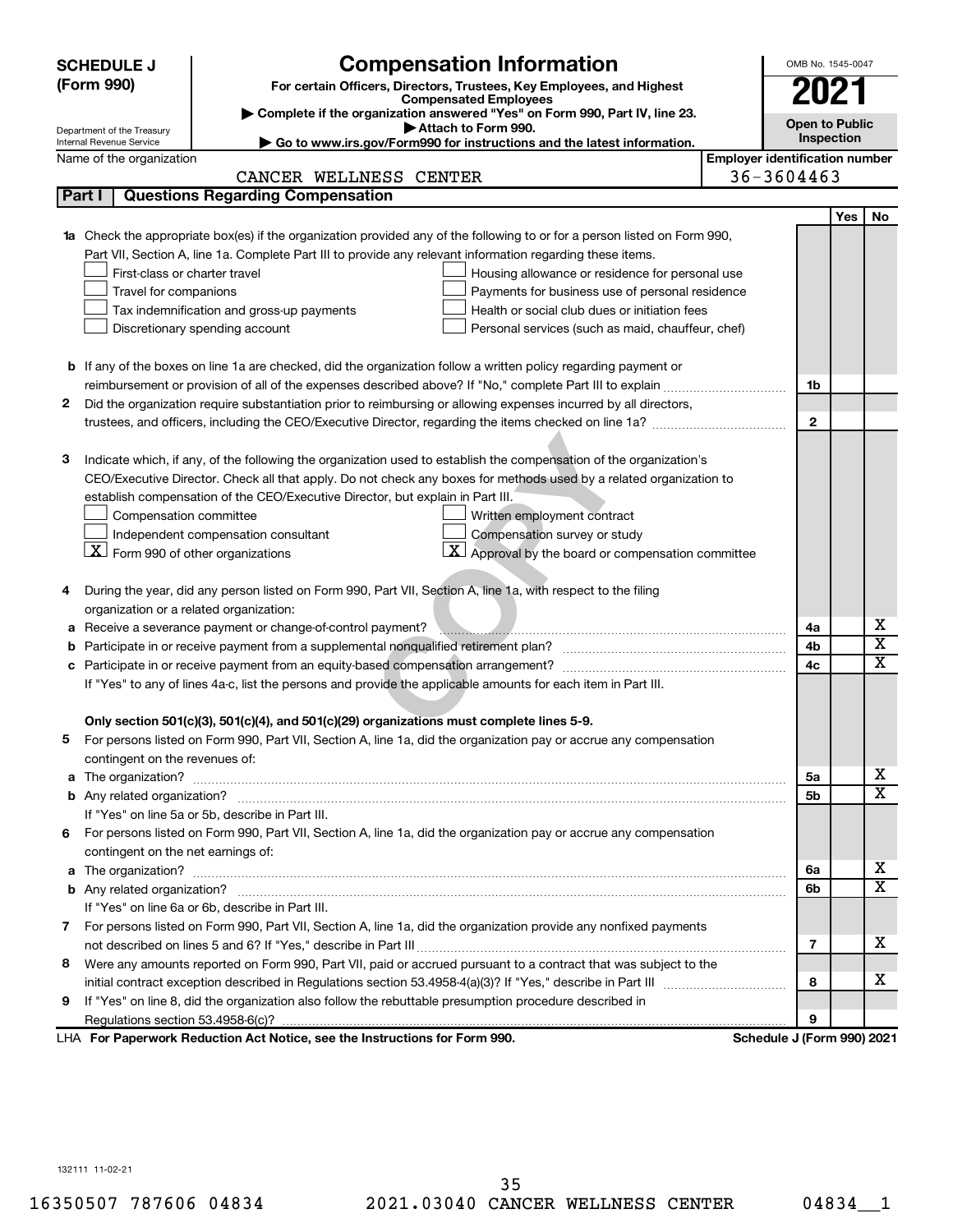**SCHEDULE J (Form 990)**

Department of the Treasury
Internal Revenue Service

# Compensation Information

**For certain Officers, Directors, Trustees, Key Employees, and Highest Compensated Employees**

▶ Complete if the organization answered "Yes" on Form 990, Part IV, line 23.

▶ Attach to Form 990.

▶ Go to www.irs.gov/Form990 for instructions and the latest information.

OMB No. 1545-0047

**2021**

**Open to Public Inspection**

Name of the organization: CANCER WELLNESS CENTER

Employer identification number: 36-3604463

## Part I Questions Regarding Compensation

| | | | Yes | No |
|---|---|---|---|---|
| **1a** | Check the appropriate box(es) if the organization provided any of the following to or for a person listed on Form 990, Part VII, Section A, line 1a. Complete Part III to provide any relevant information regarding these items.<br>☐ First-class or charter travel ☐ Housing allowance or residence for personal use<br>☐ Travel for companions ☐ Payments for business use of personal residence<br>☐ Tax indemnification and gross-up payments ☐ Health or social club dues or initiation fees<br>☐ Discretionary spending account ☐ Personal services (such as maid, chauffeur, chef) | | | |
| **b** | If any of the boxes on line 1a are checked, did the organization follow a written policy regarding payment or reimbursement or provision of all of the expenses described above? If "No," complete Part III to explain | 1b | | |
| **2** | Did the organization require substantiation prior to reimbursing or allowing expenses incurred by all directors, trustees, and officers, including the CEO/Executive Director, regarding the items checked on line 1a? | 2 | | |
| **3** | Indicate which, if any, of the following the organization used to establish the compensation of the organization's CEO/Executive Director. Check all that apply. Do not check any boxes for methods used by a related organization to establish compensation of the CEO/Executive Director, but explain in Part III.<br>☐ Compensation committee ☐ Written employment contract<br>☐ Independent compensation consultant ☐ Compensation survey or study<br>☒ Form 990 of other organizations ☒ Approval by the board or compensation committee | | | |
| **4** | During the year, did any person listed on Form 990, Part VII, Section A, line 1a, with respect to the filing organization or a related organization: | | | |
| **a** | Receive a severance payment or change-of-control payment? | 4a | | X |
| **b** | Participate in or receive payment from a supplemental nonqualified retirement plan? | 4b | | X |
| **c** | Participate in or receive payment from an equity-based compensation arrangement? | 4c | | X |
| | If "Yes" to any of lines 4a-c, list the persons and provide the applicable amounts for each item in Part III. | | | |
| | **Only section 501(c)(3), 501(c)(4), and 501(c)(29) organizations must complete lines 5-9.** | | | |
| **5** | For persons listed on Form 990, Part VII, Section A, line 1a, did the organization pay or accrue any compensation contingent on the revenues of: | | | |
| **a** | The organization? | 5a | | X |
| **b** | Any related organization? | 5b | | X |
| | If "Yes" on line 5a or 5b, describe in Part III. | | | |
| **6** | For persons listed on Form 990, Part VII, Section A, line 1a, did the organization pay or accrue any compensation contingent on the net earnings of: | | | |
| **a** | The organization? | 6a | | X |
| **b** | Any related organization? | 6b | | X |
| | If "Yes" on line 6a or 6b, describe in Part III. | | | |
| **7** | For persons listed on Form 990, Part VII, Section A, line 1a, did the organization provide any nonfixed payments not described on lines 5 and 6? If "Yes," describe in Part III | 7 | | X |
| **8** | Were any amounts reported on Form 990, Part VII, paid or accrued pursuant to a contract that was subject to the initial contract exception described in Regulations section 53.4958-4(a)(3)? If "Yes," describe in Part III | 8 | | X |
| **9** | If "Yes" on line 8, did the organization also follow the rebuttable presumption procedure described in Regulations section 53.4958-6(c)? | 9 | | |

LHA **For Paperwork Reduction Act Notice, see the Instructions for Form 990.** **Schedule J (Form 990) 2021**

132111 11-02-21

16350507 787606 04834 2021.03040 CANCER WELLNESS CENTER 04834__1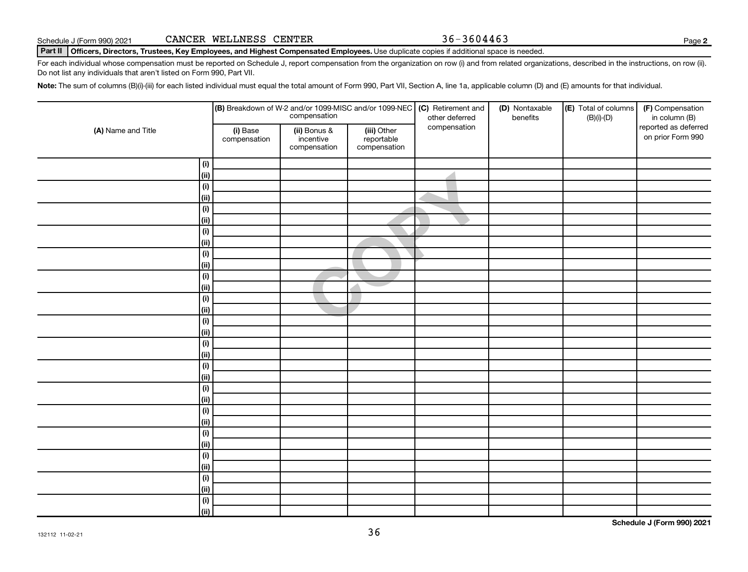Schedule J (Form 990) 2021 CANCER WELLNESS CENTER 36-3604463

**Part II** **Officers, Directors, Trustees, Key Employees, and Highest Compensated Employees.** Use duplicate copies if additional space is needed.

For each individual whose compensation must be reported on Schedule J, report compensation from the organization on row (i) and from related organizations, described in the instructions, on row (ii). Do not list any individuals that aren't listed on Form 990, Part VII.

**Note:** The sum of columns (B)(i)-(iii) for each listed individual must equal the total amount of Form 990, Part VII, Section A, line 1a, applicable column (D) and (E) amounts for that individual.

| **(A)** Name and Title | | **(B)** Breakdown of W-2 and/or 1099-MISC and/or 1099-NEC compensation | | | **(C)** Retirement and other deferred compensation | **(D)** Nontaxable benefits | **(E)** Total of columns (B)(i)-(D) | **(F)** Compensation in column (B) reported as deferred on prior Form 990 |
|---|---|---|---|---|---|---|---|---|
| | | **(i)** Base compensation | **(ii)** Bonus & incentive compensation | **(iii)** Other reportable compensation | | | | |
| | (i) | | | | | | | |
| | (ii) | | | | | | | |
| | (i) | | | | | | | |
| | (ii) | | | | | | | |
| | (i) | | | | | | | |
| | (ii) | | | | | | | |
| | (i) | | | | | | | |
| | (ii) | | | | | | | |
| | (i) | | | | | | | |
| | (ii) | | | | | | | |
| | (i) | | | | | | | |
| | (ii) | | | | | | | |
| | (i) | | | | | | | |
| | (ii) | | | | | | | |
| | (i) | | | | | | | |
| | (ii) | | | | | | | |
| | (i) | | | | | | | |
| | (ii) | | | | | | | |
| | (i) | | | | | | | |
| | (ii) | | | | | | | |
| | (i) | | | | | | | |
| | (ii) | | | | | | | |
| | (i) | | | | | | | |
| | (ii) | | | | | | | |
| | (i) | | | | | | | |
| | (ii) | | | | | | | |
| | (i) | | | | | | | |
| | (ii) | | | | | | | |
| | (i) | | | | | | | |
| | (ii) | | | | | | | |
| | (i) | | | | | | | |
| | (ii) | | | | | | | |

**Schedule J (Form 990) 2021**

132112 11-02-21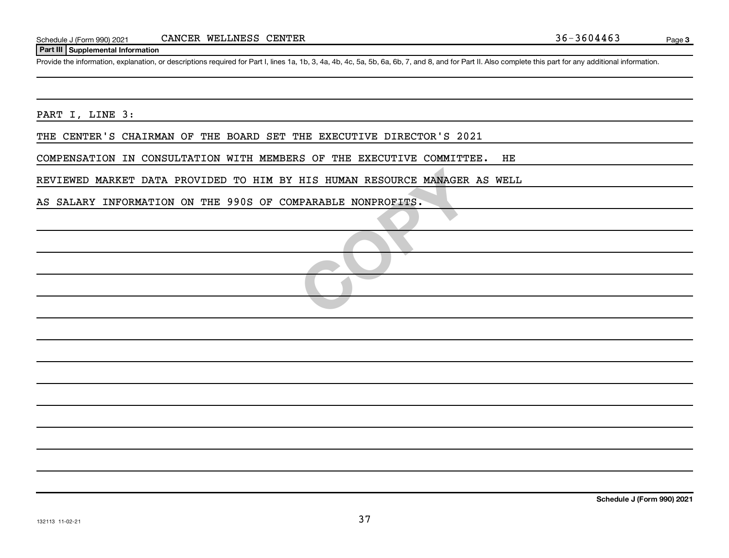Schedule J (Form 990) 2021 CANCER WELLNESS CENTER 36-3604463

**Part III | Supplemental Information**

Provide the information, explanation, or descriptions required for Part I, lines 1a, 1b, 3, 4a, 4b, 4c, 5a, 5b, 6a, 6b, 7, and 8, and for Part II. Also complete this part for any additional information.

PART I, LINE 3:

THE CENTER'S CHAIRMAN OF THE BOARD SET THE EXECUTIVE DIRECTOR'S 2021 COMPENSATION IN CONSULTATION WITH MEMBERS OF THE EXECUTIVE COMMITTEE. HE REVIEWED MARKET DATA PROVIDED TO HIM BY HIS HUMAN RESOURCE MANAGER AS WELL AS SALARY INFORMATION ON THE 990S OF COMPARABLE NONPROFITS.

**Schedule J (Form 990) 2021**

132113 11-02-21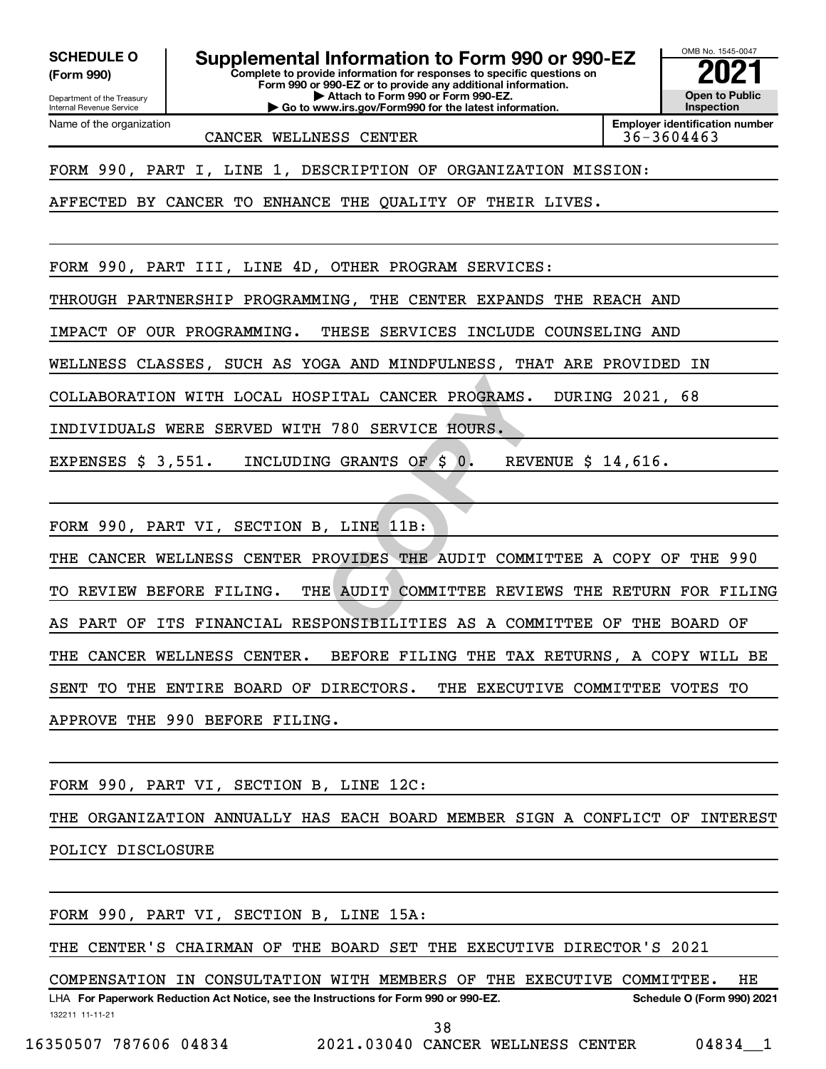**SCHEDULE O (Form 990)**

Department of the Treasury
Internal Revenue Service

# Supplemental Information to Form 990 or 990-EZ

**Complete to provide information for responses to specific questions on Form 990 or 990-EZ or to provide any additional information.**
**▶ Attach to Form 990 or Form 990-EZ.**
**▶ Go to www.irs.gov/Form990 for the latest information.**

OMB No. 1545-0047

**2021**

**Open to Public Inspection**

Name of the organization: CANCER WELLNESS CENTER

**Employer identification number** 36-3604463

FORM 990, PART I, LINE 1, DESCRIPTION OF ORGANIZATION MISSION:

AFFECTED BY CANCER TO ENHANCE THE QUALITY OF THEIR LIVES.

FORM 990, PART III, LINE 4D, OTHER PROGRAM SERVICES:

THROUGH PARTNERSHIP PROGRAMMING, THE CENTER EXPANDS THE REACH AND IMPACT OF OUR PROGRAMMING. THESE SERVICES INCLUDE COUNSELING AND WELLNESS CLASSES, SUCH AS YOGA AND MINDFULNESS, THAT ARE PROVIDED IN COLLABORATION WITH LOCAL HOSPITAL CANCER PROGRAMS. DURING 2021, 68 INDIVIDUALS WERE SERVED WITH 780 SERVICE HOURS.

EXPENSES $ 3,551. INCLUDING GRANTS OF $ 0. REVENUE $ 14,616.

FORM 990, PART VI, SECTION B, LINE 11B:

THE CANCER WELLNESS CENTER PROVIDES THE AUDIT COMMITTEE A COPY OF THE 990 TO REVIEW BEFORE FILING. THE AUDIT COMMITTEE REVIEWS THE RETURN FOR FILING AS PART OF ITS FINANCIAL RESPONSIBILITIES AS A COMMITTEE OF THE BOARD OF THE CANCER WELLNESS CENTER. BEFORE FILING THE TAX RETURNS, A COPY WILL BE SENT TO THE ENTIRE BOARD OF DIRECTORS. THE EXECUTIVE COMMITTEE VOTES TO APPROVE THE 990 BEFORE FILING.

FORM 990, PART VI, SECTION B, LINE 12C:

THE ORGANIZATION ANNUALLY HAS EACH BOARD MEMBER SIGN A CONFLICT OF INTEREST POLICY DISCLOSURE

FORM 990, PART VI, SECTION B, LINE 15A:

THE CENTER'S CHAIRMAN OF THE BOARD SET THE EXECUTIVE DIRECTOR'S 2021 COMPENSATION IN CONSULTATION WITH MEMBERS OF THE EXECUTIVE COMMITTEE. HE

LHA **For Paperwork Reduction Act Notice, see the Instructions for Form 990 or 990-EZ.** **Schedule O (Form 990) 2021**

132211 11-11-21

16350507 787606 04834 2021.03040 CANCER WELLNESS CENTER 04834__1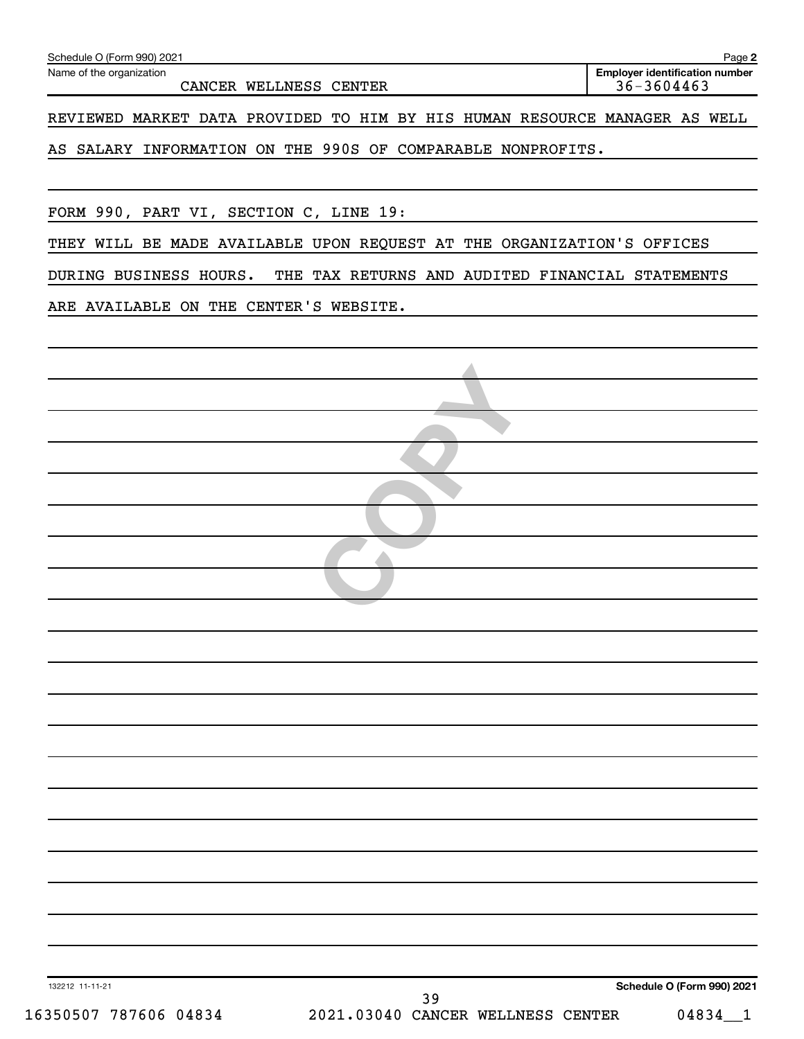Schedule O (Form 990) 2021 Page **2**

Name of the organization: CANCER WELLNESS CENTER

**Employer identification number** 36-3604463

REVIEWED MARKET DATA PROVIDED TO HIM BY HIS HUMAN RESOURCE MANAGER AS WELL AS SALARY INFORMATION ON THE 990S OF COMPARABLE NONPROFITS.

FORM 990, PART VI, SECTION C, LINE 19:

THEY WILL BE MADE AVAILABLE UPON REQUEST AT THE ORGANIZATION'S OFFICES DURING BUSINESS HOURS. THE TAX RETURNS AND AUDITED FINANCIAL STATEMENTS ARE AVAILABLE ON THE CENTER'S WEBSITE.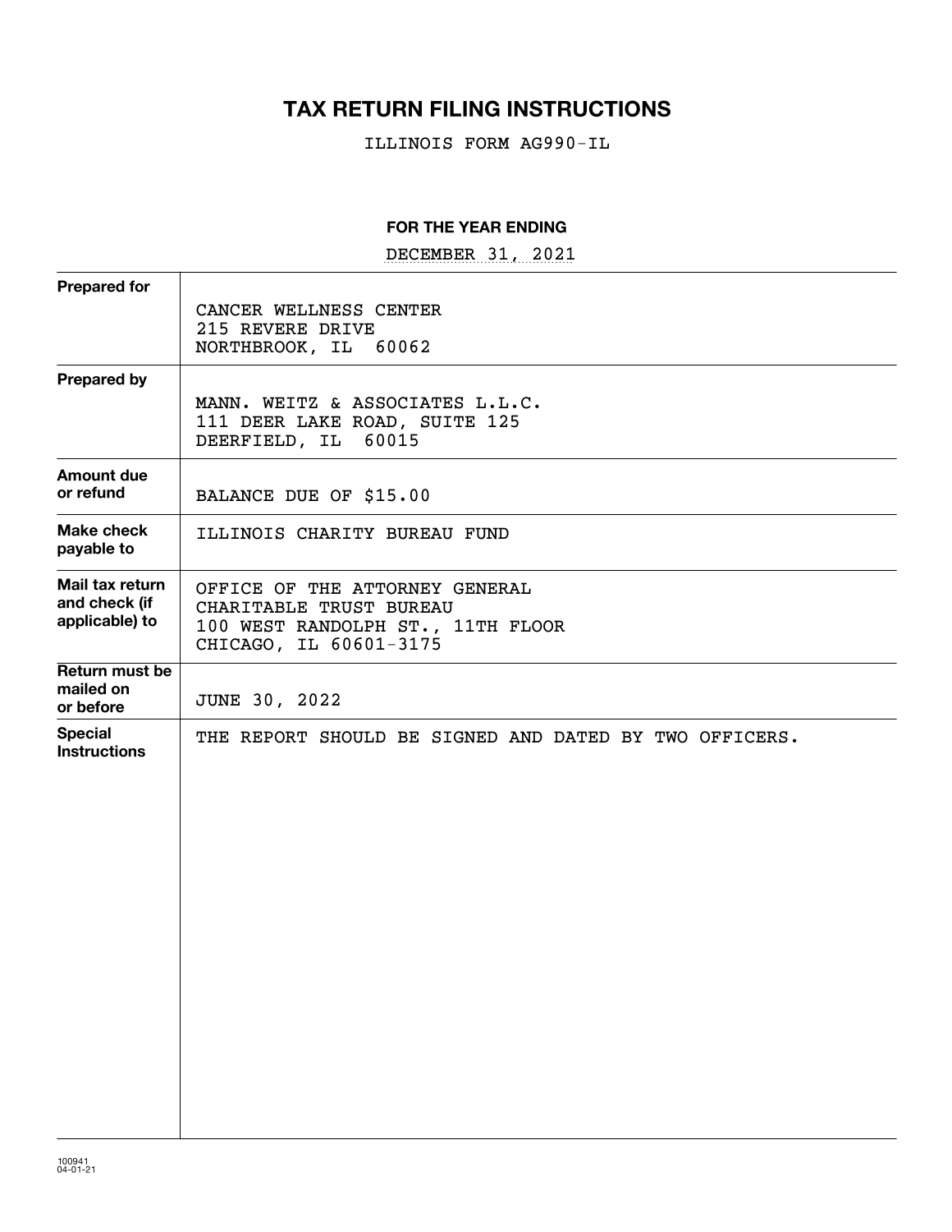# TAX RETURN FILING INSTRUCTIONS

ILLINOIS FORM AG990-IL

**FOR THE YEAR ENDING**

DECEMBER 31, 2021

| | |
|---|---|
| **Prepared for** | CANCER WELLNESS CENTER<br>215 REVERE DRIVE<br>NORTHBROOK, IL 60062 |
| **Prepared by** | MANN. WEITZ & ASSOCIATES L.L.C.<br>111 DEER LAKE ROAD, SUITE 125<br>DEERFIELD, IL 60015 |
| **Amount due or refund** | BALANCE DUE OF $15.00 |
| **Make check payable to** | ILLINOIS CHARITY BUREAU FUND |
| **Mail tax return and check (if applicable) to** | OFFICE OF THE ATTORNEY GENERAL<br>CHARITABLE TRUST BUREAU<br>100 WEST RANDOLPH ST., 11TH FLOOR<br>CHICAGO, IL 60601-3175 |
| **Return must be mailed on or before** | JUNE 30, 2022 |
| **Special Instructions** | THE REPORT SHOULD BE SIGNED AND DATED BY TWO OFFICERS. |

100941
04-01-21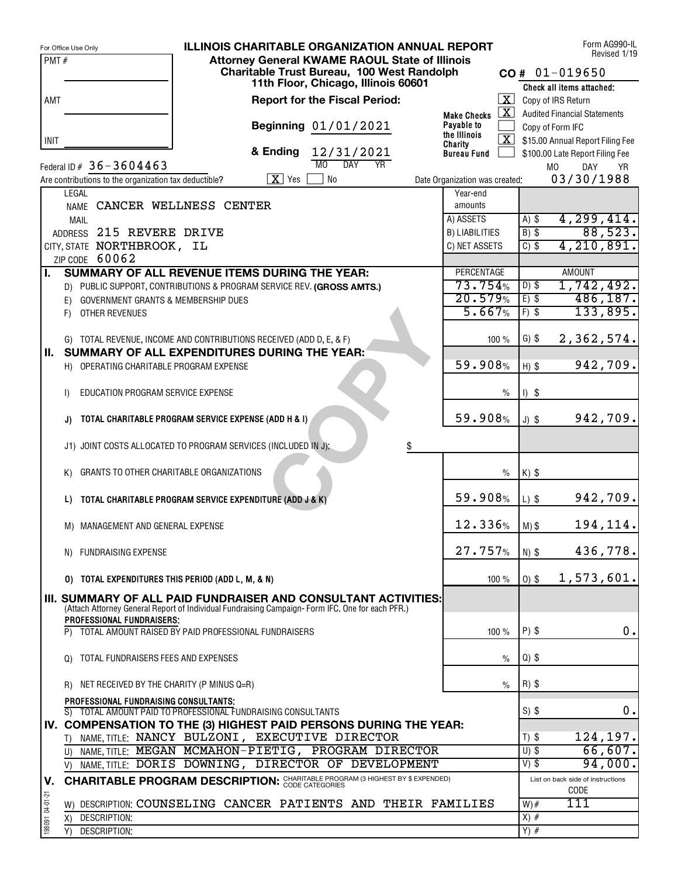For Office Use Only

PMT #

AMT

INIT

# ILLINOIS CHARITABLE ORGANIZATION ANNUAL REPORT

**Attorney General KWAME RAOUL State of Illinois**
**Charitable Trust Bureau, 100 West Randolph**
**11th Floor, Chicago, Illinois 60601**

Form AG990-IL
Revised 1/19

**CO #** 01-019650

**Report for the Fiscal Period:**

**Beginning** 01/01/2021

**& Ending** 12/31/2021 (MO DAY YR)

**Make Checks Payable to the Illinois Charity Bureau Fund**

**Check all items attached:**

- [X] Copy of IRS Return
- [X] Audited Financial Statements
- [ ] Copy of Form IFC
- [X] $15.00 Annual Report Filing Fee
- [ ] $100.00 Late Report Filing Fee

Federal ID # 36-3604463

Are contributions to the organization tax deductible? [X] Yes [ ] No

Date Organization was created: 03/30/1988

LEGAL NAME CANCER WELLNESS CENTER

MAIL ADDRESS 215 REVERE DRIVE

CITY, STATE NORTHBROOK, IL

ZIP CODE 60062

| Year-end amounts | |
|---|---|
| A) ASSETS | A) $ 4,299,414. |
| B) LIABILITIES | B) $ 88,523. |
| C) NET ASSETS | C) $ 4,210,891. |

| | PERCENTAGE | AMOUNT |
|---|---|---|
| **I. SUMMARY OF ALL REVENUE ITEMS DURING THE YEAR:** | | |
| D) PUBLIC SUPPORT, CONTRIBUTIONS & PROGRAM SERVICE REV. **(GROSS AMTS.)** | 73.754% | D) $ 1,742,492. |
| E) GOVERNMENT GRANTS & MEMBERSHIP DUES | 20.579% | E) $ 486,187. |
| F) OTHER REVENUES | 5.667% | F) $ 133,895. |
| G) TOTAL REVENUE, INCOME AND CONTRIBUTIONS RECEIVED (ADD D, E, & F) | 100 % | G) $ 2,362,574. |
| **II. SUMMARY OF ALL EXPENDITURES DURING THE YEAR:** | | |
| H) OPERATING CHARITABLE PROGRAM EXPENSE | 59.908% | H) $ 942,709. |
| I) EDUCATION PROGRAM SERVICE EXPENSE | % | I) $ |
| J) **TOTAL CHARITABLE PROGRAM SERVICE EXPENSE (ADD H & I)** | 59.908% | J) $ 942,709. |
| J1) JOINT COSTS ALLOCATED TO PROGRAM SERVICES (INCLUDED IN J): $ | | |
| K) GRANTS TO OTHER CHARITABLE ORGANIZATIONS | % | K) $ |
| L) **TOTAL CHARITABLE PROGRAM SERVICE EXPENDITURE (ADD J & K)** | 59.908% | L) $ 942,709. |
| M) MANAGEMENT AND GENERAL EXPENSE | 12.336% | M) $ 194,114. |
| N) FUNDRAISING EXPENSE | 27.757% | N) $ 436,778. |
| O) **TOTAL EXPENDITURES THIS PERIOD (ADD L, M, & N)** | 100 % | O) $ 1,573,601. |
| **III. SUMMARY OF ALL PAID FUNDRAISER AND CONSULTANT ACTIVITIES:** (Attach Attorney General Report of Individual Fundraising Campaign- Form IFC. One for each PFR.) | | |
| **PROFESSIONAL FUNDRAISERS:** | | |
| P) TOTAL AMOUNT RAISED BY PAID PROFESSIONAL FUNDRAISERS | 100 % | P) $ 0. |
| Q) TOTAL FUNDRAISERS FEES AND EXPENSES | % | Q) $ |
| R) NET RECEIVED BY THE CHARITY (P MINUS Q=R) | % | R) $ |
| **PROFESSIONAL FUNDRAISING CONSULTANTS:** | | |
| S) TOTAL AMOUNT PAID TO PROFESSIONAL FUNDRAISING CONSULTANTS | | S) $ 0. |
| **IV. COMPENSATION TO THE (3) HIGHEST PAID PERSONS DURING THE YEAR:** | | |
| T) NAME, TITLE: NANCY BULZONI, EXECUTIVE DIRECTOR | | T) $ 124,197. |
| U) NAME, TITLE: MEGAN MCMAHON-PIETIG, PROGRAM DIRECTOR | | U) $ 66,607. |
| V) NAME, TITLE: DORIS DOWNING, DIRECTOR OF DEVELOPMENT | | V) $ 94,000. |
| **V. CHARITABLE PROGRAM DESCRIPTION:** CHARITABLE PROGRAM CODE CATEGORIES (3 HIGHEST BY $ EXPENDED) | | List on back side of instructions CODE |
| W) DESCRIPTION: COUNSELING CANCER PATIENTS AND THEIR FAMILIES | | W) # 111 |
| X) DESCRIPTION: | | X) # |
| Y) DESCRIPTION: | | Y) # |

198091 04-01-21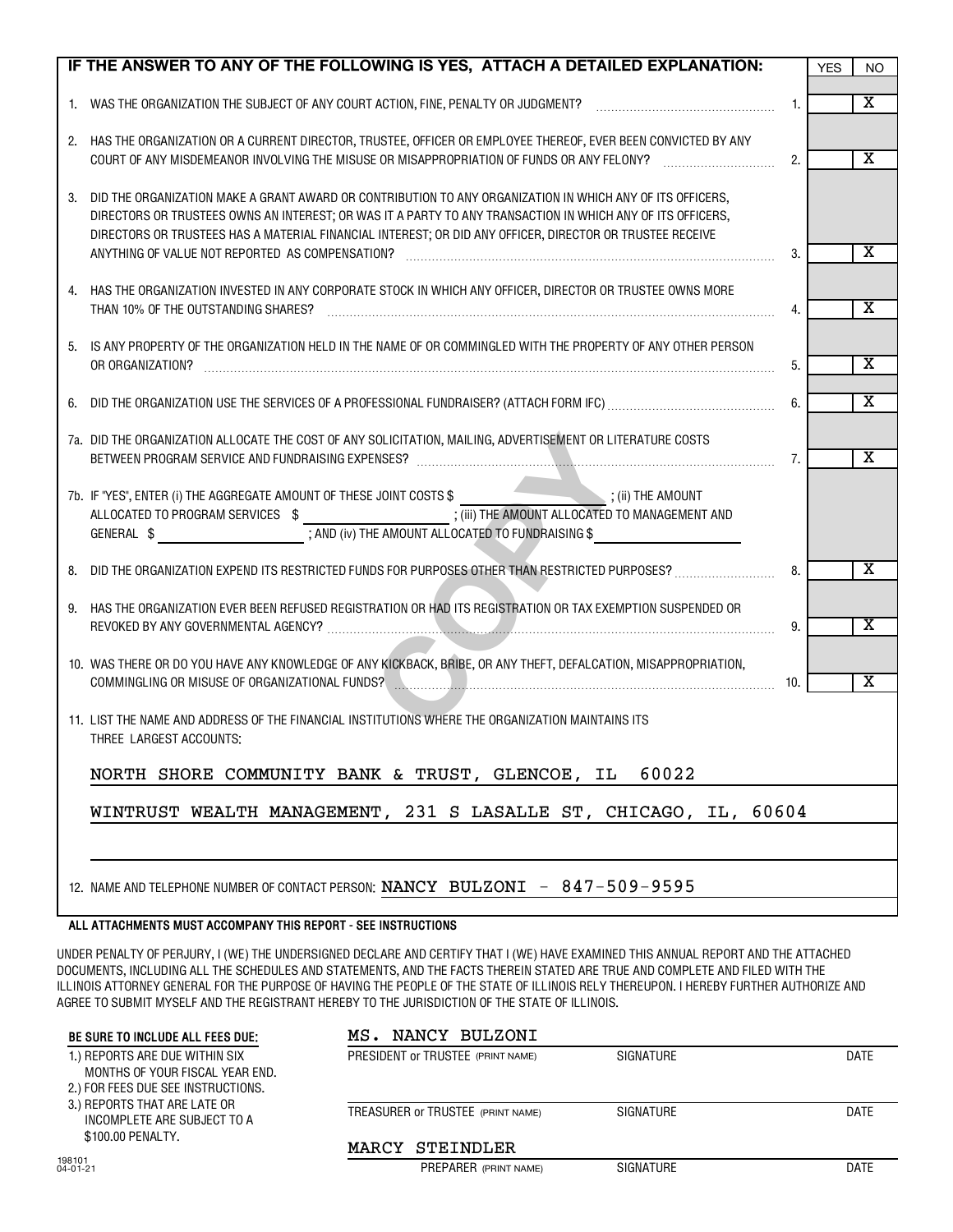| IF THE ANSWER TO ANY OF THE FOLLOWING IS YES, ATTACH A DETAILED EXPLANATION: | | YES | NO |
|---|---|---|---|
| 1. WAS THE ORGANIZATION THE SUBJECT OF ANY COURT ACTION, FINE, PENALTY OR JUDGMENT? | 1. | | X |
| 2. HAS THE ORGANIZATION OR A CURRENT DIRECTOR, TRUSTEE, OFFICER OR EMPLOYEE THEREOF, EVER BEEN CONVICTED BY ANY COURT OF ANY MISDEMEANOR INVOLVING THE MISUSE OR MISAPPROPRIATION OF FUNDS OR ANY FELONY? | 2. | | X |
| 3. DID THE ORGANIZATION MAKE A GRANT AWARD OR CONTRIBUTION TO ANY ORGANIZATION IN WHICH ANY OF ITS OFFICERS, DIRECTORS OR TRUSTEES OWNS AN INTEREST; OR WAS IT A PARTY TO ANY TRANSACTION IN WHICH ANY OF ITS OFFICERS, DIRECTORS OR TRUSTEES HAS A MATERIAL FINANCIAL INTEREST; OR DID ANY OFFICER, DIRECTOR OR TRUSTEE RECEIVE ANYTHING OF VALUE NOT REPORTED AS COMPENSATION? | 3. | | X |
| 4. HAS THE ORGANIZATION INVESTED IN ANY CORPORATE STOCK IN WHICH ANY OFFICER, DIRECTOR OR TRUSTEE OWNS MORE THAN 10% OF THE OUTSTANDING SHARES? | 4. | | X |
| 5. IS ANY PROPERTY OF THE ORGANIZATION HELD IN THE NAME OF OR COMMINGLED WITH THE PROPERTY OF ANY OTHER PERSON OR ORGANIZATION? | 5. | | X |
| 6. DID THE ORGANIZATION USE THE SERVICES OF A PROFESSIONAL FUNDRAISER? (ATTACH FORM IFC) | 6. | | X |
| 7a. DID THE ORGANIZATION ALLOCATE THE COST OF ANY SOLICITATION, MAILING, ADVERTISEMENT OR LITERATURE COSTS BETWEEN PROGRAM SERVICE AND FUNDRAISING EXPENSES? | 7. | | X |
| 7b. IF "YES", ENTER (i) THE AGGREGATE AMOUNT OF THESE JOINT COSTS $ ______ ; (ii) THE AMOUNT ALLOCATED TO PROGRAM SERVICES $ ______ ; (iii) THE AMOUNT ALLOCATED TO MANAGEMENT AND GENERAL $ ______ ; AND (iv) THE AMOUNT ALLOCATED TO FUNDRAISING $ ______ | | | |
| 8. DID THE ORGANIZATION EXPEND ITS RESTRICTED FUNDS FOR PURPOSES OTHER THAN RESTRICTED PURPOSES? | 8. | | X |
| 9. HAS THE ORGANIZATION EVER BEEN REFUSED REGISTRATION OR HAD ITS REGISTRATION OR TAX EXEMPTION SUSPENDED OR REVOKED BY ANY GOVERNMENTAL AGENCY? | 9. | | X |
| 10. WAS THERE OR DO YOU HAVE ANY KNOWLEDGE OF ANY KICKBACK, BRIBE, OR ANY THEFT, DEFALCATION, MISAPPROPRIATION, COMMINGLING OR MISUSE OF ORGANIZATIONAL FUNDS? | 10. | | X |

11. LIST THE NAME AND ADDRESS OF THE FINANCIAL INSTITUTIONS WHERE THE ORGANIZATION MAINTAINS ITS THREE LARGEST ACCOUNTS:

NORTH SHORE COMMUNITY BANK & TRUST, GLENCOE, IL 60022

WINTRUST WEALTH MANAGEMENT, 231 S LASALLE ST, CHICAGO, IL, 60604

12. NAME AND TELEPHONE NUMBER OF CONTACT PERSON: NANCY BULZONI - 847-509-9595

**ALL ATTACHMENTS MUST ACCOMPANY THIS REPORT - SEE INSTRUCTIONS**

UNDER PENALTY OF PERJURY, I (WE) THE UNDERSIGNED DECLARE AND CERTIFY THAT I (WE) HAVE EXAMINED THIS ANNUAL REPORT AND THE ATTACHED DOCUMENTS, INCLUDING ALL THE SCHEDULES AND STATEMENTS, AND THE FACTS THEREIN STATED ARE TRUE AND COMPLETE AND FILED WITH THE ILLINOIS ATTORNEY GENERAL FOR THE PURPOSE OF HAVING THE PEOPLE OF THE STATE OF ILLINOIS RELY THEREUPON. I HEREBY FURTHER AUTHORIZE AND AGREE TO SUBMIT MYSELF AND THE REGISTRANT HEREBY TO THE JURISDICTION OF THE STATE OF ILLINOIS.

**BE SURE TO INCLUDE ALL FEES DUE:**

1.) REPORTS ARE DUE WITHIN SIX MONTHS OF YOUR FISCAL YEAR END.
2.) FOR FEES DUE SEE INSTRUCTIONS.
3.) REPORTS THAT ARE LATE OR INCOMPLETE ARE SUBJECT TO A $100.00 PENALTY.

MS. NANCY BULZONI
PRESIDENT or TRUSTEE (PRINT NAME) SIGNATURE DATE

TREASURER or TRUSTEE (PRINT NAME) SIGNATURE DATE

MARCY STEINDLER
PREPARER (PRINT NAME) SIGNATURE DATE

198101
04-01-21